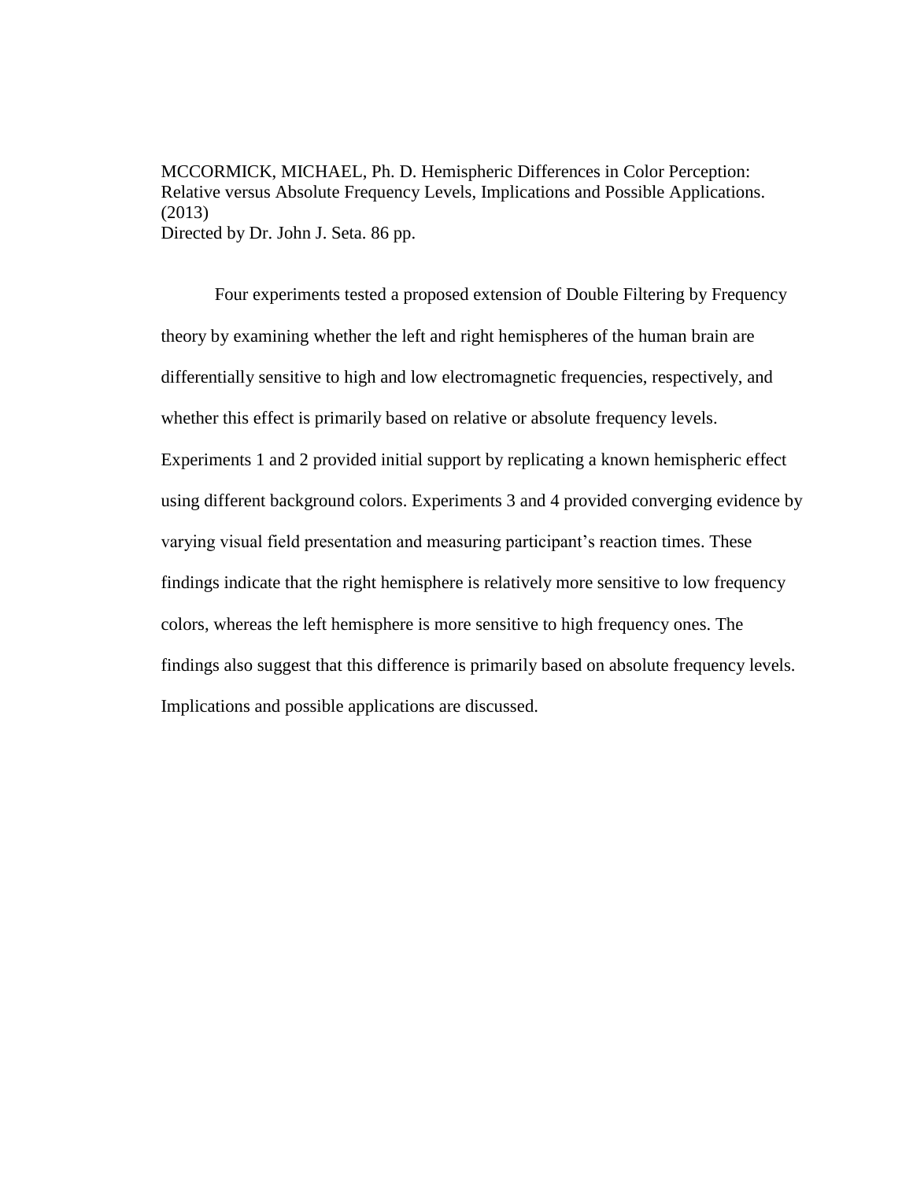MCCORMICK, MICHAEL, Ph. D. Hemispheric Differences in Color Perception: Relative versus Absolute Frequency Levels, Implications and Possible Applications. (2013)
Directed by Dr. John J. Seta. 86 pp.

Four experiments tested a proposed extension of Double Filtering by Frequency theory by examining whether the left and right hemispheres of the human brain are differentially sensitive to high and low electromagnetic frequencies, respectively, and whether this effect is primarily based on relative or absolute frequency levels. Experiments 1 and 2 provided initial support by replicating a known hemispheric effect using different background colors. Experiments 3 and 4 provided converging evidence by varying visual field presentation and measuring participant's reaction times. These findings indicate that the right hemisphere is relatively more sensitive to low frequency colors, whereas the left hemisphere is more sensitive to high frequency ones. The findings also suggest that this difference is primarily based on absolute frequency levels. Implications and possible applications are discussed.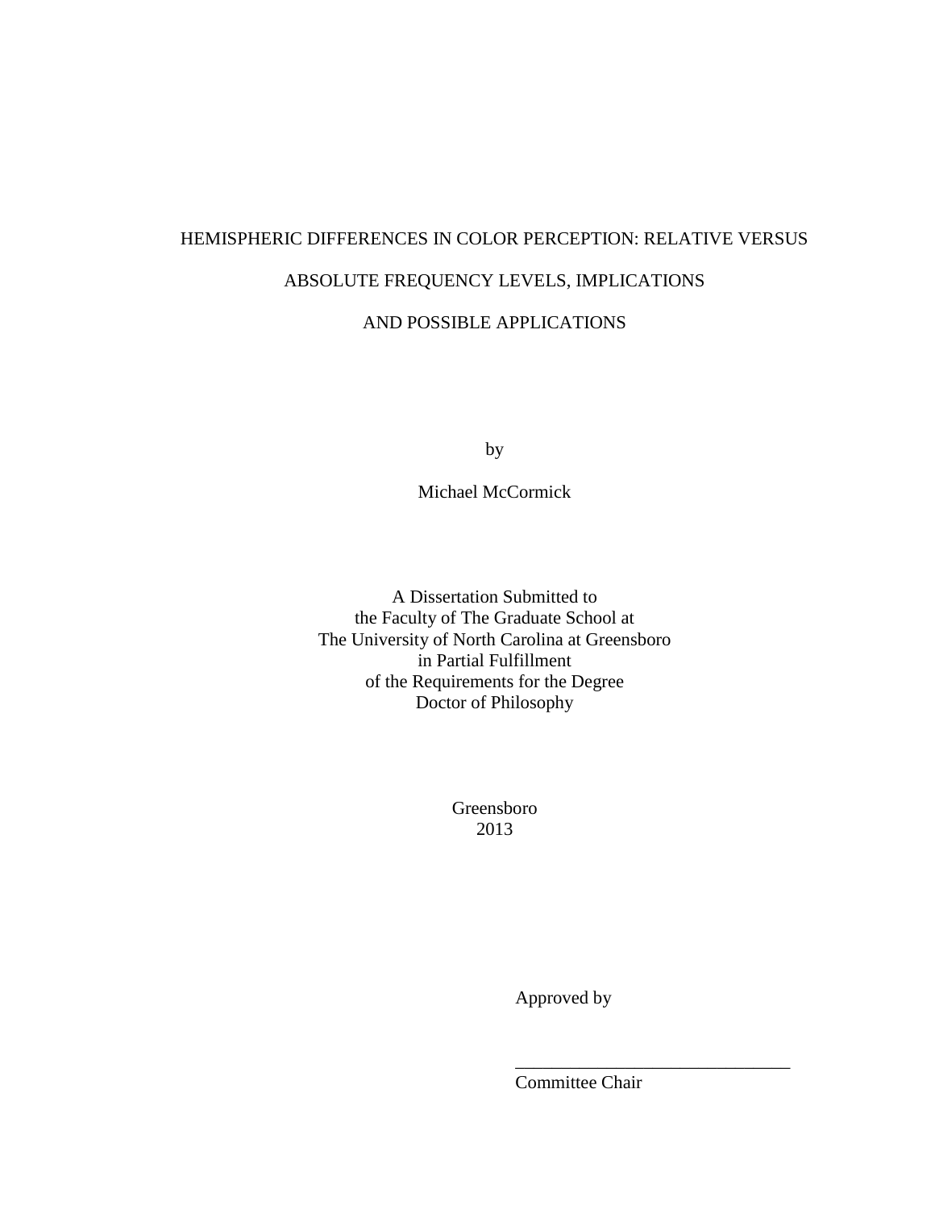# HEMISPHERIC DIFFERENCES IN COLOR PERCEPTION: RELATIVE VERSUS ABSOLUTE FREQUENCY LEVELS, IMPLICATIONS AND POSSIBLE APPLICATIONS

by

Michael McCormick

A Dissertation Submitted to
the Faculty of The Graduate School at
The University of North Carolina at Greensboro
in Partial Fulfillment
of the Requirements for the Degree
Doctor of Philosophy

Greensboro
2013

Approved by

_______________________________
Committee Chair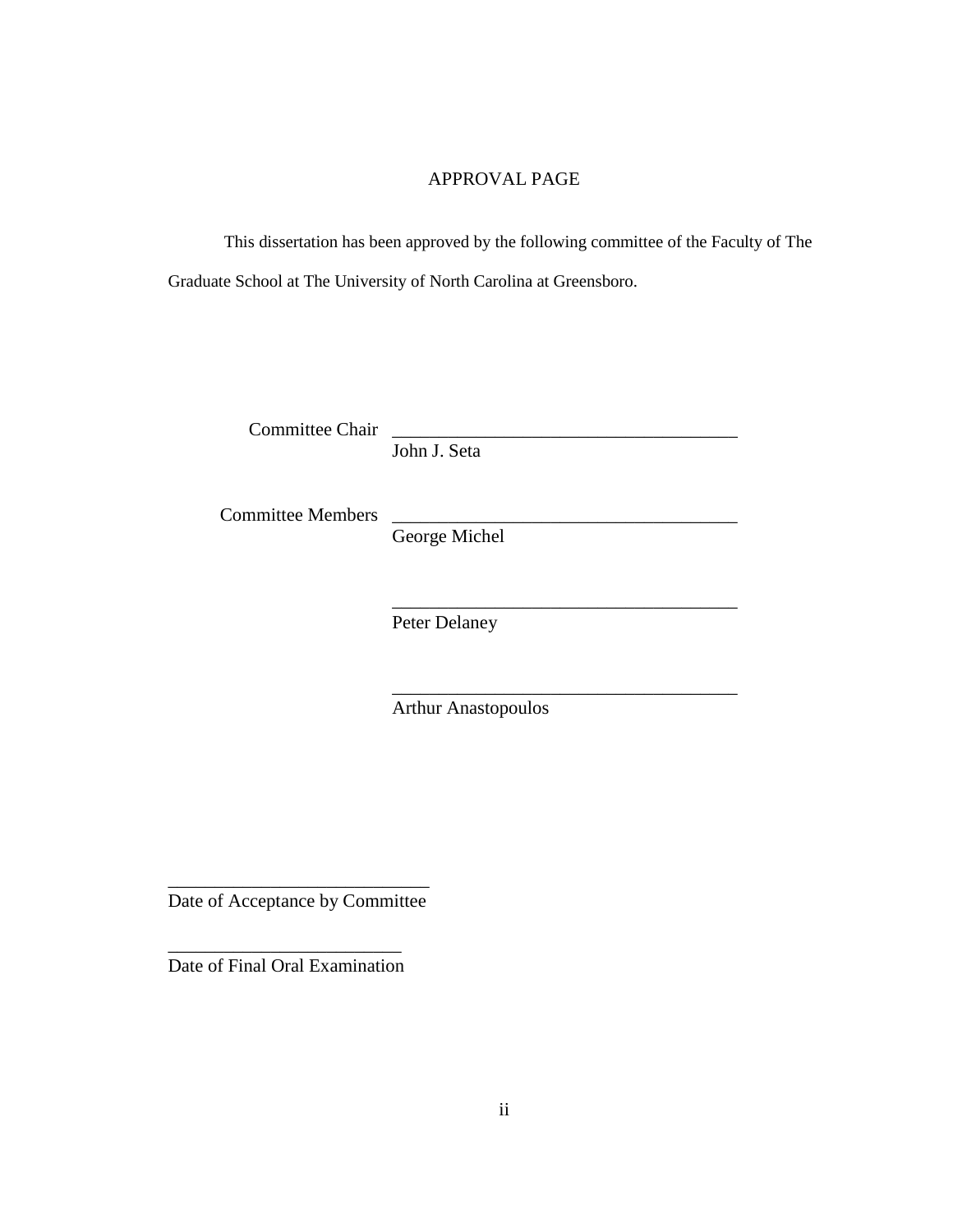# APPROVAL PAGE

This dissertation has been approved by the following committee of the Faculty of The Graduate School at The University of North Carolina at Greensboro.

Committee Chair ______________________________________
John J. Seta

Committee Members ______________________________________
George Michel

______________________________________
Peter Delaney

______________________________________
Arthur Anastopoulos

____________________________
Date of Acceptance by Committee

_________________________
Date of Final Oral Examination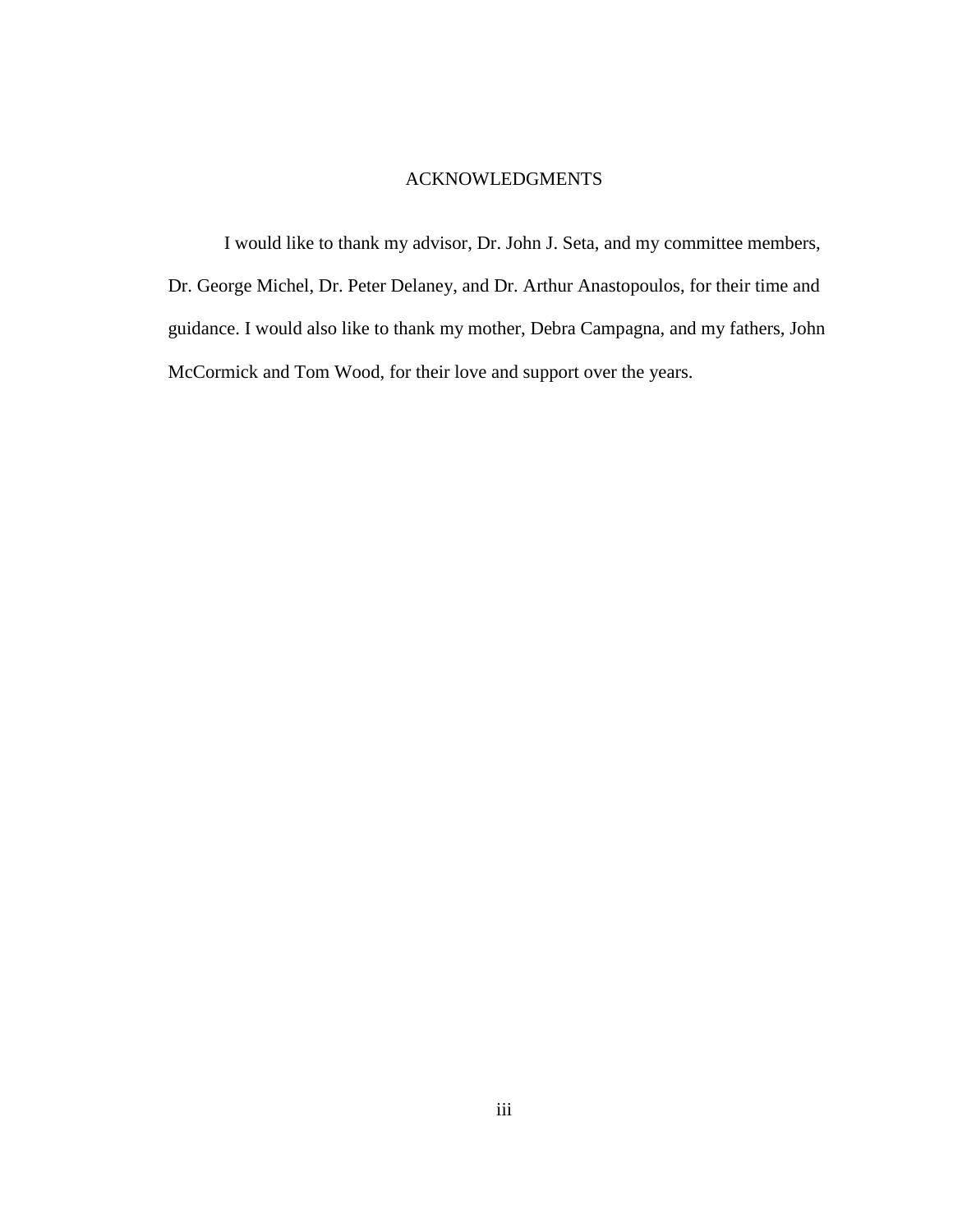# ACKNOWLEDGMENTS

I would like to thank my advisor, Dr. John J. Seta, and my committee members, Dr. George Michel, Dr. Peter Delaney, and Dr. Arthur Anastopoulos, for their time and guidance. I would also like to thank my mother, Debra Campagna, and my fathers, John McCormick and Tom Wood, for their love and support over the years.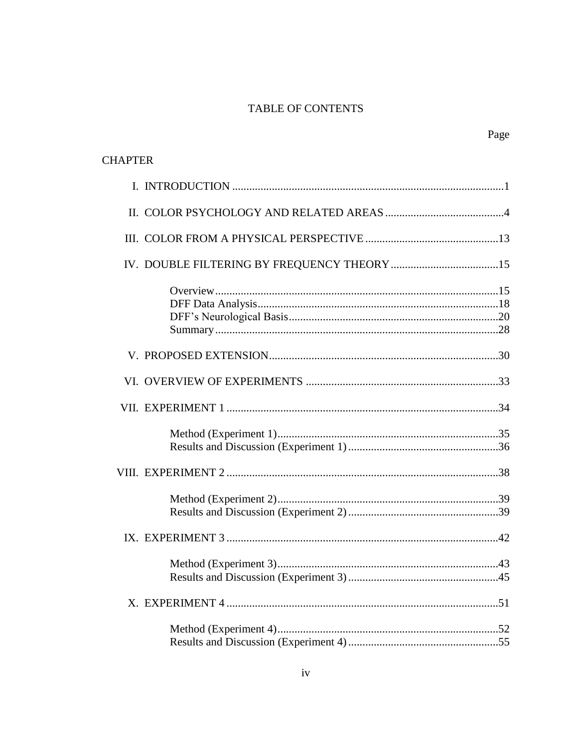# TABLE OF CONTENTS

Page

CHAPTER

I. INTRODUCTION ...............................................................................................1

II. COLOR PSYCHOLOGY AND RELATED AREAS ..........................................4

III. COLOR FROM A PHYSICAL PERSPECTIVE ..............................................13

IV. DOUBLE FILTERING BY FREQUENCY THEORY......................................15

- Overview...................................................................................................15
- DFF Data Analysis....................................................................................18
- DFF's Neurological Basis.........................................................................20
- Summary...................................................................................................28

V. PROPOSED EXTENSION................................................................................30

VI. OVERVIEW OF EXPERIMENTS ...................................................................33

VII. EXPERIMENT 1 ...............................................................................................34

- Method (Experiment 1).............................................................................35
- Results and Discussion (Experiment 1)....................................................36

VIII. EXPERIMENT 2 ...............................................................................................38

- Method (Experiment 2).............................................................................39
- Results and Discussion (Experiment 2)....................................................39

IX. EXPERIMENT 3 ...............................................................................................42

- Method (Experiment 3).............................................................................43
- Results and Discussion (Experiment 3)....................................................45

X. EXPERIMENT 4 ...............................................................................................51

- Method (Experiment 4).............................................................................52
- Results and Discussion (Experiment 4)....................................................55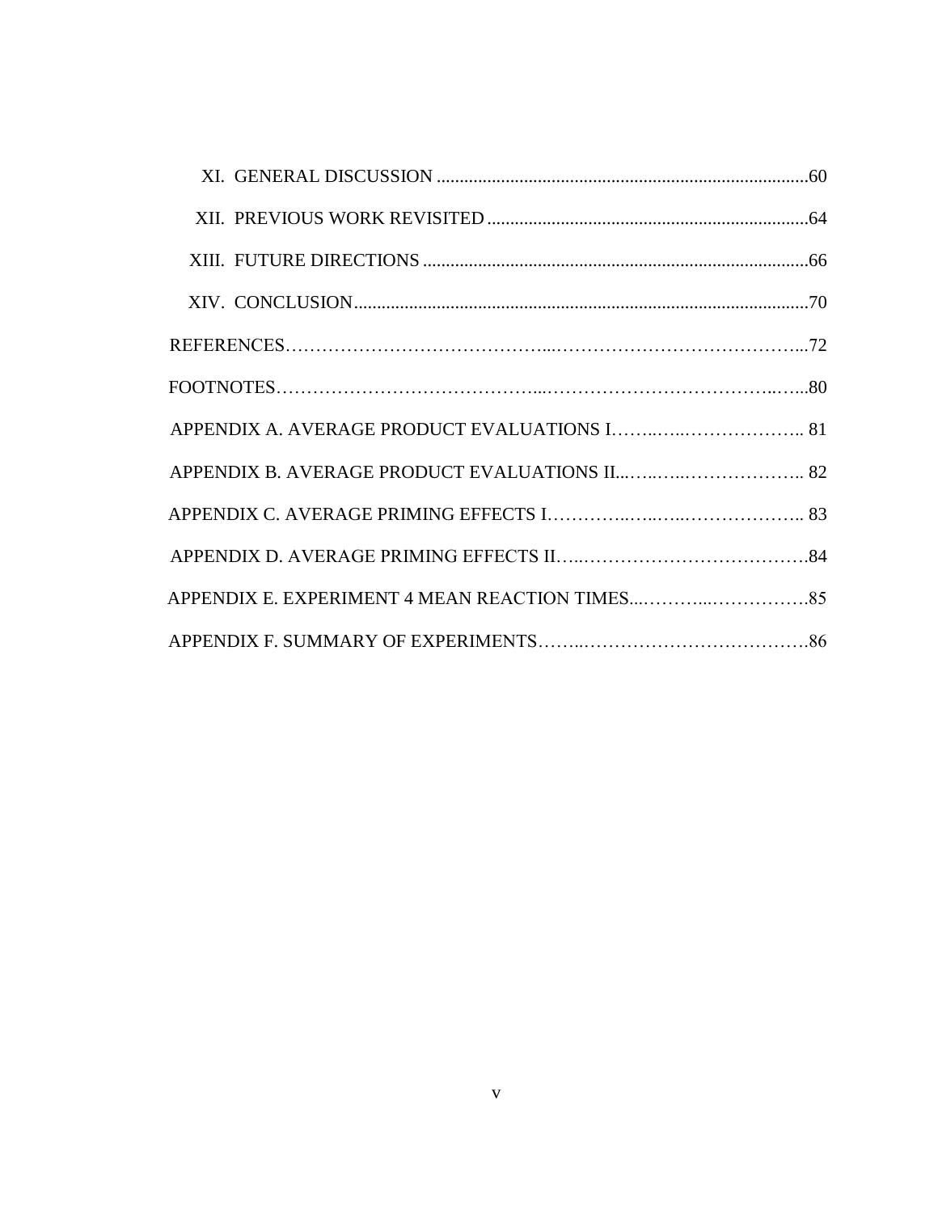XI. GENERAL DISCUSSION ....................................................................................60

XII. PREVIOUS WORK REVISITED ......................................................................64

XIII. FUTURE DIRECTIONS ....................................................................................66

XIV. CONCLUSION....................................................................................................70

REFERENCES……………………………………...…………………………………...72

FOOTNOTES……………………………………...……………………………...…...80

APPENDIX A. AVERAGE PRODUCT EVALUATIONS I……..…..……………….. 81

APPENDIX B. AVERAGE PRODUCT EVALUATIONS II...…..…..……………….. 82

APPENDIX C. AVERAGE PRIMING EFFECTS I…………..…..…..……………….. 83

APPENDIX D. AVERAGE PRIMING EFFECTS II…..……………………………….84

APPENDIX E. EXPERIMENT 4 MEAN REACTION TIMES...………...…………….85

APPENDIX F. SUMMARY OF EXPERIMENTS……..……………………………….86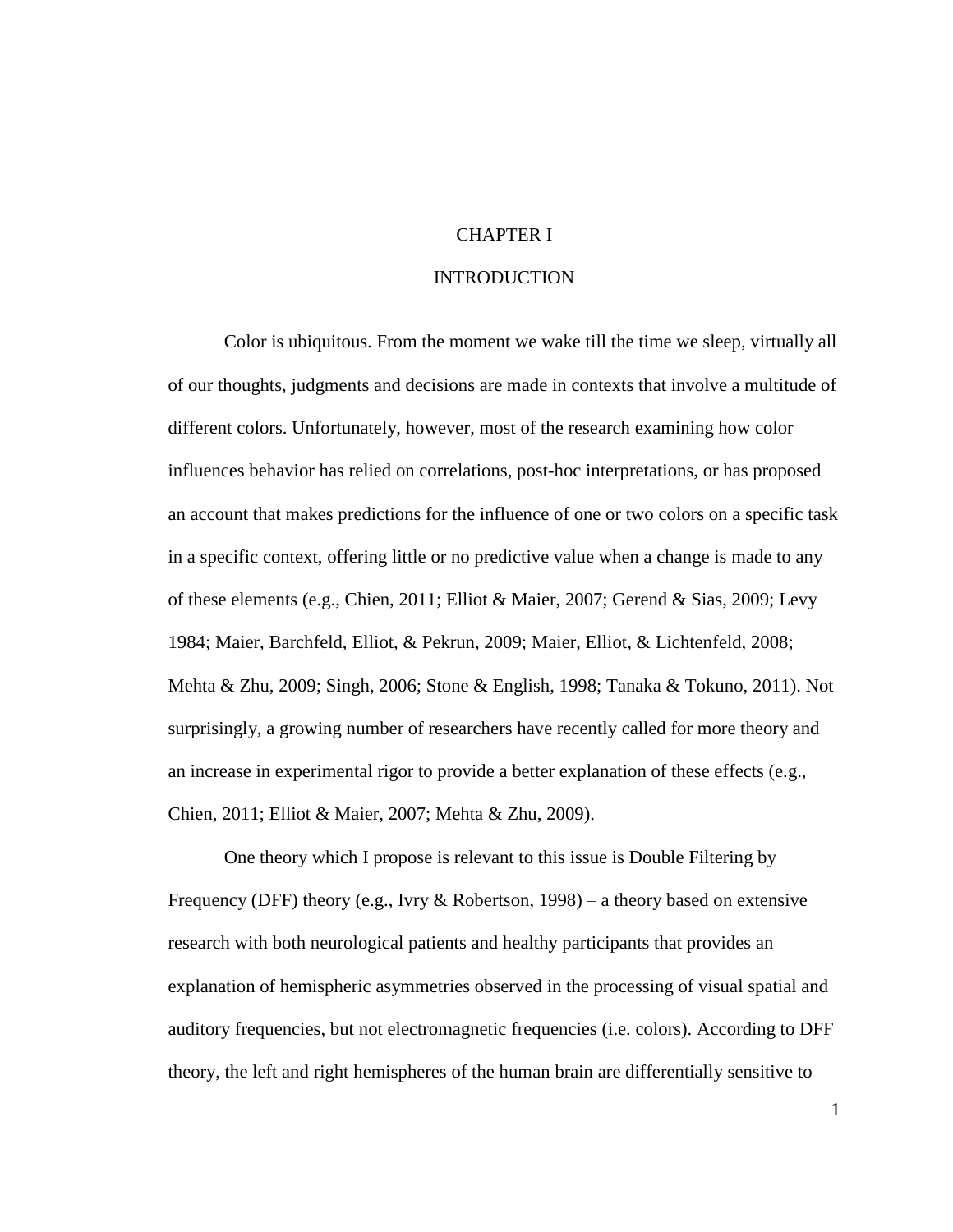# CHAPTER I

# INTRODUCTION

Color is ubiquitous. From the moment we wake till the time we sleep, virtually all of our thoughts, judgments and decisions are made in contexts that involve a multitude of different colors. Unfortunately, however, most of the research examining how color influences behavior has relied on correlations, post-hoc interpretations, or has proposed an account that makes predictions for the influence of one or two colors on a specific task in a specific context, offering little or no predictive value when a change is made to any of these elements (e.g., Chien, 2011; Elliot & Maier, 2007; Gerend & Sias, 2009; Levy 1984; Maier, Barchfeld, Elliot, & Pekrun, 2009; Maier, Elliot, & Lichtenfeld, 2008; Mehta & Zhu, 2009; Singh, 2006; Stone & English, 1998; Tanaka & Tokuno, 2011). Not surprisingly, a growing number of researchers have recently called for more theory and an increase in experimental rigor to provide a better explanation of these effects (e.g., Chien, 2011; Elliot & Maier, 2007; Mehta & Zhu, 2009).

One theory which I propose is relevant to this issue is Double Filtering by Frequency (DFF) theory (e.g., Ivry & Robertson, 1998) – a theory based on extensive research with both neurological patients and healthy participants that provides an explanation of hemispheric asymmetries observed in the processing of visual spatial and auditory frequencies, but not electromagnetic frequencies (i.e. colors). According to DFF theory, the left and right hemispheres of the human brain are differentially sensitive to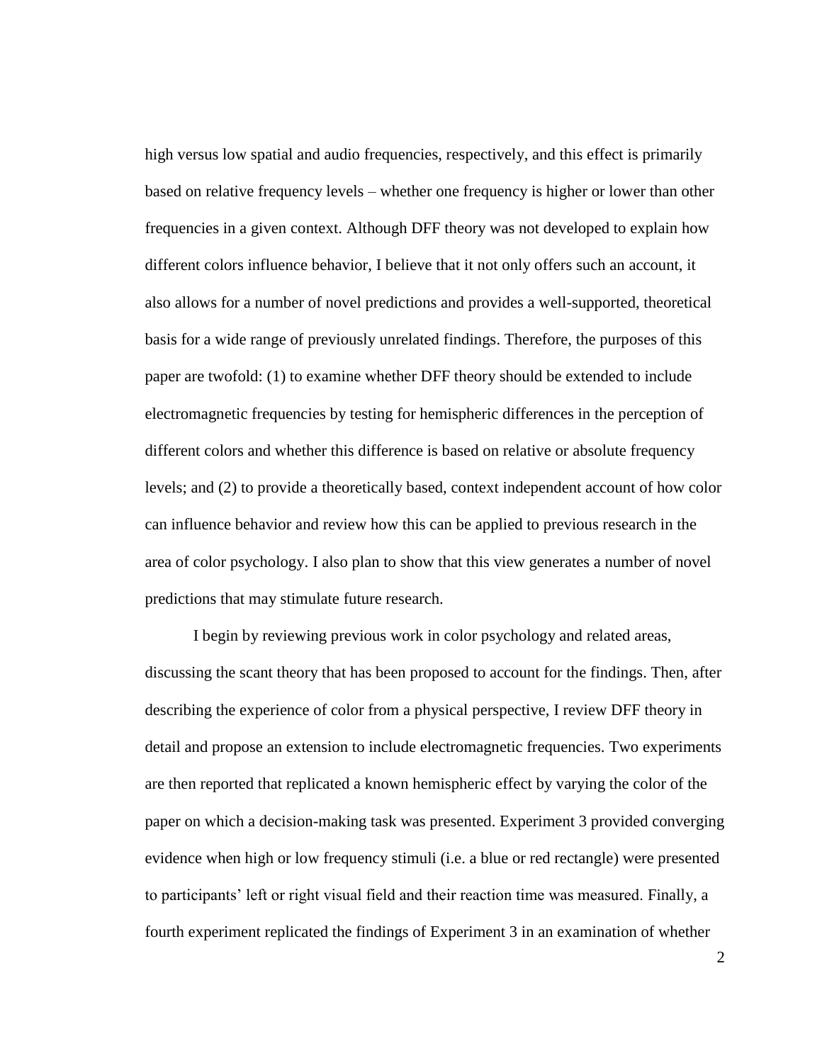high versus low spatial and audio frequencies, respectively, and this effect is primarily based on relative frequency levels – whether one frequency is higher or lower than other frequencies in a given context. Although DFF theory was not developed to explain how different colors influence behavior, I believe that it not only offers such an account, it also allows for a number of novel predictions and provides a well-supported, theoretical basis for a wide range of previously unrelated findings. Therefore, the purposes of this paper are twofold: (1) to examine whether DFF theory should be extended to include electromagnetic frequencies by testing for hemispheric differences in the perception of different colors and whether this difference is based on relative or absolute frequency levels; and (2) to provide a theoretically based, context independent account of how color can influence behavior and review how this can be applied to previous research in the area of color psychology. I also plan to show that this view generates a number of novel predictions that may stimulate future research.

I begin by reviewing previous work in color psychology and related areas, discussing the scant theory that has been proposed to account for the findings. Then, after describing the experience of color from a physical perspective, I review DFF theory in detail and propose an extension to include electromagnetic frequencies. Two experiments are then reported that replicated a known hemispheric effect by varying the color of the paper on which a decision-making task was presented. Experiment 3 provided converging evidence when high or low frequency stimuli (i.e. a blue or red rectangle) were presented to participants' left or right visual field and their reaction time was measured. Finally, a fourth experiment replicated the findings of Experiment 3 in an examination of whether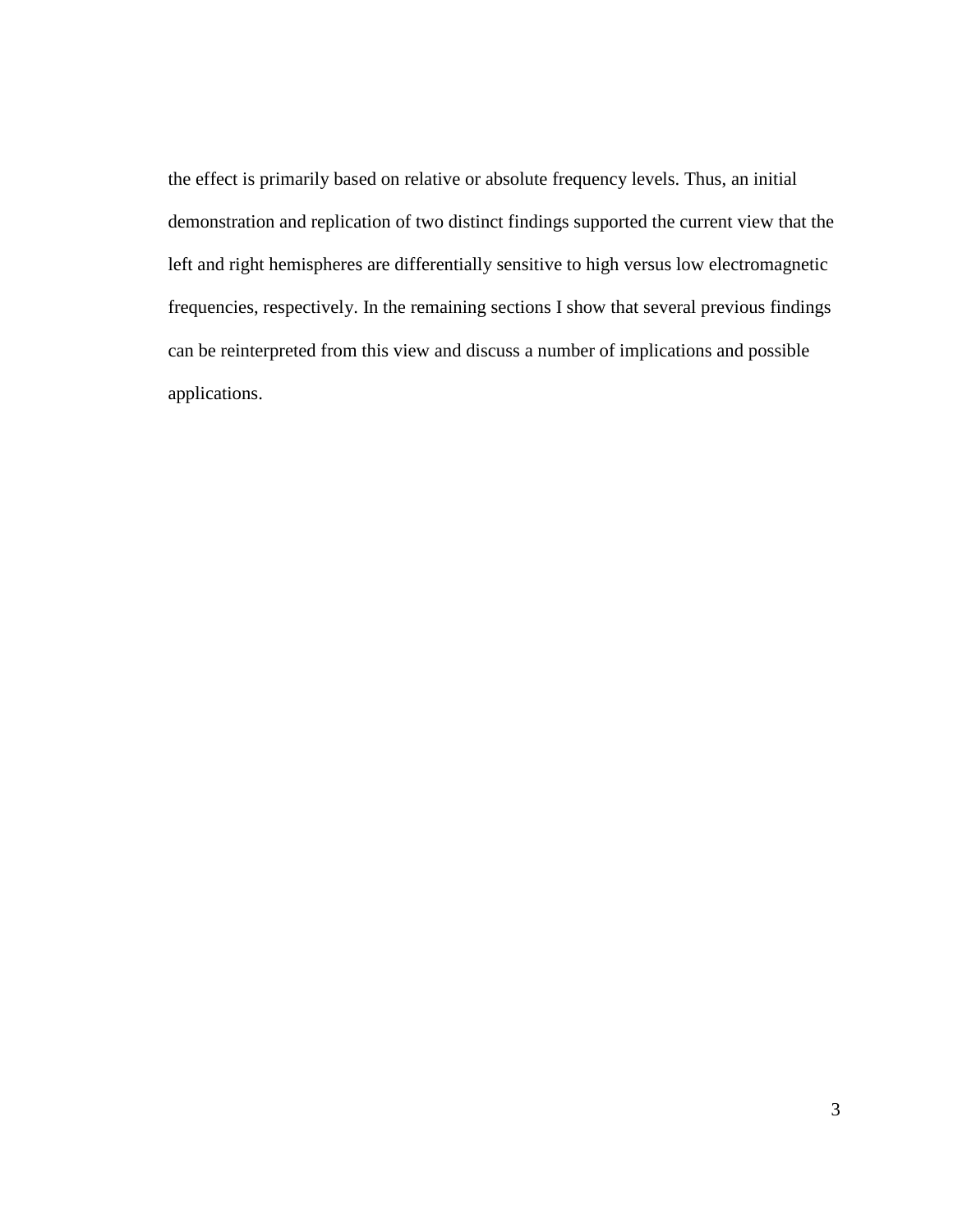the effect is primarily based on relative or absolute frequency levels. Thus, an initial demonstration and replication of two distinct findings supported the current view that the left and right hemispheres are differentially sensitive to high versus low electromagnetic frequencies, respectively. In the remaining sections I show that several previous findings can be reinterpreted from this view and discuss a number of implications and possible applications.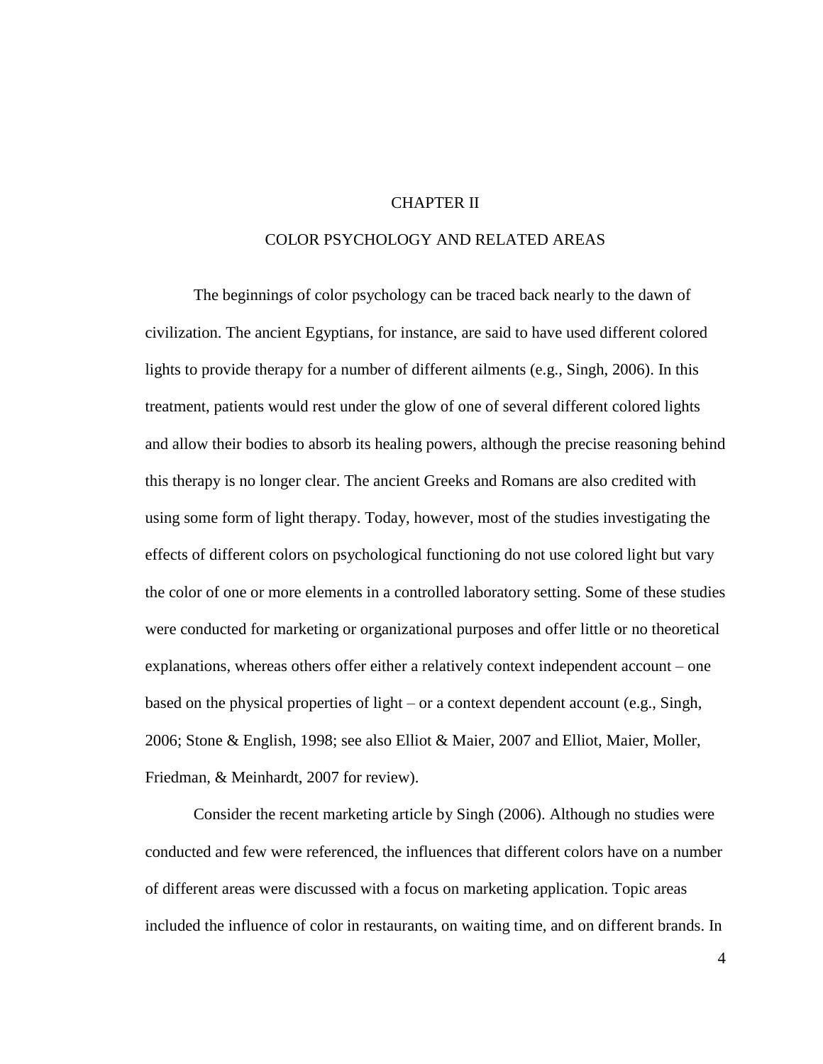# CHAPTER II

## COLOR PSYCHOLOGY AND RELATED AREAS

The beginnings of color psychology can be traced back nearly to the dawn of civilization. The ancient Egyptians, for instance, are said to have used different colored lights to provide therapy for a number of different ailments (e.g., Singh, 2006). In this treatment, patients would rest under the glow of one of several different colored lights and allow their bodies to absorb its healing powers, although the precise reasoning behind this therapy is no longer clear. The ancient Greeks and Romans are also credited with using some form of light therapy. Today, however, most of the studies investigating the effects of different colors on psychological functioning do not use colored light but vary the color of one or more elements in a controlled laboratory setting. Some of these studies were conducted for marketing or organizational purposes and offer little or no theoretical explanations, whereas others offer either a relatively context independent account – one based on the physical properties of light – or a context dependent account (e.g., Singh, 2006; Stone & English, 1998; see also Elliot & Maier, 2007 and Elliot, Maier, Moller, Friedman, & Meinhardt, 2007 for review).

Consider the recent marketing article by Singh (2006). Although no studies were conducted and few were referenced, the influences that different colors have on a number of different areas were discussed with a focus on marketing application. Topic areas included the influence of color in restaurants, on waiting time, and on different brands. In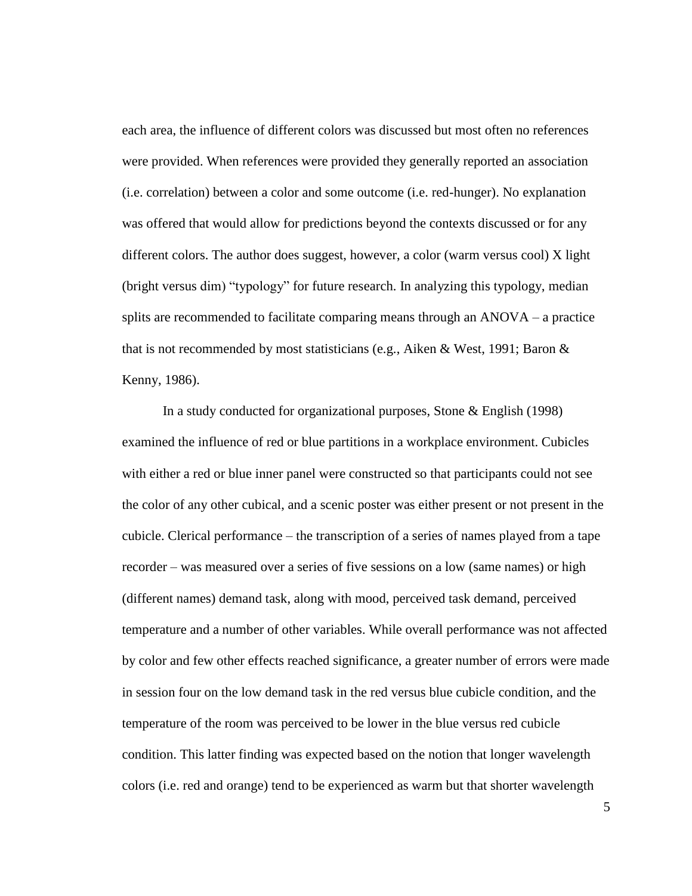each area, the influence of different colors was discussed but most often no references were provided. When references were provided they generally reported an association (i.e. correlation) between a color and some outcome (i.e. red-hunger). No explanation was offered that would allow for predictions beyond the contexts discussed or for any different colors. The author does suggest, however, a color (warm versus cool) X light (bright versus dim) "typology" for future research. In analyzing this typology, median splits are recommended to facilitate comparing means through an ANOVA – a practice that is not recommended by most statisticians (e.g., Aiken & West, 1991; Baron & Kenny, 1986).

In a study conducted for organizational purposes, Stone & English (1998) examined the influence of red or blue partitions in a workplace environment. Cubicles with either a red or blue inner panel were constructed so that participants could not see the color of any other cubical, and a scenic poster was either present or not present in the cubicle. Clerical performance – the transcription of a series of names played from a tape recorder – was measured over a series of five sessions on a low (same names) or high (different names) demand task, along with mood, perceived task demand, perceived temperature and a number of other variables. While overall performance was not affected by color and few other effects reached significance, a greater number of errors were made in session four on the low demand task in the red versus blue cubicle condition, and the temperature of the room was perceived to be lower in the blue versus red cubicle condition. This latter finding was expected based on the notion that longer wavelength colors (i.e. red and orange) tend to be experienced as warm but that shorter wavelength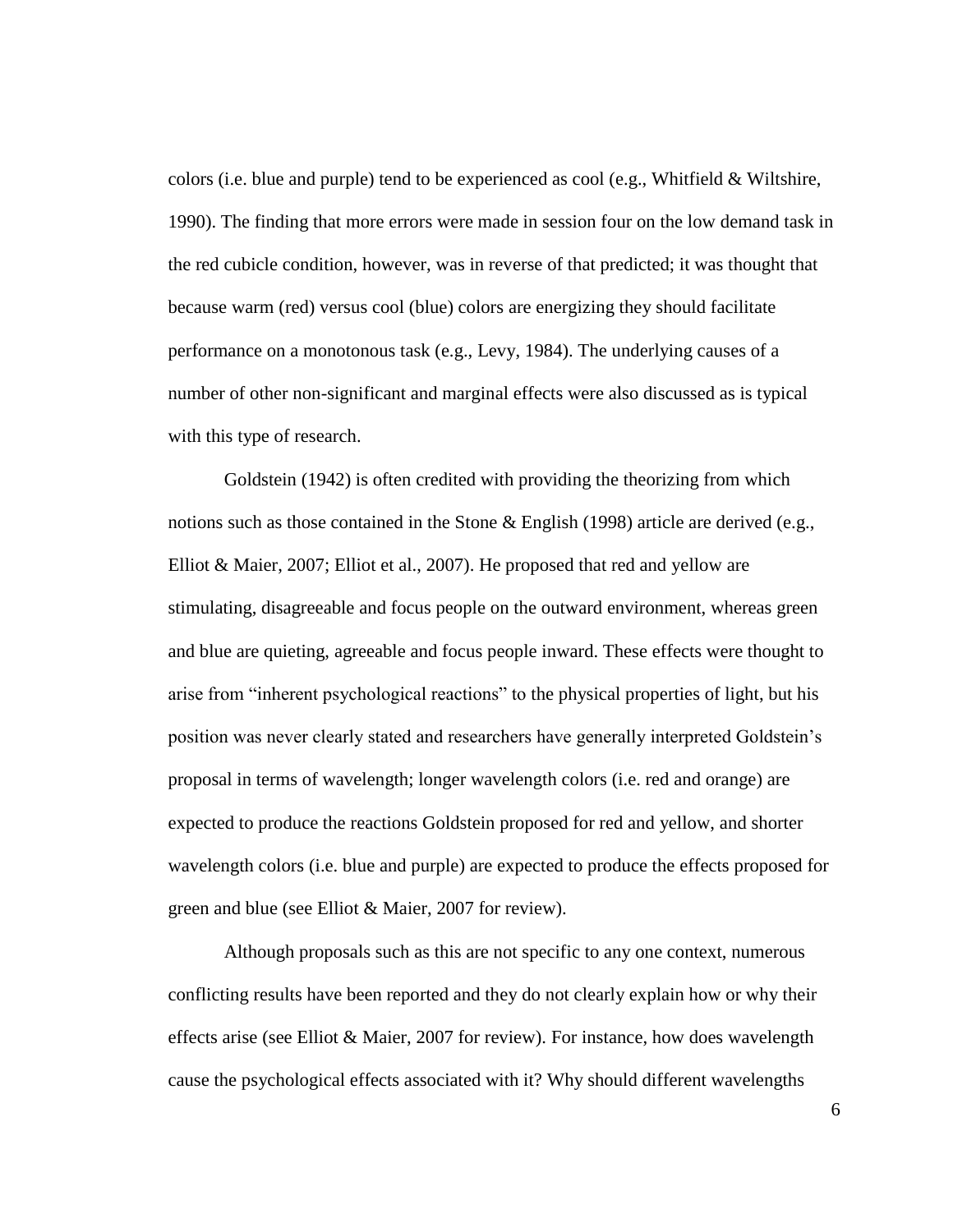colors (i.e. blue and purple) tend to be experienced as cool (e.g., Whitfield & Wiltshire, 1990). The finding that more errors were made in session four on the low demand task in the red cubicle condition, however, was in reverse of that predicted; it was thought that because warm (red) versus cool (blue) colors are energizing they should facilitate performance on a monotonous task (e.g., Levy, 1984). The underlying causes of a number of other non-significant and marginal effects were also discussed as is typical with this type of research.

Goldstein (1942) is often credited with providing the theorizing from which notions such as those contained in the Stone & English (1998) article are derived (e.g., Elliot & Maier, 2007; Elliot et al., 2007). He proposed that red and yellow are stimulating, disagreeable and focus people on the outward environment, whereas green and blue are quieting, agreeable and focus people inward. These effects were thought to arise from "inherent psychological reactions" to the physical properties of light, but his position was never clearly stated and researchers have generally interpreted Goldstein's proposal in terms of wavelength; longer wavelength colors (i.e. red and orange) are expected to produce the reactions Goldstein proposed for red and yellow, and shorter wavelength colors (i.e. blue and purple) are expected to produce the effects proposed for green and blue (see Elliot & Maier, 2007 for review).

Although proposals such as this are not specific to any one context, numerous conflicting results have been reported and they do not clearly explain how or why their effects arise (see Elliot & Maier, 2007 for review). For instance, how does wavelength cause the psychological effects associated with it? Why should different wavelengths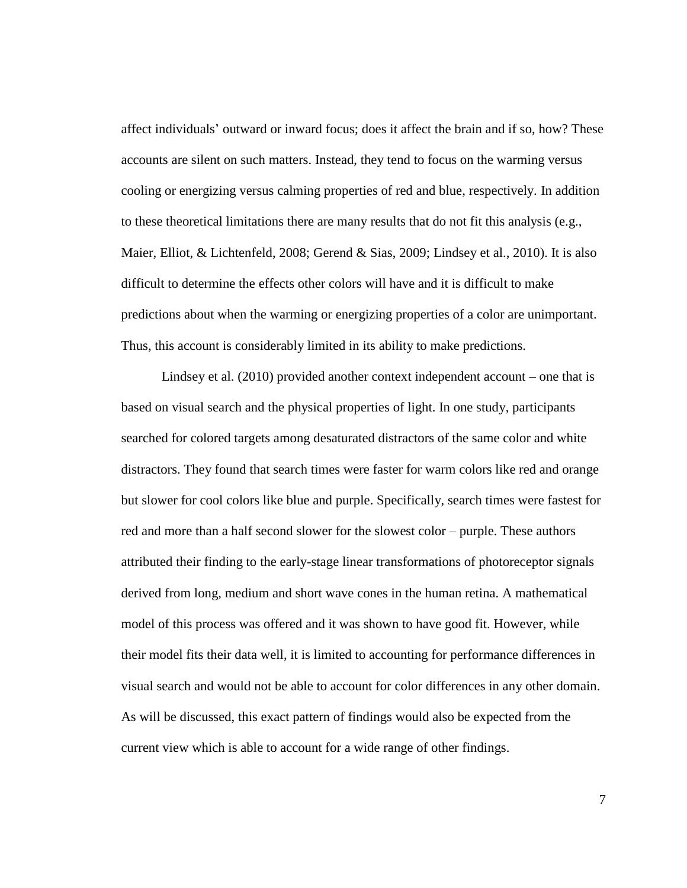affect individuals' outward or inward focus; does it affect the brain and if so, how? These accounts are silent on such matters. Instead, they tend to focus on the warming versus cooling or energizing versus calming properties of red and blue, respectively. In addition to these theoretical limitations there are many results that do not fit this analysis (e.g., Maier, Elliot, & Lichtenfeld, 2008; Gerend & Sias, 2009; Lindsey et al., 2010). It is also difficult to determine the effects other colors will have and it is difficult to make predictions about when the warming or energizing properties of a color are unimportant. Thus, this account is considerably limited in its ability to make predictions.

Lindsey et al. (2010) provided another context independent account – one that is based on visual search and the physical properties of light. In one study, participants searched for colored targets among desaturated distractors of the same color and white distractors. They found that search times were faster for warm colors like red and orange but slower for cool colors like blue and purple. Specifically, search times were fastest for red and more than a half second slower for the slowest color – purple. These authors attributed their finding to the early-stage linear transformations of photoreceptor signals derived from long, medium and short wave cones in the human retina. A mathematical model of this process was offered and it was shown to have good fit. However, while their model fits their data well, it is limited to accounting for performance differences in visual search and would not be able to account for color differences in any other domain. As will be discussed, this exact pattern of findings would also be expected from the current view which is able to account for a wide range of other findings.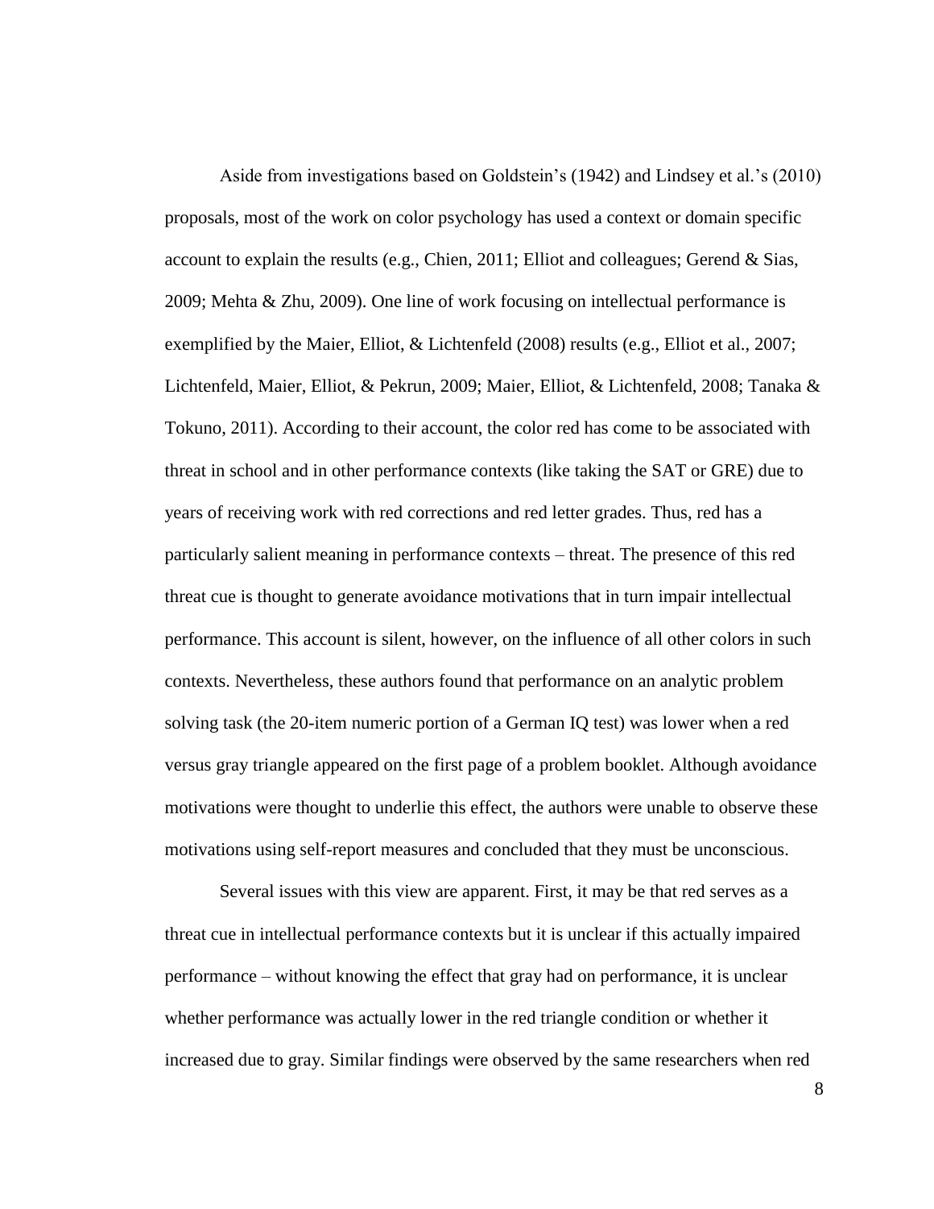Aside from investigations based on Goldstein's (1942) and Lindsey et al.'s (2010) proposals, most of the work on color psychology has used a context or domain specific account to explain the results (e.g., Chien, 2011; Elliot and colleagues; Gerend & Sias, 2009; Mehta & Zhu, 2009). One line of work focusing on intellectual performance is exemplified by the Maier, Elliot, & Lichtenfeld (2008) results (e.g., Elliot et al., 2007; Lichtenfeld, Maier, Elliot, & Pekrun, 2009; Maier, Elliot, & Lichtenfeld, 2008; Tanaka & Tokuno, 2011). According to their account, the color red has come to be associated with threat in school and in other performance contexts (like taking the SAT or GRE) due to years of receiving work with red corrections and red letter grades. Thus, red has a particularly salient meaning in performance contexts – threat. The presence of this red threat cue is thought to generate avoidance motivations that in turn impair intellectual performance. This account is silent, however, on the influence of all other colors in such contexts. Nevertheless, these authors found that performance on an analytic problem solving task (the 20-item numeric portion of a German IQ test) was lower when a red versus gray triangle appeared on the first page of a problem booklet. Although avoidance motivations were thought to underlie this effect, the authors were unable to observe these motivations using self-report measures and concluded that they must be unconscious.

Several issues with this view are apparent. First, it may be that red serves as a threat cue in intellectual performance contexts but it is unclear if this actually impaired performance – without knowing the effect that gray had on performance, it is unclear whether performance was actually lower in the red triangle condition or whether it increased due to gray. Similar findings were observed by the same researchers when red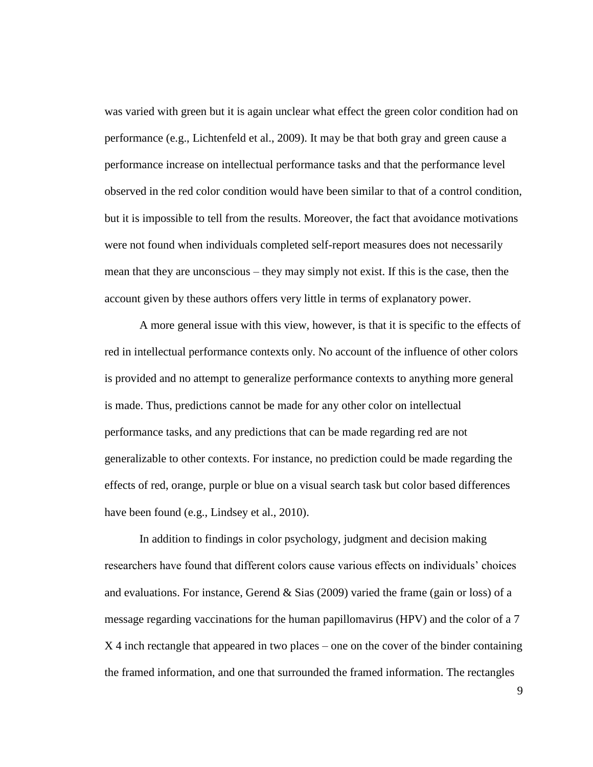was varied with green but it is again unclear what effect the green color condition had on performance (e.g., Lichtenfeld et al., 2009). It may be that both gray and green cause a performance increase on intellectual performance tasks and that the performance level observed in the red color condition would have been similar to that of a control condition, but it is impossible to tell from the results. Moreover, the fact that avoidance motivations were not found when individuals completed self-report measures does not necessarily mean that they are unconscious – they may simply not exist. If this is the case, then the account given by these authors offers very little in terms of explanatory power.

A more general issue with this view, however, is that it is specific to the effects of red in intellectual performance contexts only. No account of the influence of other colors is provided and no attempt to generalize performance contexts to anything more general is made. Thus, predictions cannot be made for any other color on intellectual performance tasks, and any predictions that can be made regarding red are not generalizable to other contexts. For instance, no prediction could be made regarding the effects of red, orange, purple or blue on a visual search task but color based differences have been found (e.g., Lindsey et al., 2010).

In addition to findings in color psychology, judgment and decision making researchers have found that different colors cause various effects on individuals' choices and evaluations. For instance, Gerend & Sias (2009) varied the frame (gain or loss) of a message regarding vaccinations for the human papillomavirus (HPV) and the color of a 7 X 4 inch rectangle that appeared in two places – one on the cover of the binder containing the framed information, and one that surrounded the framed information. The rectangles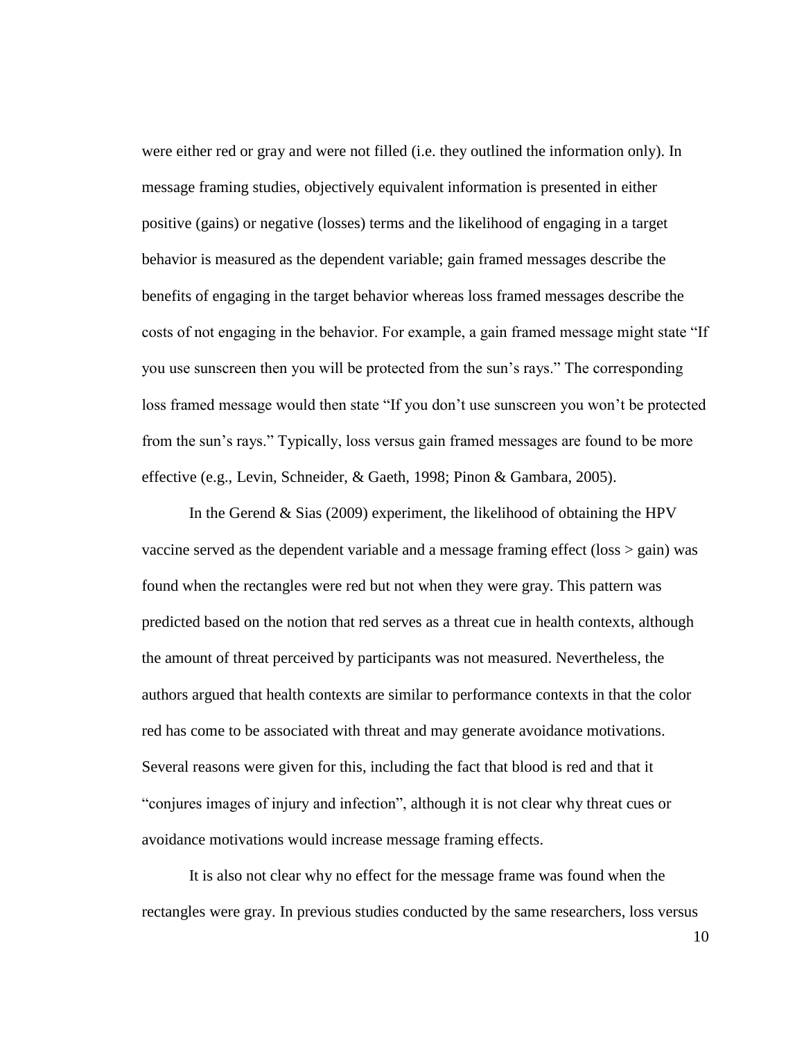were either red or gray and were not filled (i.e. they outlined the information only). In message framing studies, objectively equivalent information is presented in either positive (gains) or negative (losses) terms and the likelihood of engaging in a target behavior is measured as the dependent variable; gain framed messages describe the benefits of engaging in the target behavior whereas loss framed messages describe the costs of not engaging in the behavior. For example, a gain framed message might state "If you use sunscreen then you will be protected from the sun's rays." The corresponding loss framed message would then state "If you don't use sunscreen you won't be protected from the sun's rays." Typically, loss versus gain framed messages are found to be more effective (e.g., Levin, Schneider, & Gaeth, 1998; Pinon & Gambara, 2005).

In the Gerend & Sias (2009) experiment, the likelihood of obtaining the HPV vaccine served as the dependent variable and a message framing effect (loss > gain) was found when the rectangles were red but not when they were gray. This pattern was predicted based on the notion that red serves as a threat cue in health contexts, although the amount of threat perceived by participants was not measured. Nevertheless, the authors argued that health contexts are similar to performance contexts in that the color red has come to be associated with threat and may generate avoidance motivations. Several reasons were given for this, including the fact that blood is red and that it "conjures images of injury and infection", although it is not clear why threat cues or avoidance motivations would increase message framing effects.

It is also not clear why no effect for the message frame was found when the rectangles were gray. In previous studies conducted by the same researchers, loss versus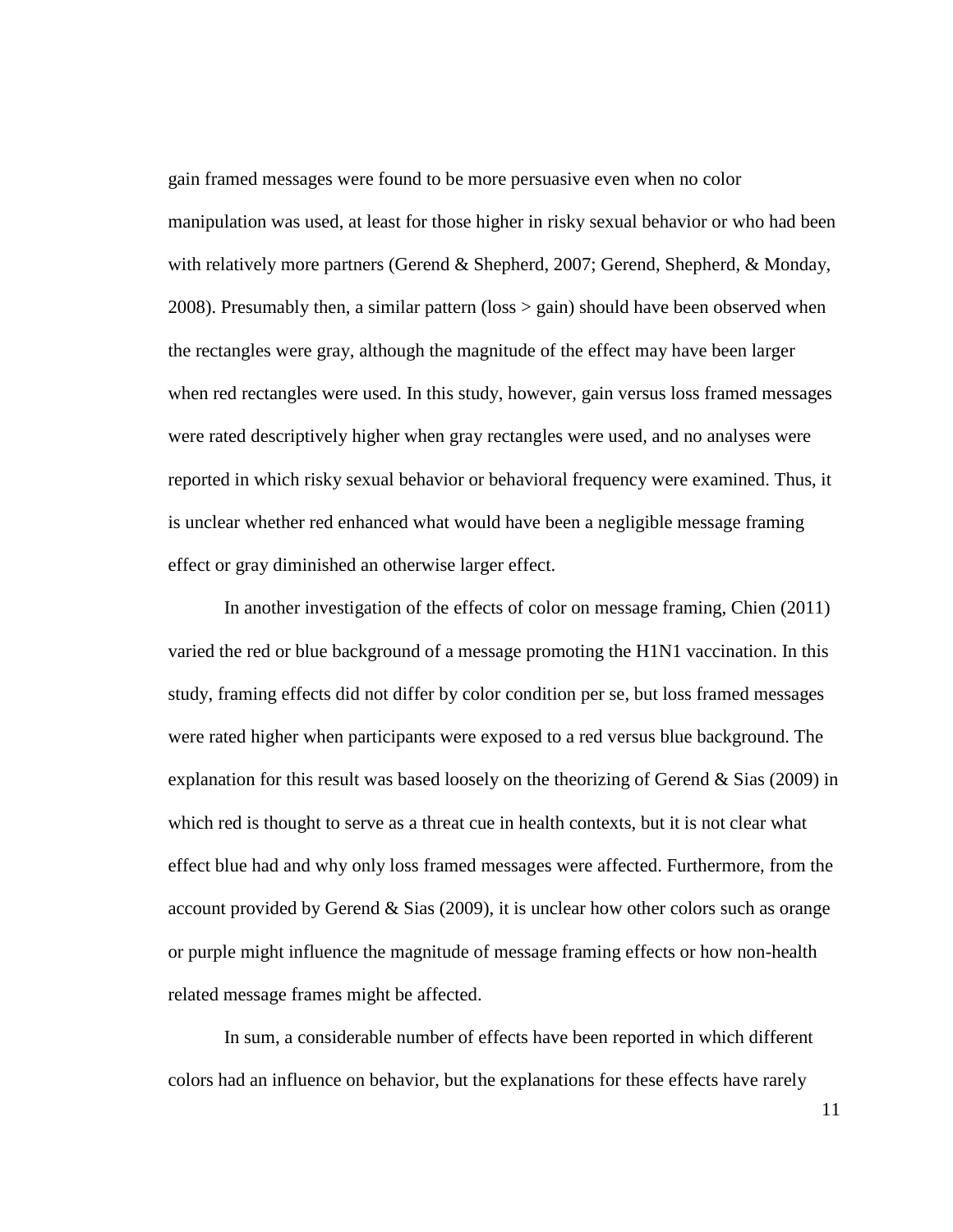gain framed messages were found to be more persuasive even when no color manipulation was used, at least for those higher in risky sexual behavior or who had been with relatively more partners (Gerend & Shepherd, 2007; Gerend, Shepherd, & Monday, 2008). Presumably then, a similar pattern (loss > gain) should have been observed when the rectangles were gray, although the magnitude of the effect may have been larger when red rectangles were used. In this study, however, gain versus loss framed messages were rated descriptively higher when gray rectangles were used, and no analyses were reported in which risky sexual behavior or behavioral frequency were examined. Thus, it is unclear whether red enhanced what would have been a negligible message framing effect or gray diminished an otherwise larger effect.

In another investigation of the effects of color on message framing, Chien (2011) varied the red or blue background of a message promoting the H1N1 vaccination. In this study, framing effects did not differ by color condition per se, but loss framed messages were rated higher when participants were exposed to a red versus blue background. The explanation for this result was based loosely on the theorizing of Gerend & Sias (2009) in which red is thought to serve as a threat cue in health contexts, but it is not clear what effect blue had and why only loss framed messages were affected. Furthermore, from the account provided by Gerend & Sias (2009), it is unclear how other colors such as orange or purple might influence the magnitude of message framing effects or how non-health related message frames might be affected.

In sum, a considerable number of effects have been reported in which different colors had an influence on behavior, but the explanations for these effects have rarely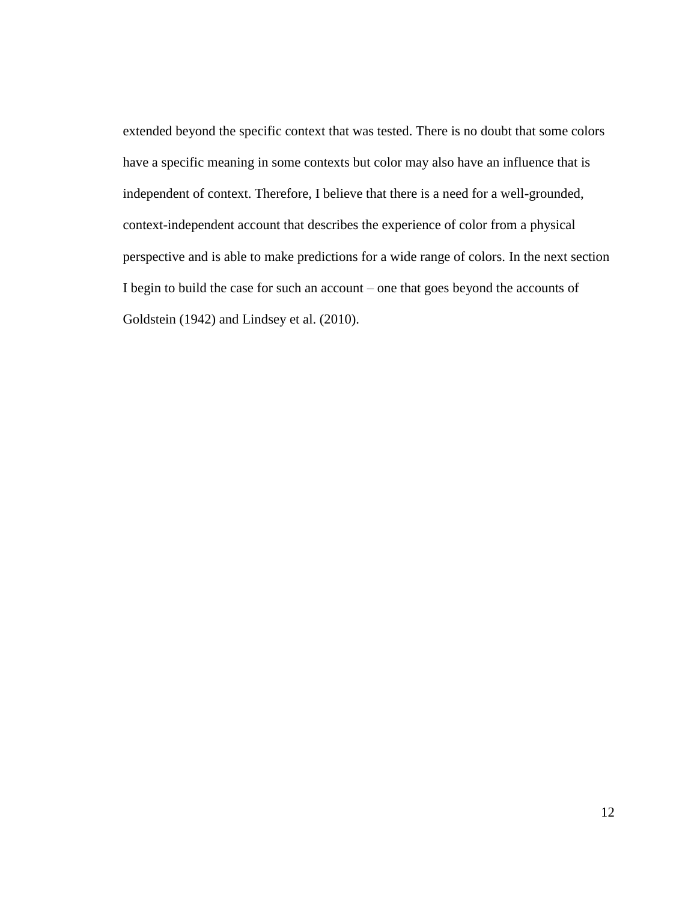extended beyond the specific context that was tested. There is no doubt that some colors have a specific meaning in some contexts but color may also have an influence that is independent of context. Therefore, I believe that there is a need for a well-grounded, context-independent account that describes the experience of color from a physical perspective and is able to make predictions for a wide range of colors. In the next section I begin to build the case for such an account – one that goes beyond the accounts of Goldstein (1942) and Lindsey et al. (2010).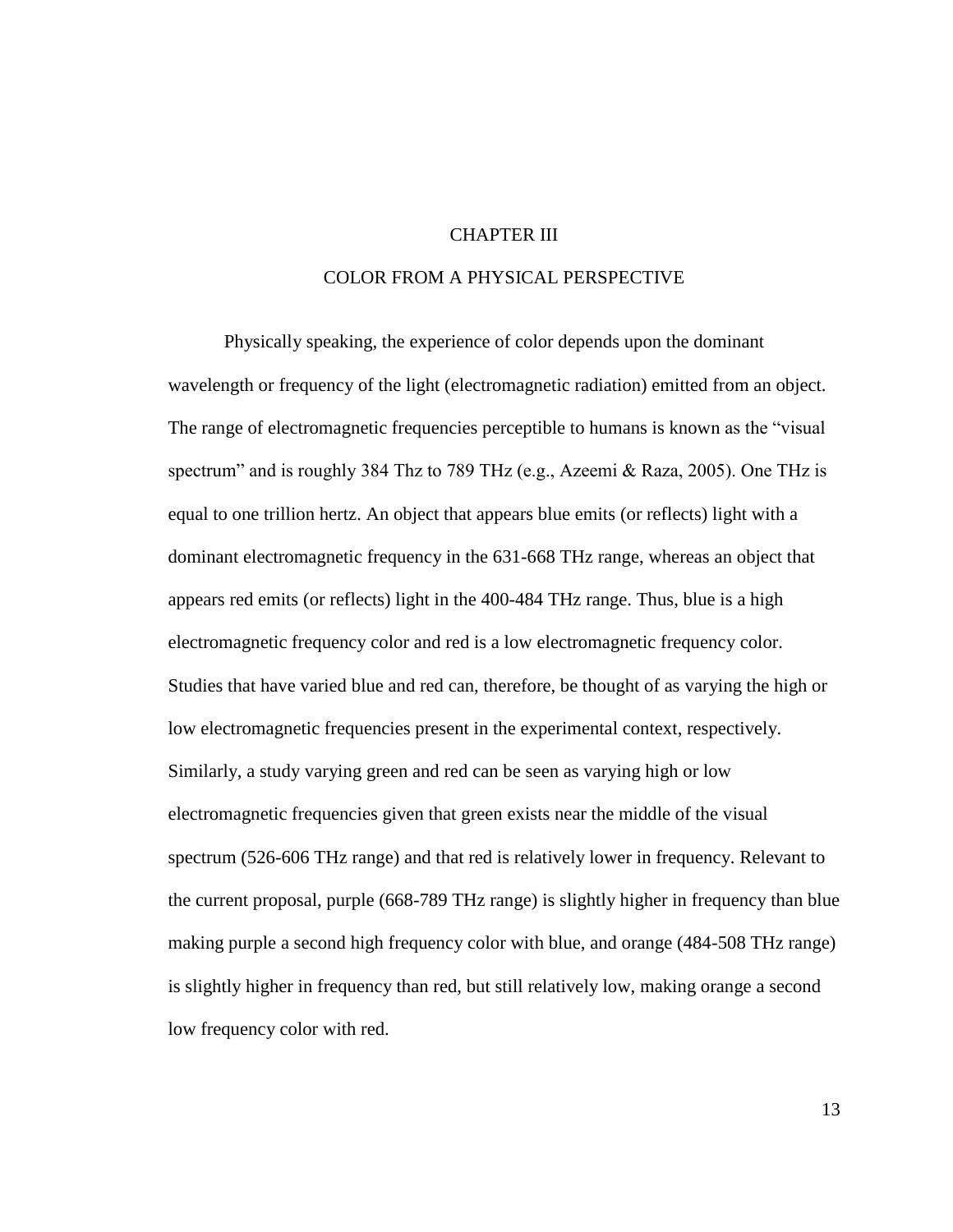# CHAPTER III

## COLOR FROM A PHYSICAL PERSPECTIVE

Physically speaking, the experience of color depends upon the dominant wavelength or frequency of the light (electromagnetic radiation) emitted from an object. The range of electromagnetic frequencies perceptible to humans is known as the "visual spectrum" and is roughly 384 Thz to 789 THz (e.g., Azeemi & Raza, 2005). One THz is equal to one trillion hertz. An object that appears blue emits (or reflects) light with a dominant electromagnetic frequency in the 631-668 THz range, whereas an object that appears red emits (or reflects) light in the 400-484 THz range. Thus, blue is a high electromagnetic frequency color and red is a low electromagnetic frequency color. Studies that have varied blue and red can, therefore, be thought of as varying the high or low electromagnetic frequencies present in the experimental context, respectively. Similarly, a study varying green and red can be seen as varying high or low electromagnetic frequencies given that green exists near the middle of the visual spectrum (526-606 THz range) and that red is relatively lower in frequency. Relevant to the current proposal, purple (668-789 THz range) is slightly higher in frequency than blue making purple a second high frequency color with blue, and orange (484-508 THz range) is slightly higher in frequency than red, but still relatively low, making orange a second low frequency color with red.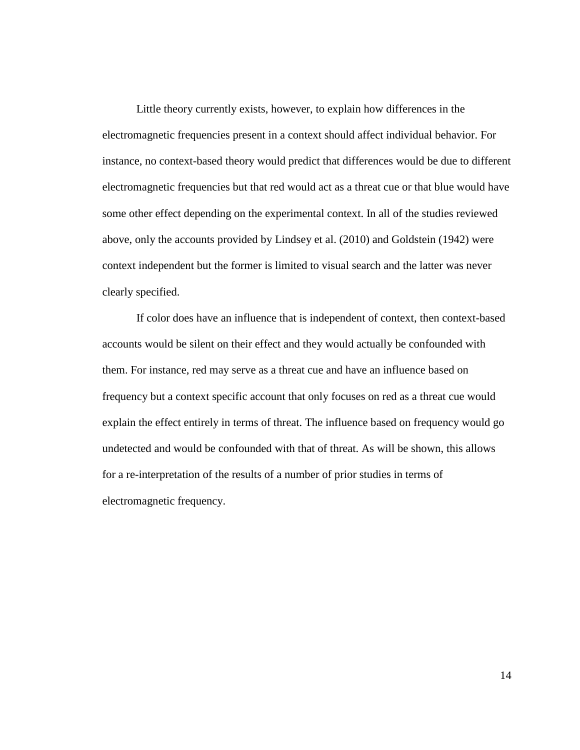Little theory currently exists, however, to explain how differences in the electromagnetic frequencies present in a context should affect individual behavior. For instance, no context-based theory would predict that differences would be due to different electromagnetic frequencies but that red would act as a threat cue or that blue would have some other effect depending on the experimental context. In all of the studies reviewed above, only the accounts provided by Lindsey et al. (2010) and Goldstein (1942) were context independent but the former is limited to visual search and the latter was never clearly specified.

If color does have an influence that is independent of context, then context-based accounts would be silent on their effect and they would actually be confounded with them. For instance, red may serve as a threat cue and have an influence based on frequency but a context specific account that only focuses on red as a threat cue would explain the effect entirely in terms of threat. The influence based on frequency would go undetected and would be confounded with that of threat. As will be shown, this allows for a re-interpretation of the results of a number of prior studies in terms of electromagnetic frequency.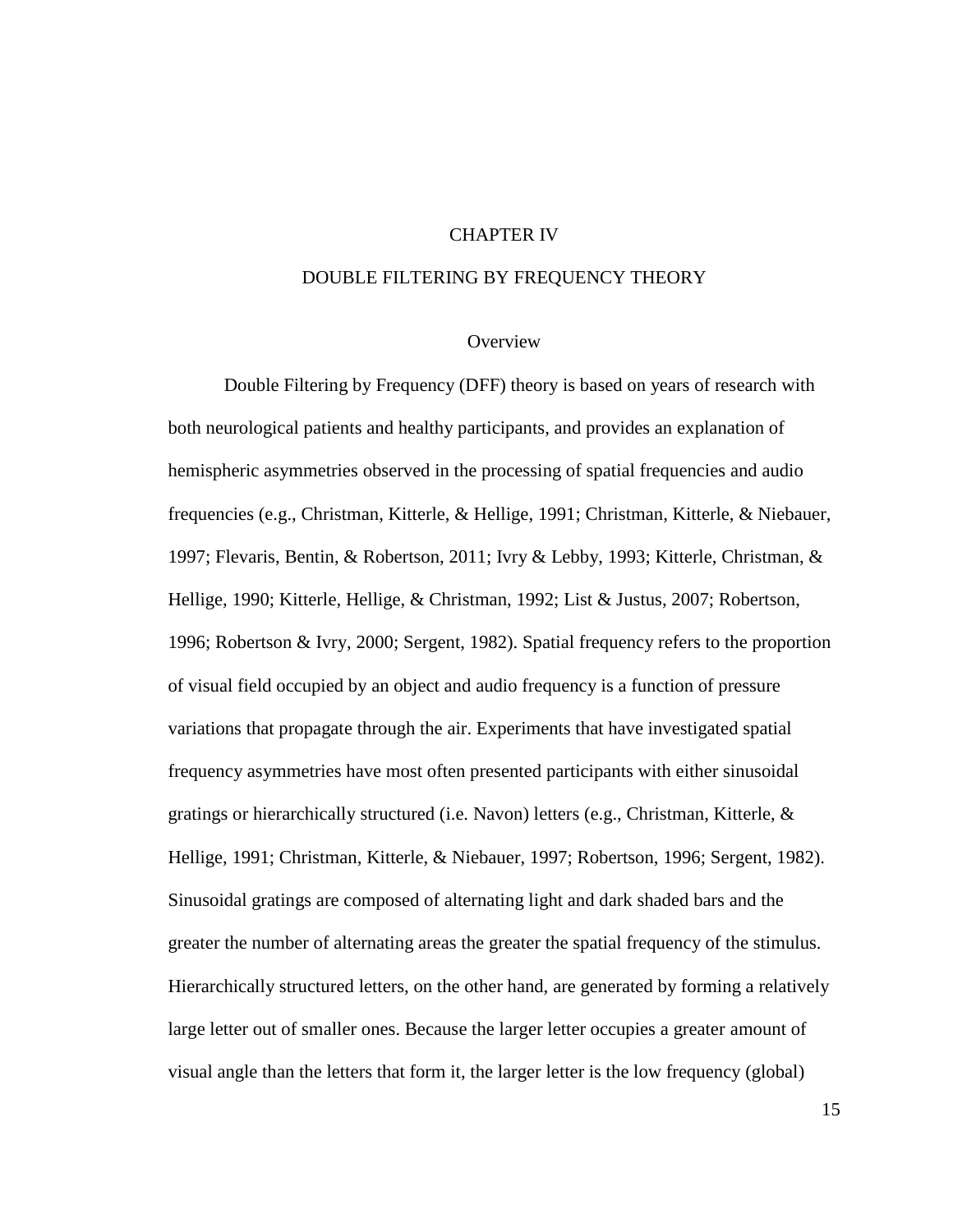# CHAPTER IV

# DOUBLE FILTERING BY FREQUENCY THEORY

## Overview

Double Filtering by Frequency (DFF) theory is based on years of research with both neurological patients and healthy participants, and provides an explanation of hemispheric asymmetries observed in the processing of spatial frequencies and audio frequencies (e.g., Christman, Kitterle, & Hellige, 1991; Christman, Kitterle, & Niebauer, 1997; Flevaris, Bentin, & Robertson, 2011; Ivry & Lebby, 1993; Kitterle, Christman, & Hellige, 1990; Kitterle, Hellige, & Christman, 1992; List & Justus, 2007; Robertson, 1996; Robertson & Ivry, 2000; Sergent, 1982). Spatial frequency refers to the proportion of visual field occupied by an object and audio frequency is a function of pressure variations that propagate through the air. Experiments that have investigated spatial frequency asymmetries have most often presented participants with either sinusoidal gratings or hierarchically structured (i.e. Navon) letters (e.g., Christman, Kitterle, & Hellige, 1991; Christman, Kitterle, & Niebauer, 1997; Robertson, 1996; Sergent, 1982). Sinusoidal gratings are composed of alternating light and dark shaded bars and the greater the number of alternating areas the greater the spatial frequency of the stimulus. Hierarchically structured letters, on the other hand, are generated by forming a relatively large letter out of smaller ones. Because the larger letter occupies a greater amount of visual angle than the letters that form it, the larger letter is the low frequency (global)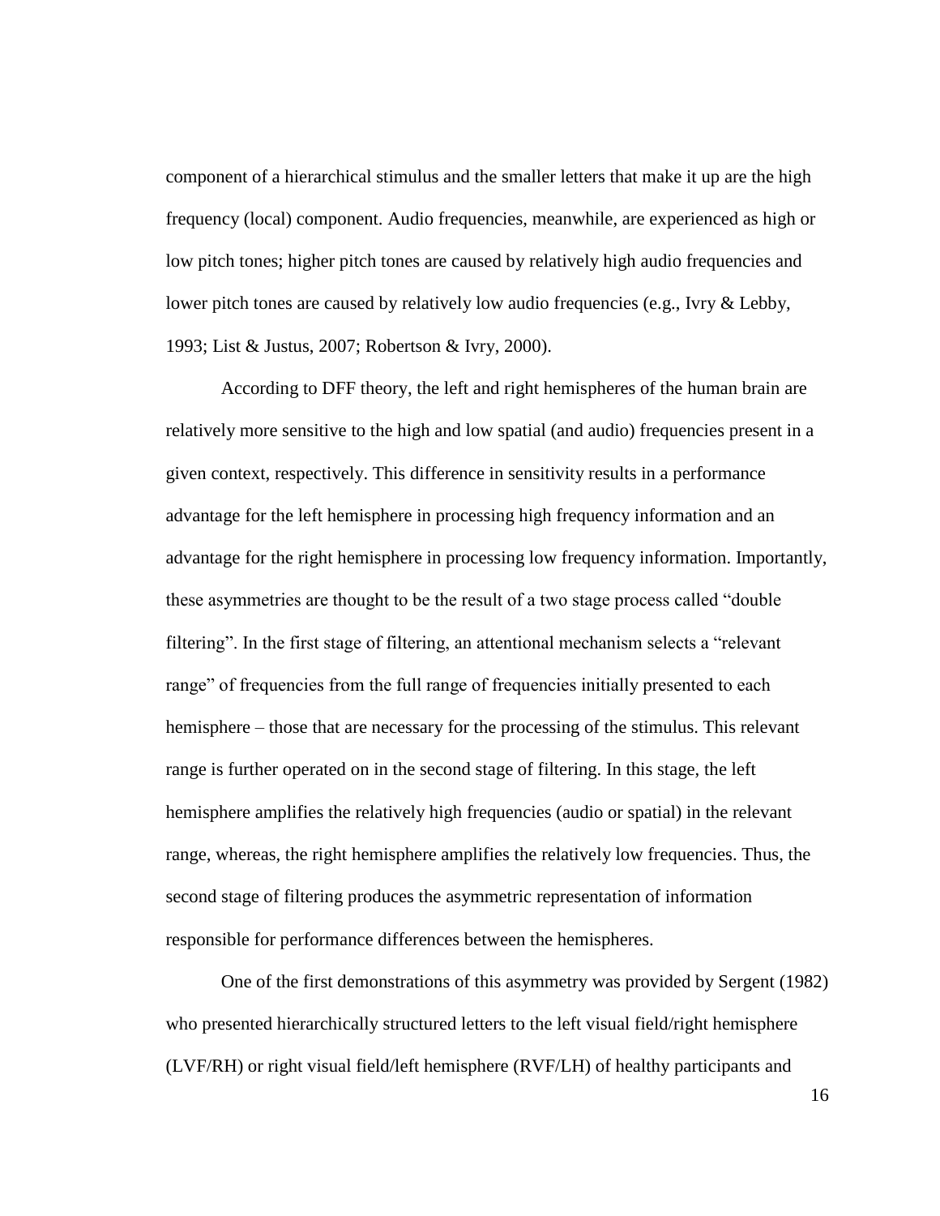component of a hierarchical stimulus and the smaller letters that make it up are the high frequency (local) component. Audio frequencies, meanwhile, are experienced as high or low pitch tones; higher pitch tones are caused by relatively high audio frequencies and lower pitch tones are caused by relatively low audio frequencies (e.g., Ivry & Lebby, 1993; List & Justus, 2007; Robertson & Ivry, 2000).

According to DFF theory, the left and right hemispheres of the human brain are relatively more sensitive to the high and low spatial (and audio) frequencies present in a given context, respectively. This difference in sensitivity results in a performance advantage for the left hemisphere in processing high frequency information and an advantage for the right hemisphere in processing low frequency information. Importantly, these asymmetries are thought to be the result of a two stage process called "double filtering". In the first stage of filtering, an attentional mechanism selects a "relevant range" of frequencies from the full range of frequencies initially presented to each hemisphere – those that are necessary for the processing of the stimulus. This relevant range is further operated on in the second stage of filtering. In this stage, the left hemisphere amplifies the relatively high frequencies (audio or spatial) in the relevant range, whereas, the right hemisphere amplifies the relatively low frequencies. Thus, the second stage of filtering produces the asymmetric representation of information responsible for performance differences between the hemispheres.

One of the first demonstrations of this asymmetry was provided by Sergent (1982) who presented hierarchically structured letters to the left visual field/right hemisphere (LVF/RH) or right visual field/left hemisphere (RVF/LH) of healthy participants and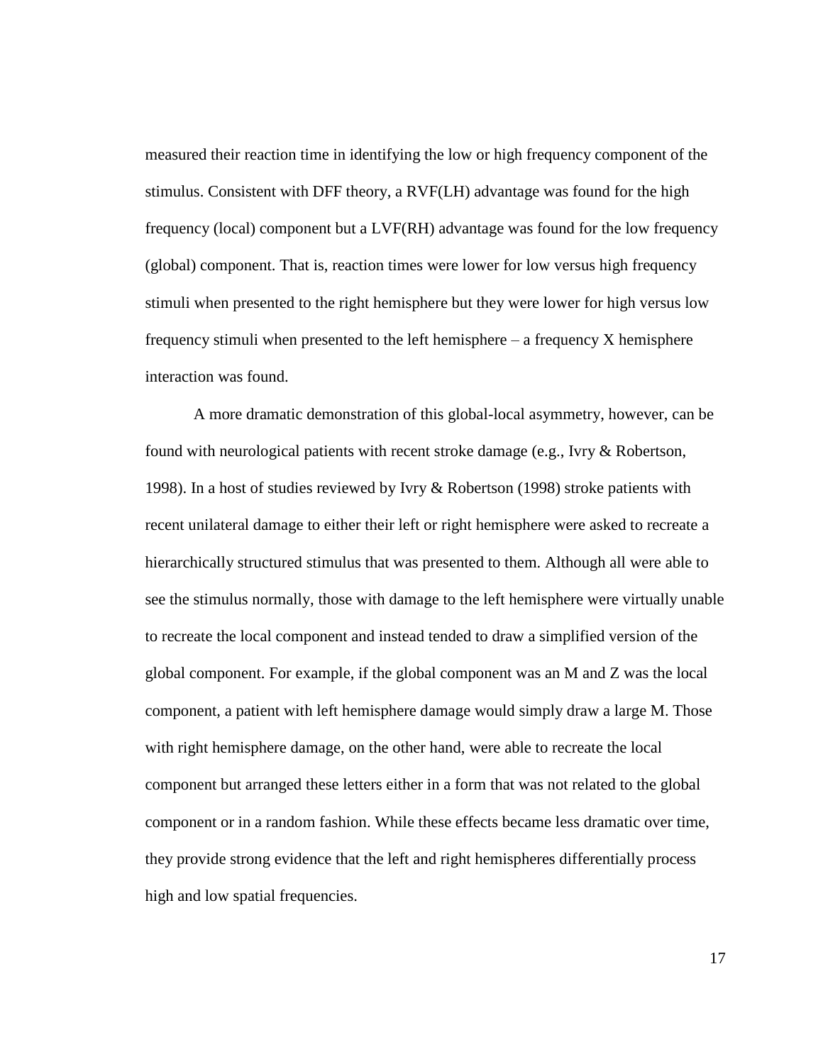measured their reaction time in identifying the low or high frequency component of the stimulus. Consistent with DFF theory, a RVF(LH) advantage was found for the high frequency (local) component but a LVF(RH) advantage was found for the low frequency (global) component. That is, reaction times were lower for low versus high frequency stimuli when presented to the right hemisphere but they were lower for high versus low frequency stimuli when presented to the left hemisphere – a frequency X hemisphere interaction was found.

A more dramatic demonstration of this global-local asymmetry, however, can be found with neurological patients with recent stroke damage (e.g., Ivry & Robertson, 1998). In a host of studies reviewed by Ivry & Robertson (1998) stroke patients with recent unilateral damage to either their left or right hemisphere were asked to recreate a hierarchically structured stimulus that was presented to them. Although all were able to see the stimulus normally, those with damage to the left hemisphere were virtually unable to recreate the local component and instead tended to draw a simplified version of the global component. For example, if the global component was an M and Z was the local component, a patient with left hemisphere damage would simply draw a large M. Those with right hemisphere damage, on the other hand, were able to recreate the local component but arranged these letters either in a form that was not related to the global component or in a random fashion. While these effects became less dramatic over time, they provide strong evidence that the left and right hemispheres differentially process high and low spatial frequencies.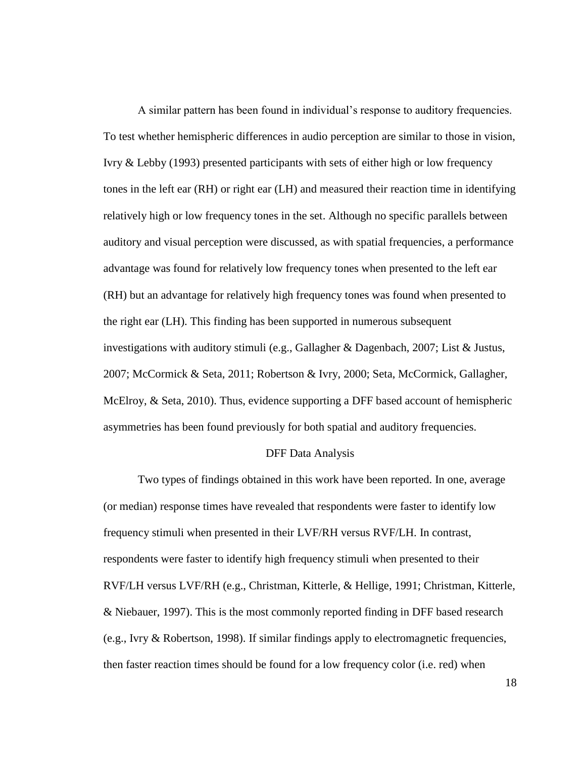A similar pattern has been found in individual's response to auditory frequencies. To test whether hemispheric differences in audio perception are similar to those in vision, Ivry & Lebby (1993) presented participants with sets of either high or low frequency tones in the left ear (RH) or right ear (LH) and measured their reaction time in identifying relatively high or low frequency tones in the set. Although no specific parallels between auditory and visual perception were discussed, as with spatial frequencies, a performance advantage was found for relatively low frequency tones when presented to the left ear (RH) but an advantage for relatively high frequency tones was found when presented to the right ear (LH). This finding has been supported in numerous subsequent investigations with auditory stimuli (e.g., Gallagher & Dagenbach, 2007; List & Justus, 2007; McCormick & Seta, 2011; Robertson & Ivry, 2000; Seta, McCormick, Gallagher, McElroy, & Seta, 2010). Thus, evidence supporting a DFF based account of hemispheric asymmetries has been found previously for both spatial and auditory frequencies.

## DFF Data Analysis

Two types of findings obtained in this work have been reported. In one, average (or median) response times have revealed that respondents were faster to identify low frequency stimuli when presented in their LVF/RH versus RVF/LH. In contrast, respondents were faster to identify high frequency stimuli when presented to their RVF/LH versus LVF/RH (e.g., Christman, Kitterle, & Hellige, 1991; Christman, Kitterle, & Niebauer, 1997). This is the most commonly reported finding in DFF based research (e.g., Ivry & Robertson, 1998). If similar findings apply to electromagnetic frequencies, then faster reaction times should be found for a low frequency color (i.e. red) when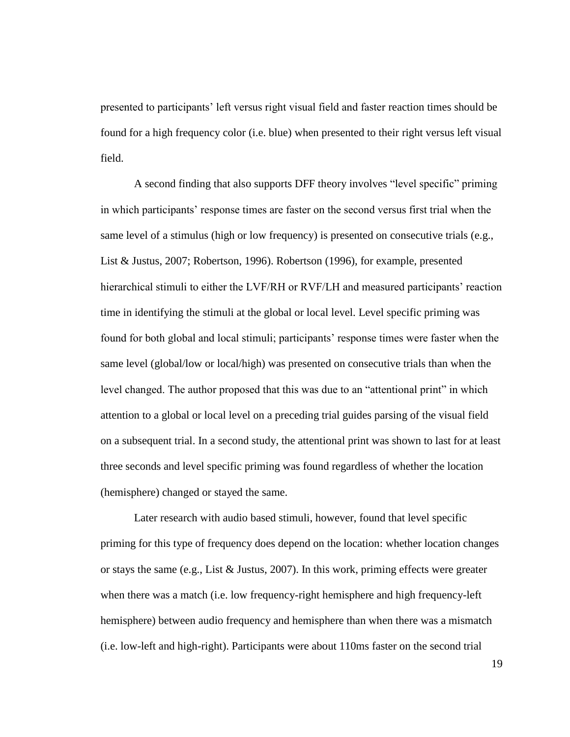presented to participants' left versus right visual field and faster reaction times should be found for a high frequency color (i.e. blue) when presented to their right versus left visual field.

A second finding that also supports DFF theory involves "level specific" priming in which participants' response times are faster on the second versus first trial when the same level of a stimulus (high or low frequency) is presented on consecutive trials (e.g., List & Justus, 2007; Robertson, 1996). Robertson (1996), for example, presented hierarchical stimuli to either the LVF/RH or RVF/LH and measured participants' reaction time in identifying the stimuli at the global or local level. Level specific priming was found for both global and local stimuli; participants' response times were faster when the same level (global/low or local/high) was presented on consecutive trials than when the level changed. The author proposed that this was due to an "attentional print" in which attention to a global or local level on a preceding trial guides parsing of the visual field on a subsequent trial. In a second study, the attentional print was shown to last for at least three seconds and level specific priming was found regardless of whether the location (hemisphere) changed or stayed the same.

Later research with audio based stimuli, however, found that level specific priming for this type of frequency does depend on the location: whether location changes or stays the same (e.g., List & Justus, 2007). In this work, priming effects were greater when there was a match (i.e. low frequency-right hemisphere and high frequency-left hemisphere) between audio frequency and hemisphere than when there was a mismatch (i.e. low-left and high-right). Participants were about 110ms faster on the second trial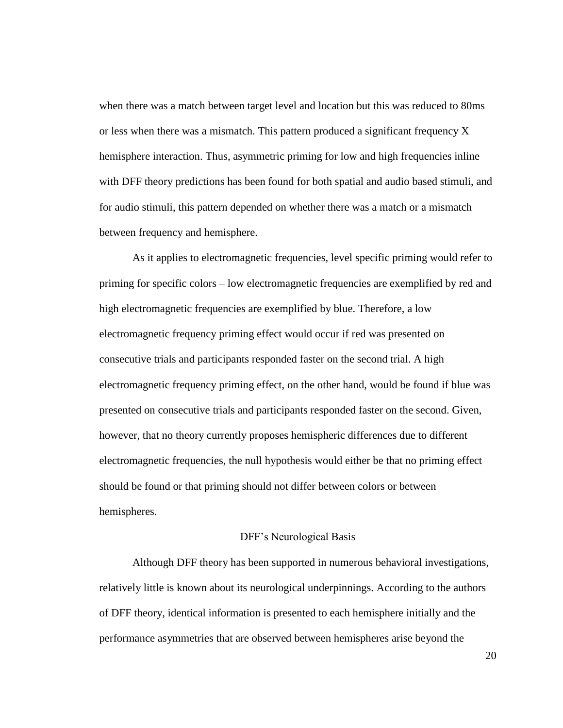when there was a match between target level and location but this was reduced to 80ms or less when there was a mismatch. This pattern produced a significant frequency X hemisphere interaction. Thus, asymmetric priming for low and high frequencies inline with DFF theory predictions has been found for both spatial and audio based stimuli, and for audio stimuli, this pattern depended on whether there was a match or a mismatch between frequency and hemisphere.

As it applies to electromagnetic frequencies, level specific priming would refer to priming for specific colors – low electromagnetic frequencies are exemplified by red and high electromagnetic frequencies are exemplified by blue. Therefore, a low electromagnetic frequency priming effect would occur if red was presented on consecutive trials and participants responded faster on the second trial. A high electromagnetic frequency priming effect, on the other hand, would be found if blue was presented on consecutive trials and participants responded faster on the second. Given, however, that no theory currently proposes hemispheric differences due to different electromagnetic frequencies, the null hypothesis would either be that no priming effect should be found or that priming should not differ between colors or between hemispheres.

## DFF's Neurological Basis

Although DFF theory has been supported in numerous behavioral investigations, relatively little is known about its neurological underpinnings. According to the authors of DFF theory, identical information is presented to each hemisphere initially and the performance asymmetries that are observed between hemispheres arise beyond the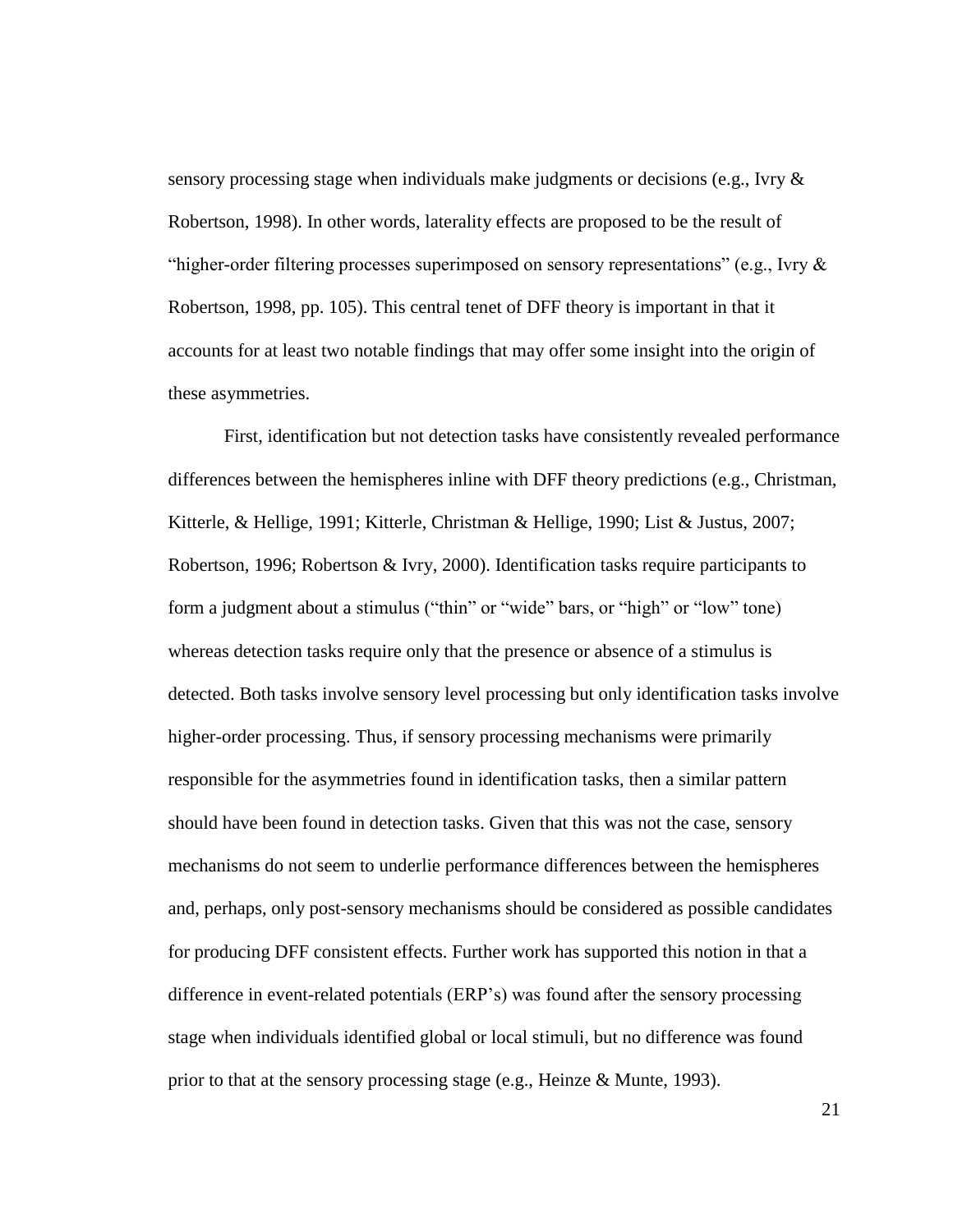sensory processing stage when individuals make judgments or decisions (e.g., Ivry & Robertson, 1998). In other words, laterality effects are proposed to be the result of "higher-order filtering processes superimposed on sensory representations" (e.g., Ivry & Robertson, 1998, pp. 105). This central tenet of DFF theory is important in that it accounts for at least two notable findings that may offer some insight into the origin of these asymmetries.

First, identification but not detection tasks have consistently revealed performance differences between the hemispheres inline with DFF theory predictions (e.g., Christman, Kitterle, & Hellige, 1991; Kitterle, Christman & Hellige, 1990; List & Justus, 2007; Robertson, 1996; Robertson & Ivry, 2000). Identification tasks require participants to form a judgment about a stimulus ("thin" or "wide" bars, or "high" or "low" tone) whereas detection tasks require only that the presence or absence of a stimulus is detected. Both tasks involve sensory level processing but only identification tasks involve higher-order processing. Thus, if sensory processing mechanisms were primarily responsible for the asymmetries found in identification tasks, then a similar pattern should have been found in detection tasks. Given that this was not the case, sensory mechanisms do not seem to underlie performance differences between the hemispheres and, perhaps, only post-sensory mechanisms should be considered as possible candidates for producing DFF consistent effects. Further work has supported this notion in that a difference in event-related potentials (ERP's) was found after the sensory processing stage when individuals identified global or local stimuli, but no difference was found prior to that at the sensory processing stage (e.g., Heinze & Munte, 1993).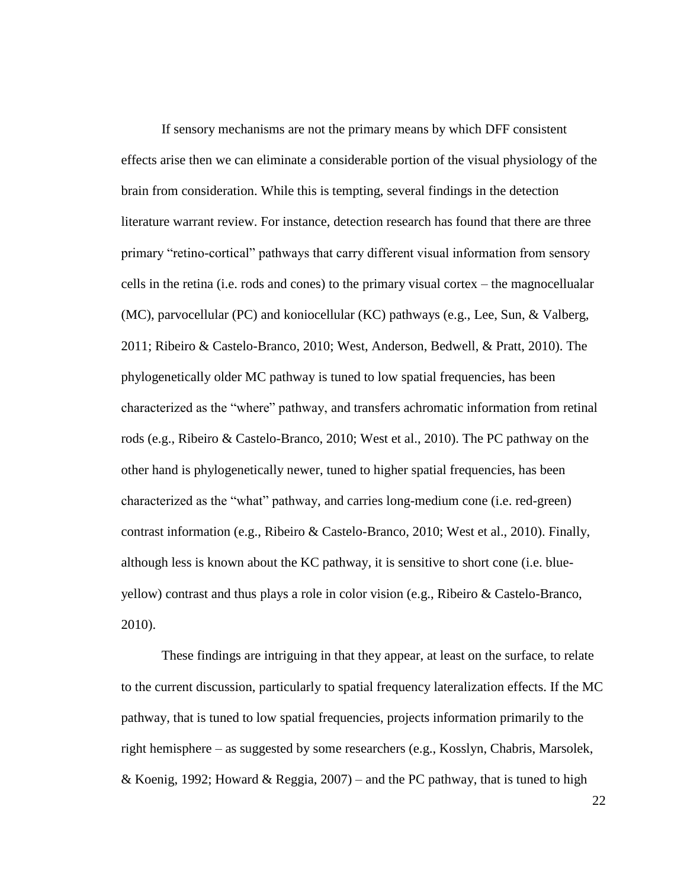If sensory mechanisms are not the primary means by which DFF consistent effects arise then we can eliminate a considerable portion of the visual physiology of the brain from consideration. While this is tempting, several findings in the detection literature warrant review. For instance, detection research has found that there are three primary "retino-cortical" pathways that carry different visual information from sensory cells in the retina (i.e. rods and cones) to the primary visual cortex – the magnocellualar (MC), parvocellular (PC) and koniocellular (KC) pathways (e.g., Lee, Sun, & Valberg, 2011; Ribeiro & Castelo-Branco, 2010; West, Anderson, Bedwell, & Pratt, 2010). The phylogenetically older MC pathway is tuned to low spatial frequencies, has been characterized as the "where" pathway, and transfers achromatic information from retinal rods (e.g., Ribeiro & Castelo-Branco, 2010; West et al., 2010). The PC pathway on the other hand is phylogenetically newer, tuned to higher spatial frequencies, has been characterized as the "what" pathway, and carries long-medium cone (i.e. red-green) contrast information (e.g., Ribeiro & Castelo-Branco, 2010; West et al., 2010). Finally, although less is known about the KC pathway, it is sensitive to short cone (i.e. blue-yellow) contrast and thus plays a role in color vision (e.g., Ribeiro & Castelo-Branco, 2010).

These findings are intriguing in that they appear, at least on the surface, to relate to the current discussion, particularly to spatial frequency lateralization effects. If the MC pathway, that is tuned to low spatial frequencies, projects information primarily to the right hemisphere – as suggested by some researchers (e.g., Kosslyn, Chabris, Marsolek, & Koenig, 1992; Howard & Reggia, 2007) – and the PC pathway, that is tuned to high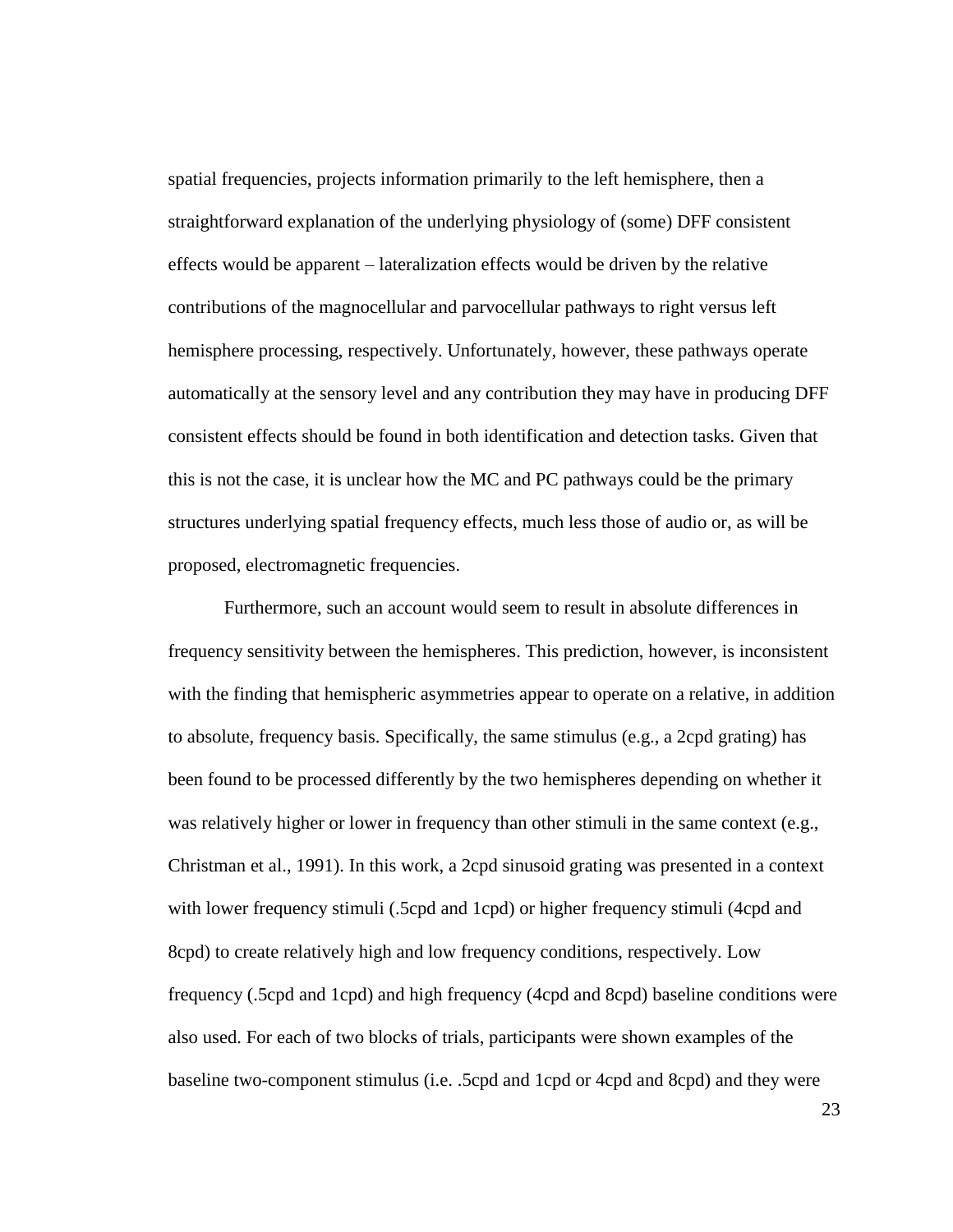spatial frequencies, projects information primarily to the left hemisphere, then a straightforward explanation of the underlying physiology of (some) DFF consistent effects would be apparent – lateralization effects would be driven by the relative contributions of the magnocellular and parvocellular pathways to right versus left hemisphere processing, respectively. Unfortunately, however, these pathways operate automatically at the sensory level and any contribution they may have in producing DFF consistent effects should be found in both identification and detection tasks. Given that this is not the case, it is unclear how the MC and PC pathways could be the primary structures underlying spatial frequency effects, much less those of audio or, as will be proposed, electromagnetic frequencies.

Furthermore, such an account would seem to result in absolute differences in frequency sensitivity between the hemispheres. This prediction, however, is inconsistent with the finding that hemispheric asymmetries appear to operate on a relative, in addition to absolute, frequency basis. Specifically, the same stimulus (e.g., a 2cpd grating) has been found to be processed differently by the two hemispheres depending on whether it was relatively higher or lower in frequency than other stimuli in the same context (e.g., Christman et al., 1991). In this work, a 2cpd sinusoid grating was presented in a context with lower frequency stimuli (.5cpd and 1cpd) or higher frequency stimuli (4cpd and 8cpd) to create relatively high and low frequency conditions, respectively. Low frequency (.5cpd and 1cpd) and high frequency (4cpd and 8cpd) baseline conditions were also used. For each of two blocks of trials, participants were shown examples of the baseline two-component stimulus (i.e. .5cpd and 1cpd or 4cpd and 8cpd) and they were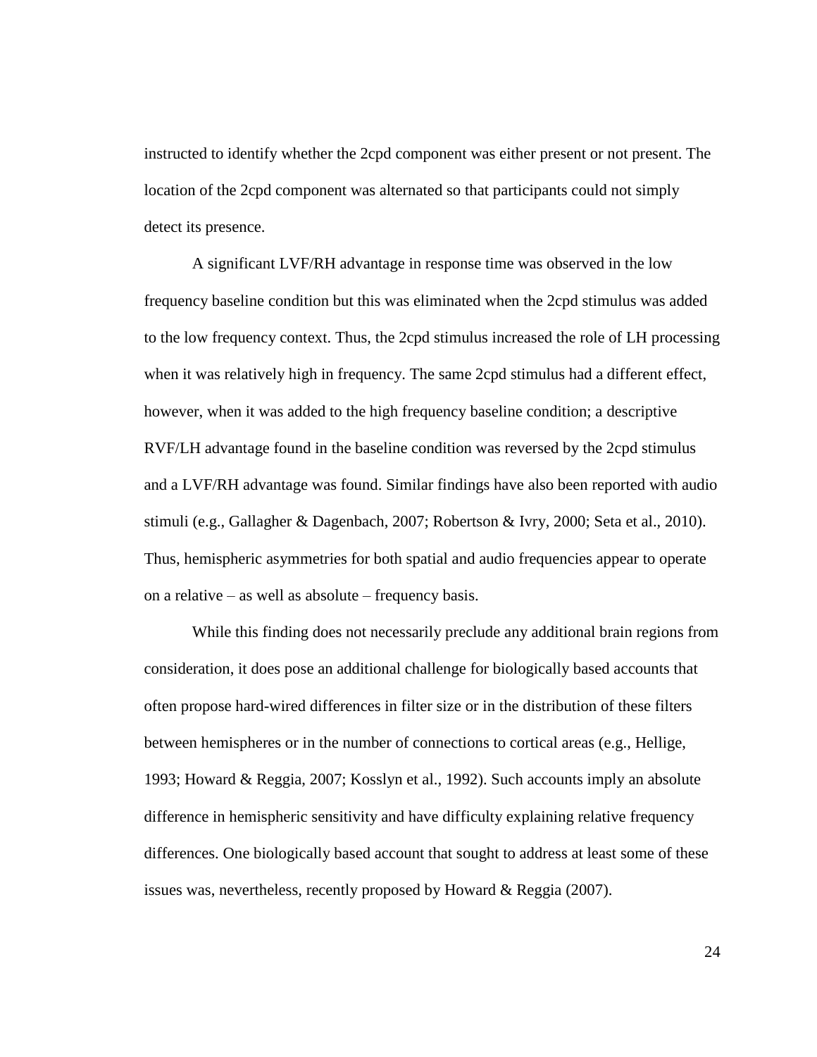instructed to identify whether the 2cpd component was either present or not present. The location of the 2cpd component was alternated so that participants could not simply detect its presence.

A significant LVF/RH advantage in response time was observed in the low frequency baseline condition but this was eliminated when the 2cpd stimulus was added to the low frequency context. Thus, the 2cpd stimulus increased the role of LH processing when it was relatively high in frequency. The same 2cpd stimulus had a different effect, however, when it was added to the high frequency baseline condition; a descriptive RVF/LH advantage found in the baseline condition was reversed by the 2cpd stimulus and a LVF/RH advantage was found. Similar findings have also been reported with audio stimuli (e.g., Gallagher & Dagenbach, 2007; Robertson & Ivry, 2000; Seta et al., 2010). Thus, hemispheric asymmetries for both spatial and audio frequencies appear to operate on a relative – as well as absolute – frequency basis.

While this finding does not necessarily preclude any additional brain regions from consideration, it does pose an additional challenge for biologically based accounts that often propose hard-wired differences in filter size or in the distribution of these filters between hemispheres or in the number of connections to cortical areas (e.g., Hellige, 1993; Howard & Reggia, 2007; Kosslyn et al., 1992). Such accounts imply an absolute difference in hemispheric sensitivity and have difficulty explaining relative frequency differences. One biologically based account that sought to address at least some of these issues was, nevertheless, recently proposed by Howard & Reggia (2007).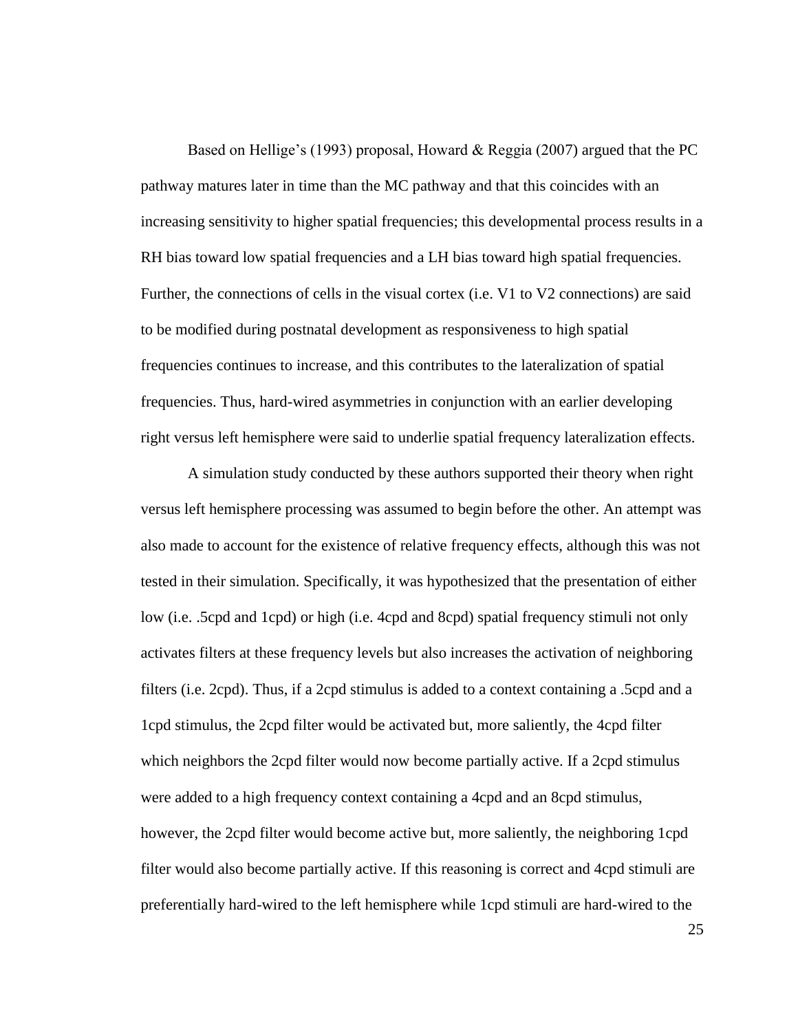Based on Hellige's (1993) proposal, Howard & Reggia (2007) argued that the PC pathway matures later in time than the MC pathway and that this coincides with an increasing sensitivity to higher spatial frequencies; this developmental process results in a RH bias toward low spatial frequencies and a LH bias toward high spatial frequencies. Further, the connections of cells in the visual cortex (i.e. V1 to V2 connections) are said to be modified during postnatal development as responsiveness to high spatial frequencies continues to increase, and this contributes to the lateralization of spatial frequencies. Thus, hard-wired asymmetries in conjunction with an earlier developing right versus left hemisphere were said to underlie spatial frequency lateralization effects.

A simulation study conducted by these authors supported their theory when right versus left hemisphere processing was assumed to begin before the other. An attempt was also made to account for the existence of relative frequency effects, although this was not tested in their simulation. Specifically, it was hypothesized that the presentation of either low (i.e. .5cpd and 1cpd) or high (i.e. 4cpd and 8cpd) spatial frequency stimuli not only activates filters at these frequency levels but also increases the activation of neighboring filters (i.e. 2cpd). Thus, if a 2cpd stimulus is added to a context containing a .5cpd and a 1cpd stimulus, the 2cpd filter would be activated but, more saliently, the 4cpd filter which neighbors the 2cpd filter would now become partially active. If a 2cpd stimulus were added to a high frequency context containing a 4cpd and an 8cpd stimulus, however, the 2cpd filter would become active but, more saliently, the neighboring 1cpd filter would also become partially active. If this reasoning is correct and 4cpd stimuli are preferentially hard-wired to the left hemisphere while 1cpd stimuli are hard-wired to the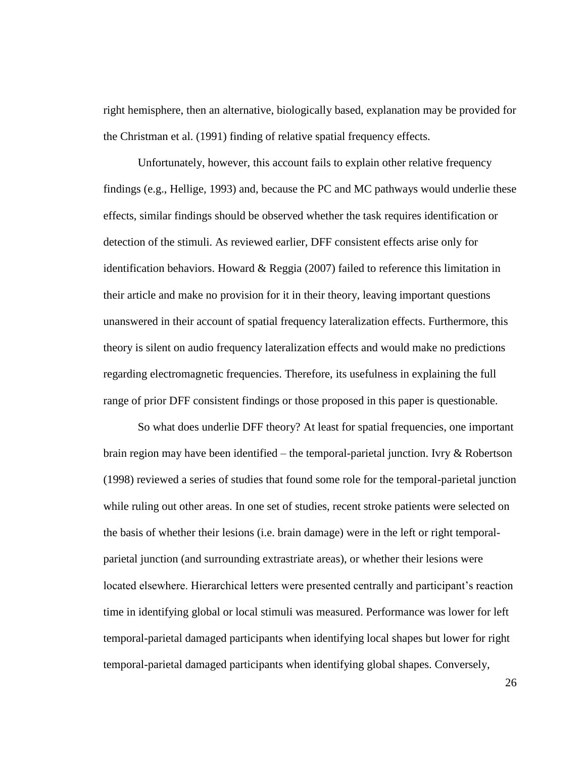right hemisphere, then an alternative, biologically based, explanation may be provided for the Christman et al. (1991) finding of relative spatial frequency effects.

Unfortunately, however, this account fails to explain other relative frequency findings (e.g., Hellige, 1993) and, because the PC and MC pathways would underlie these effects, similar findings should be observed whether the task requires identification or detection of the stimuli. As reviewed earlier, DFF consistent effects arise only for identification behaviors. Howard & Reggia (2007) failed to reference this limitation in their article and make no provision for it in their theory, leaving important questions unanswered in their account of spatial frequency lateralization effects. Furthermore, this theory is silent on audio frequency lateralization effects and would make no predictions regarding electromagnetic frequencies. Therefore, its usefulness in explaining the full range of prior DFF consistent findings or those proposed in this paper is questionable.

So what does underlie DFF theory? At least for spatial frequencies, one important brain region may have been identified – the temporal-parietal junction. Ivry & Robertson (1998) reviewed a series of studies that found some role for the temporal-parietal junction while ruling out other areas. In one set of studies, recent stroke patients were selected on the basis of whether their lesions (i.e. brain damage) were in the left or right temporal-parietal junction (and surrounding extrastriate areas), or whether their lesions were located elsewhere. Hierarchical letters were presented centrally and participant's reaction time in identifying global or local stimuli was measured. Performance was lower for left temporal-parietal damaged participants when identifying local shapes but lower for right temporal-parietal damaged participants when identifying global shapes. Conversely,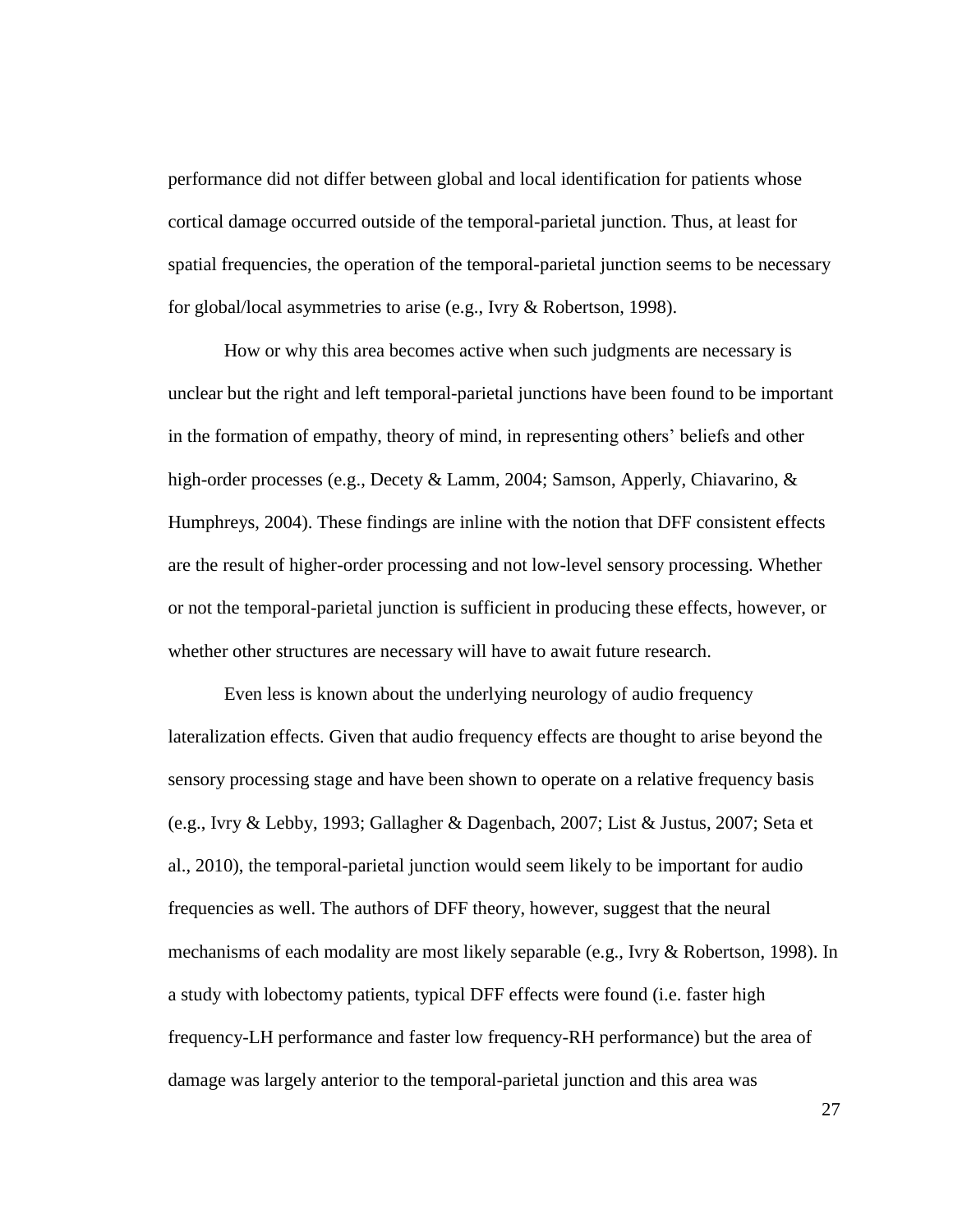performance did not differ between global and local identification for patients whose cortical damage occurred outside of the temporal-parietal junction. Thus, at least for spatial frequencies, the operation of the temporal-parietal junction seems to be necessary for global/local asymmetries to arise (e.g., Ivry & Robertson, 1998).

How or why this area becomes active when such judgments are necessary is unclear but the right and left temporal-parietal junctions have been found to be important in the formation of empathy, theory of mind, in representing others' beliefs and other high-order processes (e.g., Decety & Lamm, 2004; Samson, Apperly, Chiavarino, & Humphreys, 2004). These findings are inline with the notion that DFF consistent effects are the result of higher-order processing and not low-level sensory processing. Whether or not the temporal-parietal junction is sufficient in producing these effects, however, or whether other structures are necessary will have to await future research.

Even less is known about the underlying neurology of audio frequency lateralization effects. Given that audio frequency effects are thought to arise beyond the sensory processing stage and have been shown to operate on a relative frequency basis (e.g., Ivry & Lebby, 1993; Gallagher & Dagenbach, 2007; List & Justus, 2007; Seta et al., 2010), the temporal-parietal junction would seem likely to be important for audio frequencies as well. The authors of DFF theory, however, suggest that the neural mechanisms of each modality are most likely separable (e.g., Ivry & Robertson, 1998). In a study with lobectomy patients, typical DFF effects were found (i.e. faster high frequency-LH performance and faster low frequency-RH performance) but the area of damage was largely anterior to the temporal-parietal junction and this area was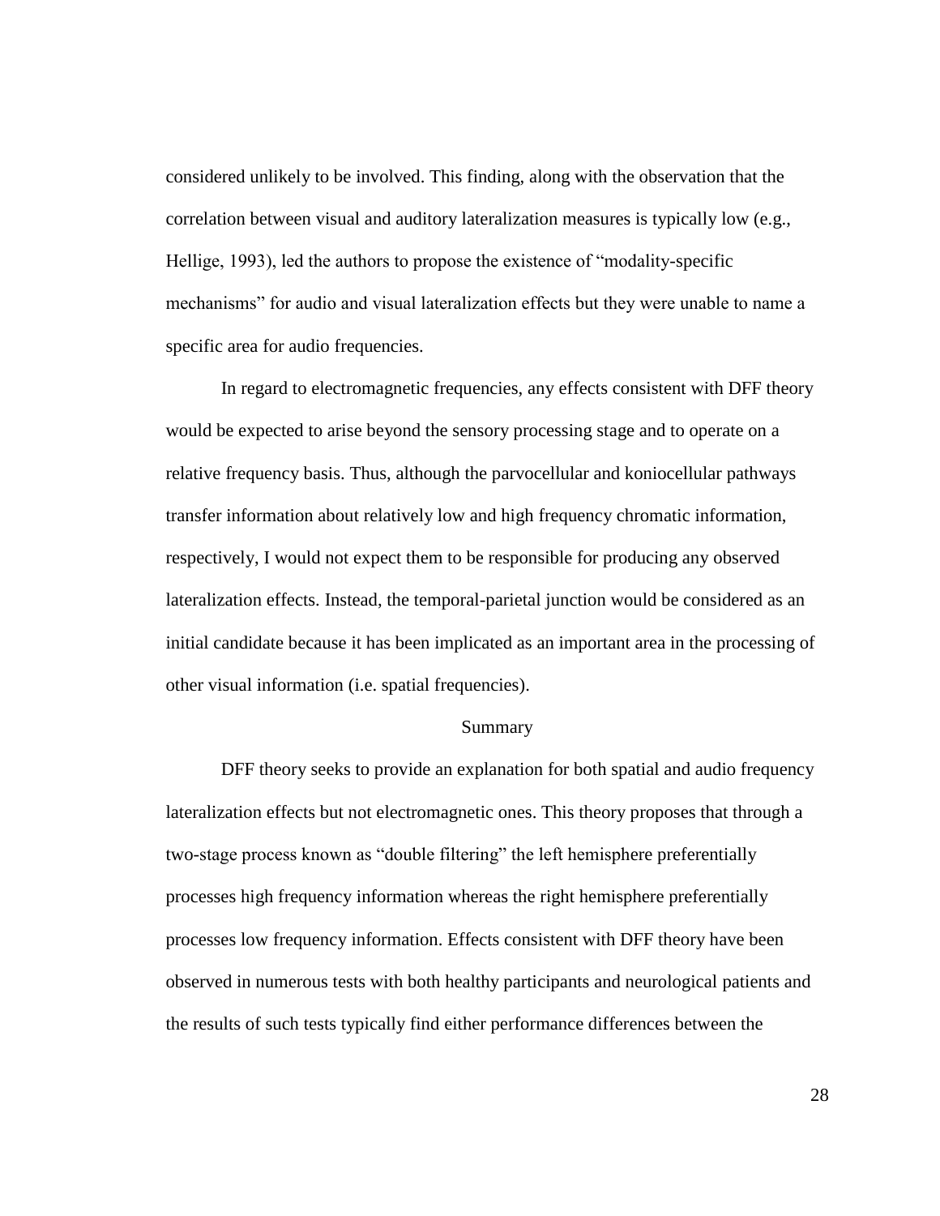considered unlikely to be involved. This finding, along with the observation that the correlation between visual and auditory lateralization measures is typically low (e.g., Hellige, 1993), led the authors to propose the existence of "modality-specific mechanisms" for audio and visual lateralization effects but they were unable to name a specific area for audio frequencies.

In regard to electromagnetic frequencies, any effects consistent with DFF theory would be expected to arise beyond the sensory processing stage and to operate on a relative frequency basis. Thus, although the parvocellular and koniocellular pathways transfer information about relatively low and high frequency chromatic information, respectively, I would not expect them to be responsible for producing any observed lateralization effects. Instead, the temporal-parietal junction would be considered as an initial candidate because it has been implicated as an important area in the processing of other visual information (i.e. spatial frequencies).

## Summary

DFF theory seeks to provide an explanation for both spatial and audio frequency lateralization effects but not electromagnetic ones. This theory proposes that through a two-stage process known as "double filtering" the left hemisphere preferentially processes high frequency information whereas the right hemisphere preferentially processes low frequency information. Effects consistent with DFF theory have been observed in numerous tests with both healthy participants and neurological patients and the results of such tests typically find either performance differences between the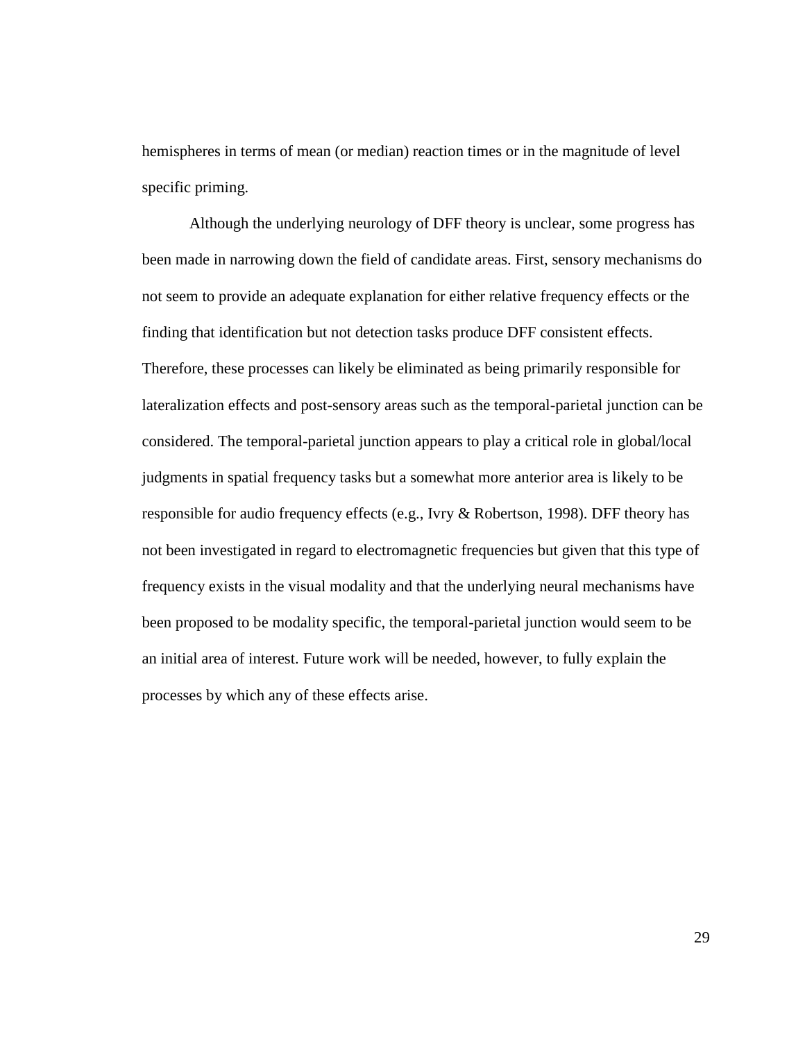hemispheres in terms of mean (or median) reaction times or in the magnitude of level specific priming.

Although the underlying neurology of DFF theory is unclear, some progress has been made in narrowing down the field of candidate areas. First, sensory mechanisms do not seem to provide an adequate explanation for either relative frequency effects or the finding that identification but not detection tasks produce DFF consistent effects. Therefore, these processes can likely be eliminated as being primarily responsible for lateralization effects and post-sensory areas such as the temporal-parietal junction can be considered. The temporal-parietal junction appears to play a critical role in global/local judgments in spatial frequency tasks but a somewhat more anterior area is likely to be responsible for audio frequency effects (e.g., Ivry & Robertson, 1998). DFF theory has not been investigated in regard to electromagnetic frequencies but given that this type of frequency exists in the visual modality and that the underlying neural mechanisms have been proposed to be modality specific, the temporal-parietal junction would seem to be an initial area of interest. Future work will be needed, however, to fully explain the processes by which any of these effects arise.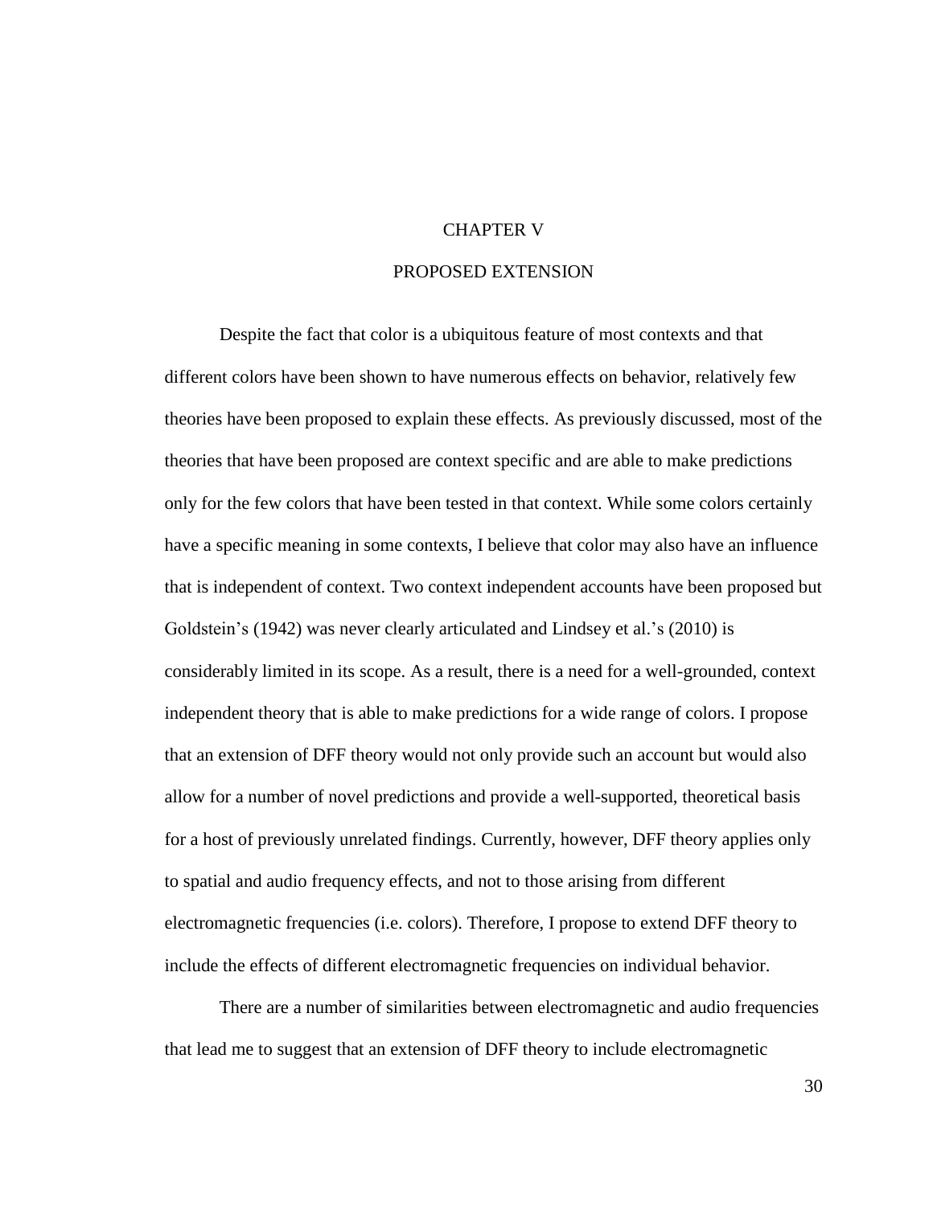# CHAPTER V

## PROPOSED EXTENSION

Despite the fact that color is a ubiquitous feature of most contexts and that different colors have been shown to have numerous effects on behavior, relatively few theories have been proposed to explain these effects. As previously discussed, most of the theories that have been proposed are context specific and are able to make predictions only for the few colors that have been tested in that context. While some colors certainly have a specific meaning in some contexts, I believe that color may also have an influence that is independent of context. Two context independent accounts have been proposed but Goldstein's (1942) was never clearly articulated and Lindsey et al.'s (2010) is considerably limited in its scope. As a result, there is a need for a well-grounded, context independent theory that is able to make predictions for a wide range of colors. I propose that an extension of DFF theory would not only provide such an account but would also allow for a number of novel predictions and provide a well-supported, theoretical basis for a host of previously unrelated findings. Currently, however, DFF theory applies only to spatial and audio frequency effects, and not to those arising from different electromagnetic frequencies (i.e. colors). Therefore, I propose to extend DFF theory to include the effects of different electromagnetic frequencies on individual behavior.

There are a number of similarities between electromagnetic and audio frequencies that lead me to suggest that an extension of DFF theory to include electromagnetic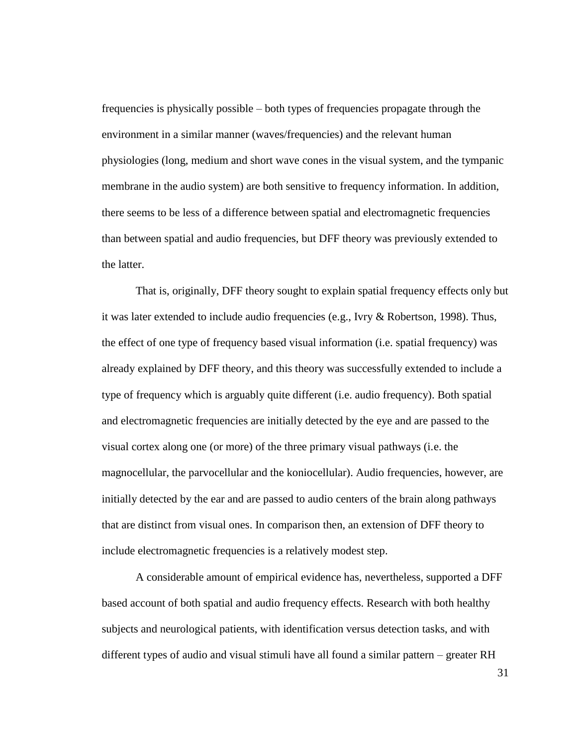frequencies is physically possible – both types of frequencies propagate through the environment in a similar manner (waves/frequencies) and the relevant human physiologies (long, medium and short wave cones in the visual system, and the tympanic membrane in the audio system) are both sensitive to frequency information. In addition, there seems to be less of a difference between spatial and electromagnetic frequencies than between spatial and audio frequencies, but DFF theory was previously extended to the latter.

That is, originally, DFF theory sought to explain spatial frequency effects only but it was later extended to include audio frequencies (e.g., Ivry & Robertson, 1998). Thus, the effect of one type of frequency based visual information (i.e. spatial frequency) was already explained by DFF theory, and this theory was successfully extended to include a type of frequency which is arguably quite different (i.e. audio frequency). Both spatial and electromagnetic frequencies are initially detected by the eye and are passed to the visual cortex along one (or more) of the three primary visual pathways (i.e. the magnocellular, the parvocellular and the koniocellular). Audio frequencies, however, are initially detected by the ear and are passed to audio centers of the brain along pathways that are distinct from visual ones. In comparison then, an extension of DFF theory to include electromagnetic frequencies is a relatively modest step.

A considerable amount of empirical evidence has, nevertheless, supported a DFF based account of both spatial and audio frequency effects. Research with both healthy subjects and neurological patients, with identification versus detection tasks, and with different types of audio and visual stimuli have all found a similar pattern – greater RH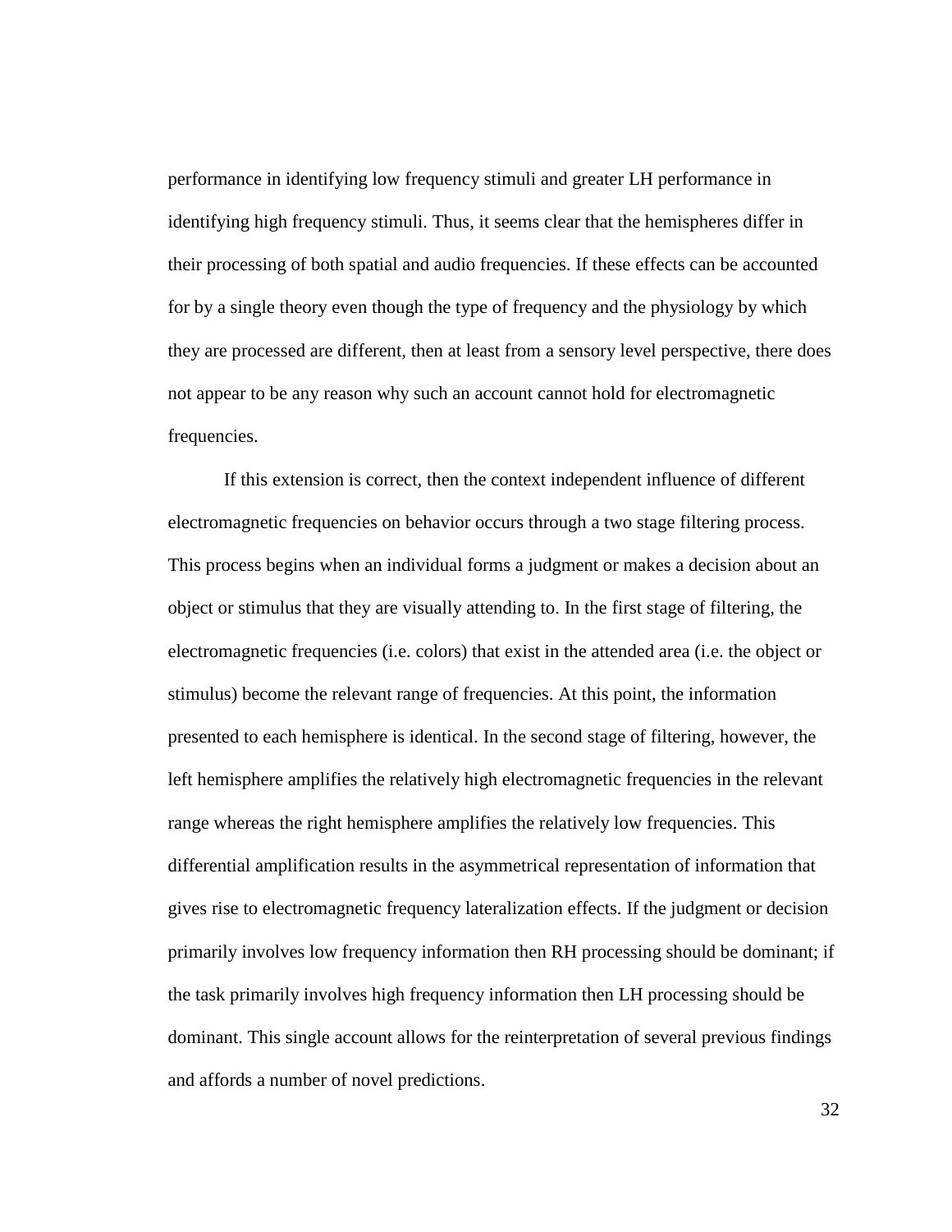performance in identifying low frequency stimuli and greater LH performance in identifying high frequency stimuli. Thus, it seems clear that the hemispheres differ in their processing of both spatial and audio frequencies. If these effects can be accounted for by a single theory even though the type of frequency and the physiology by which they are processed are different, then at least from a sensory level perspective, there does not appear to be any reason why such an account cannot hold for electromagnetic frequencies.

If this extension is correct, then the context independent influence of different electromagnetic frequencies on behavior occurs through a two stage filtering process. This process begins when an individual forms a judgment or makes a decision about an object or stimulus that they are visually attending to. In the first stage of filtering, the electromagnetic frequencies (i.e. colors) that exist in the attended area (i.e. the object or stimulus) become the relevant range of frequencies. At this point, the information presented to each hemisphere is identical. In the second stage of filtering, however, the left hemisphere amplifies the relatively high electromagnetic frequencies in the relevant range whereas the right hemisphere amplifies the relatively low frequencies. This differential amplification results in the asymmetrical representation of information that gives rise to electromagnetic frequency lateralization effects. If the judgment or decision primarily involves low frequency information then RH processing should be dominant; if the task primarily involves high frequency information then LH processing should be dominant. This single account allows for the reinterpretation of several previous findings and affords a number of novel predictions.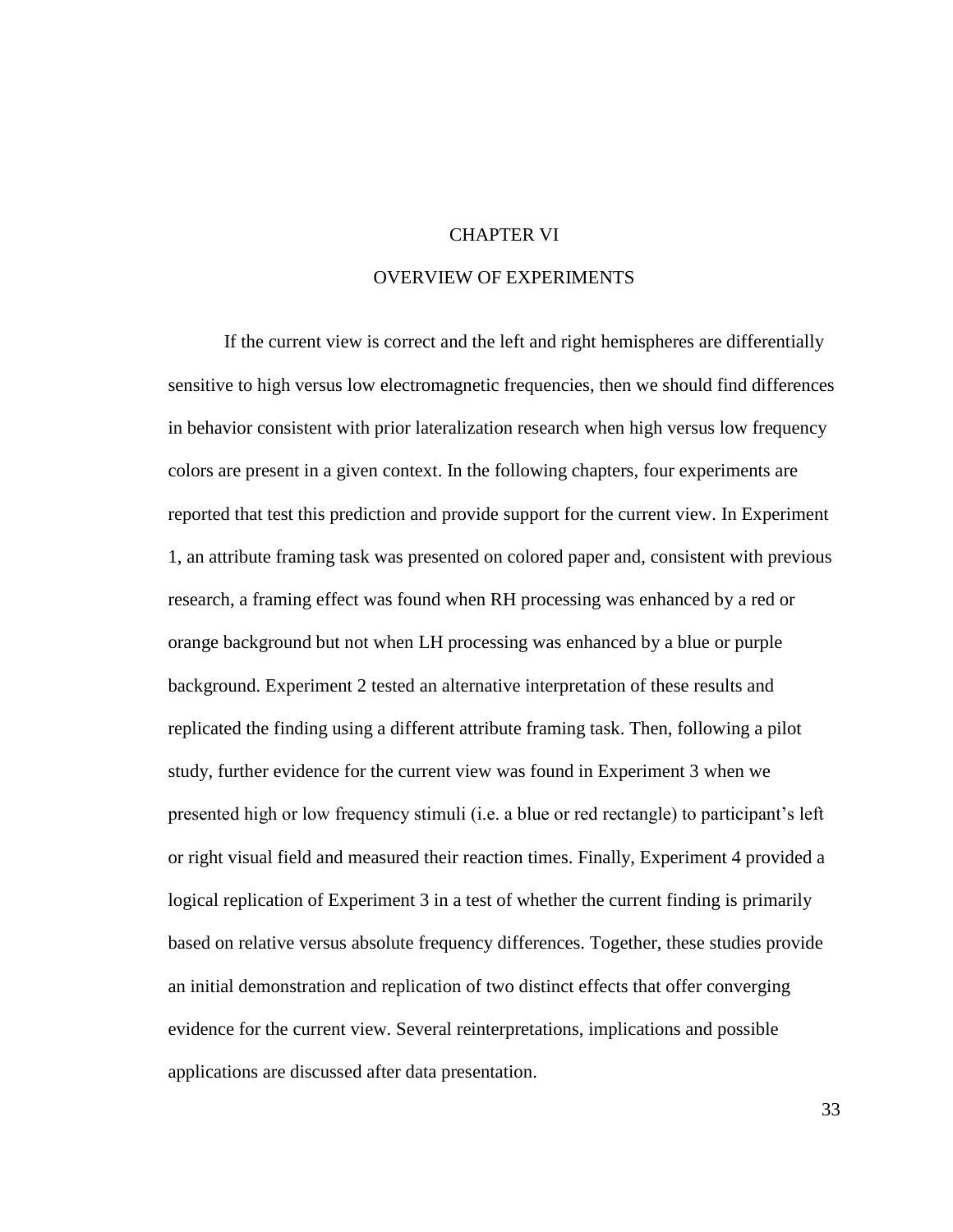# CHAPTER VI

# OVERVIEW OF EXPERIMENTS

If the current view is correct and the left and right hemispheres are differentially sensitive to high versus low electromagnetic frequencies, then we should find differences in behavior consistent with prior lateralization research when high versus low frequency colors are present in a given context. In the following chapters, four experiments are reported that test this prediction and provide support for the current view. In Experiment 1, an attribute framing task was presented on colored paper and, consistent with previous research, a framing effect was found when RH processing was enhanced by a red or orange background but not when LH processing was enhanced by a blue or purple background. Experiment 2 tested an alternative interpretation of these results and replicated the finding using a different attribute framing task. Then, following a pilot study, further evidence for the current view was found in Experiment 3 when we presented high or low frequency stimuli (i.e. a blue or red rectangle) to participant's left or right visual field and measured their reaction times. Finally, Experiment 4 provided a logical replication of Experiment 3 in a test of whether the current finding is primarily based on relative versus absolute frequency differences. Together, these studies provide an initial demonstration and replication of two distinct effects that offer converging evidence for the current view. Several reinterpretations, implications and possible applications are discussed after data presentation.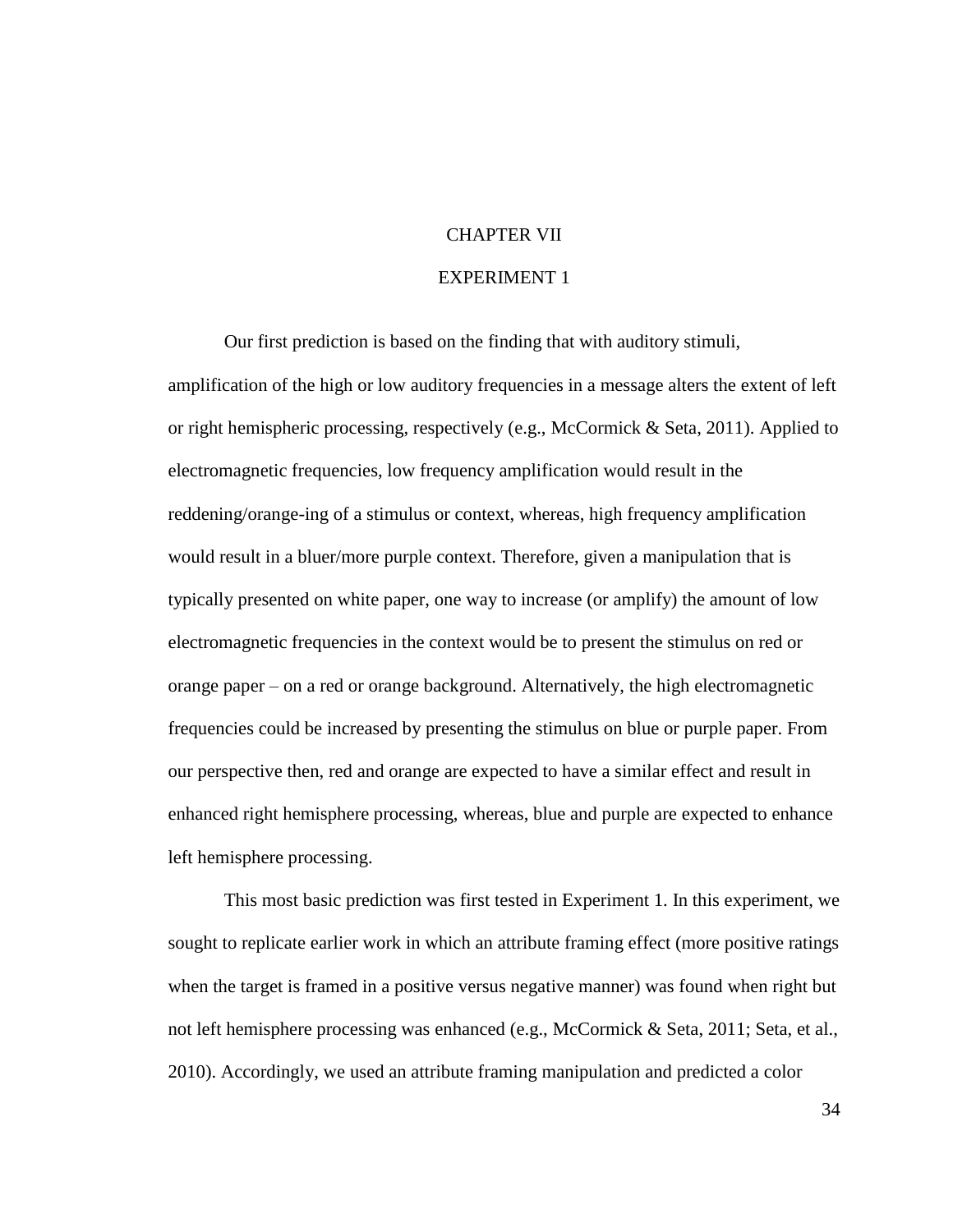# CHAPTER VII

## EXPERIMENT 1

Our first prediction is based on the finding that with auditory stimuli, amplification of the high or low auditory frequencies in a message alters the extent of left or right hemispheric processing, respectively (e.g., McCormick & Seta, 2011). Applied to electromagnetic frequencies, low frequency amplification would result in the reddening/orange-ing of a stimulus or context, whereas, high frequency amplification would result in a bluer/more purple context. Therefore, given a manipulation that is typically presented on white paper, one way to increase (or amplify) the amount of low electromagnetic frequencies in the context would be to present the stimulus on red or orange paper – on a red or orange background. Alternatively, the high electromagnetic frequencies could be increased by presenting the stimulus on blue or purple paper. From our perspective then, red and orange are expected to have a similar effect and result in enhanced right hemisphere processing, whereas, blue and purple are expected to enhance left hemisphere processing.

This most basic prediction was first tested in Experiment 1. In this experiment, we sought to replicate earlier work in which an attribute framing effect (more positive ratings when the target is framed in a positive versus negative manner) was found when right but not left hemisphere processing was enhanced (e.g., McCormick & Seta, 2011; Seta, et al., 2010). Accordingly, we used an attribute framing manipulation and predicted a color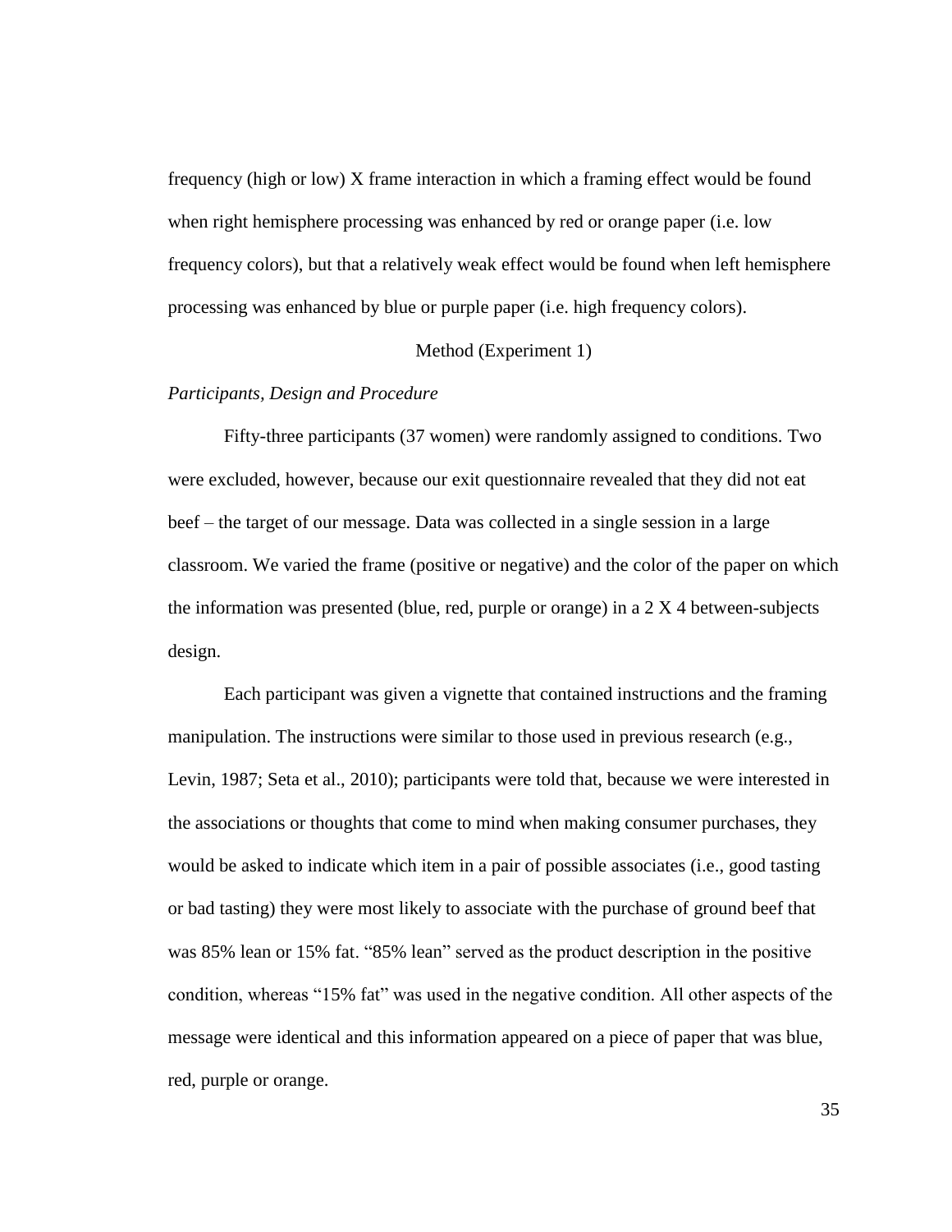frequency (high or low) X frame interaction in which a framing effect would be found when right hemisphere processing was enhanced by red or orange paper (i.e. low frequency colors), but that a relatively weak effect would be found when left hemisphere processing was enhanced by blue or purple paper (i.e. high frequency colors).

## Method (Experiment 1)

### *Participants, Design and Procedure*

Fifty-three participants (37 women) were randomly assigned to conditions. Two were excluded, however, because our exit questionnaire revealed that they did not eat beef – the target of our message. Data was collected in a single session in a large classroom. We varied the frame (positive or negative) and the color of the paper on which the information was presented (blue, red, purple or orange) in a 2 X 4 between-subjects design.

Each participant was given a vignette that contained instructions and the framing manipulation. The instructions were similar to those used in previous research (e.g., Levin, 1987; Seta et al., 2010); participants were told that, because we were interested in the associations or thoughts that come to mind when making consumer purchases, they would be asked to indicate which item in a pair of possible associates (i.e., good tasting or bad tasting) they were most likely to associate with the purchase of ground beef that was 85% lean or 15% fat. "85% lean" served as the product description in the positive condition, whereas "15% fat" was used in the negative condition. All other aspects of the message were identical and this information appeared on a piece of paper that was blue, red, purple or orange.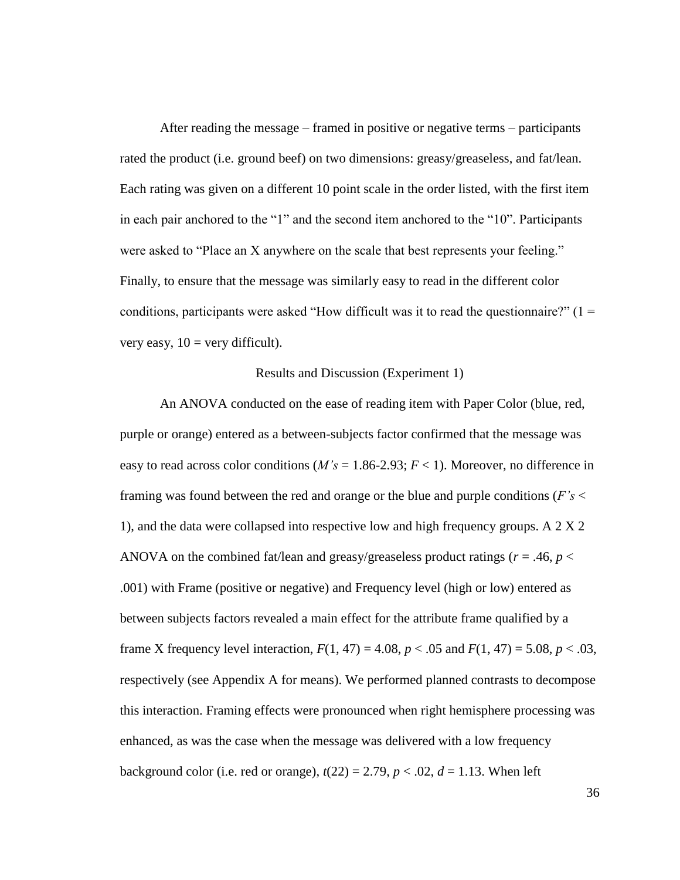After reading the message – framed in positive or negative terms – participants rated the product (i.e. ground beef) on two dimensions: greasy/greaseless, and fat/lean. Each rating was given on a different 10 point scale in the order listed, with the first item in each pair anchored to the "1" and the second item anchored to the "10". Participants were asked to "Place an X anywhere on the scale that best represents your feeling." Finally, to ensure that the message was similarly easy to read in the different color conditions, participants were asked "How difficult was it to read the questionnaire?" (1 = very easy, 10 = very difficult).

## Results and Discussion (Experiment 1)

An ANOVA conducted on the ease of reading item with Paper Color (blue, red, purple or orange) entered as a between-subjects factor confirmed that the message was easy to read across color conditions (*M's* = 1.86-2.93; $F < 1$). Moreover, no difference in framing was found between the red and orange or the blue and purple conditions (*F's* < 1), and the data were collapsed into respective low and high frequency groups. A 2 X 2 ANOVA on the combined fat/lean and greasy/greaseless product ratings ($r = .46$, $p < .001$) with Frame (positive or negative) and Frequency level (high or low) entered as between subjects factors revealed a main effect for the attribute frame qualified by a frame X frequency level interaction, $F(1, 47) = 4.08$, $p < .05$ and $F(1, 47) = 5.08$, $p < .03$, respectively (see Appendix A for means). We performed planned contrasts to decompose this interaction. Framing effects were pronounced when right hemisphere processing was enhanced, as was the case when the message was delivered with a low frequency background color (i.e. red or orange), $t(22) = 2.79$, $p < .02$, $d = 1.13$. When left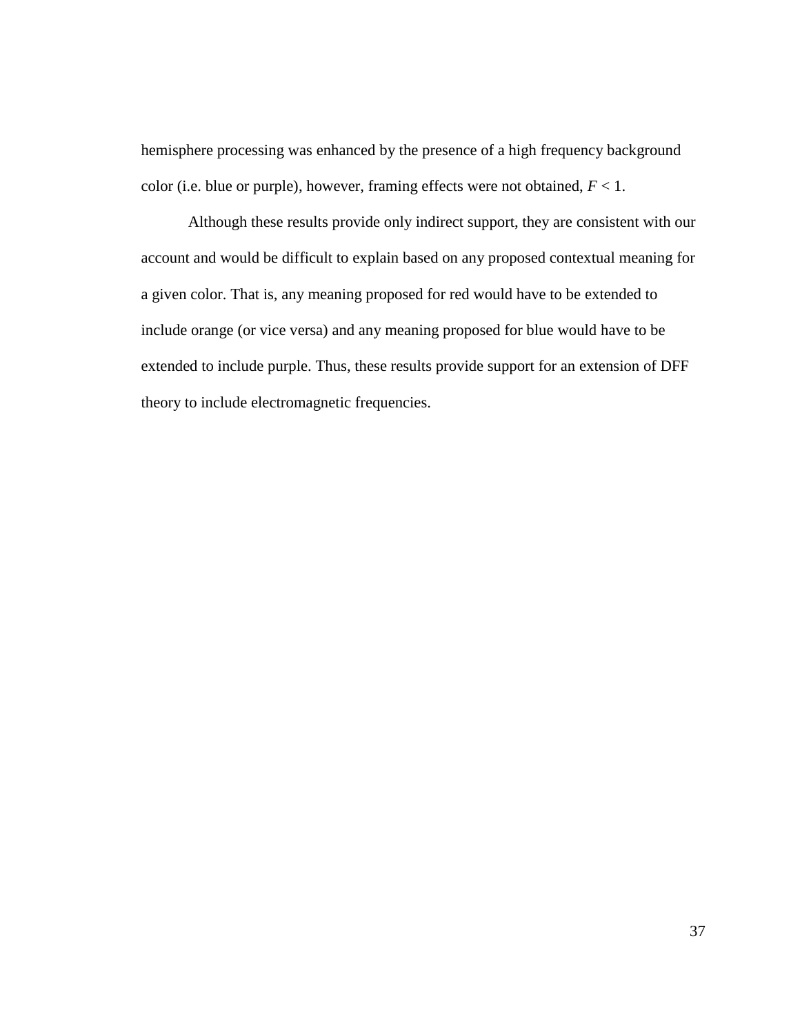hemisphere processing was enhanced by the presence of a high frequency background color (i.e. blue or purple), however, framing effects were not obtained, $F < 1$.

Although these results provide only indirect support, they are consistent with our account and would be difficult to explain based on any proposed contextual meaning for a given color. That is, any meaning proposed for red would have to be extended to include orange (or vice versa) and any meaning proposed for blue would have to be extended to include purple. Thus, these results provide support for an extension of DFF theory to include electromagnetic frequencies.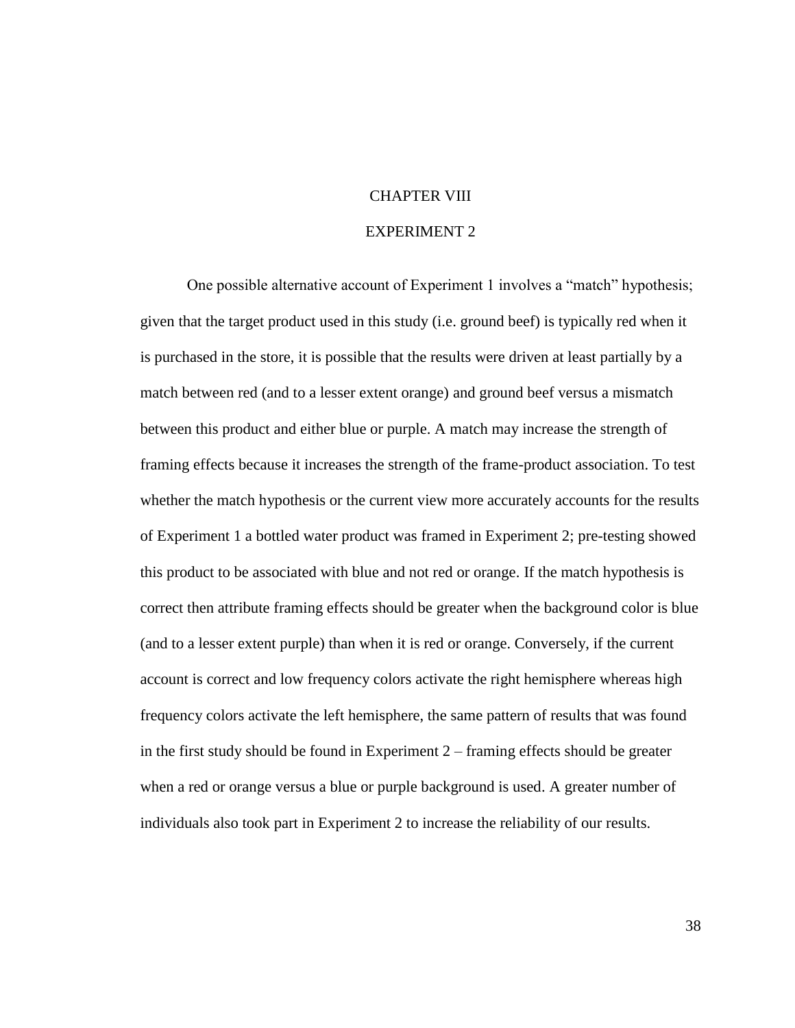# CHAPTER VIII

# EXPERIMENT 2

One possible alternative account of Experiment 1 involves a "match" hypothesis; given that the target product used in this study (i.e. ground beef) is typically red when it is purchased in the store, it is possible that the results were driven at least partially by a match between red (and to a lesser extent orange) and ground beef versus a mismatch between this product and either blue or purple. A match may increase the strength of framing effects because it increases the strength of the frame-product association. To test whether the match hypothesis or the current view more accurately accounts for the results of Experiment 1 a bottled water product was framed in Experiment 2; pre-testing showed this product to be associated with blue and not red or orange. If the match hypothesis is correct then attribute framing effects should be greater when the background color is blue (and to a lesser extent purple) than when it is red or orange. Conversely, if the current account is correct and low frequency colors activate the right hemisphere whereas high frequency colors activate the left hemisphere, the same pattern of results that was found in the first study should be found in Experiment 2 – framing effects should be greater when a red or orange versus a blue or purple background is used. A greater number of individuals also took part in Experiment 2 to increase the reliability of our results.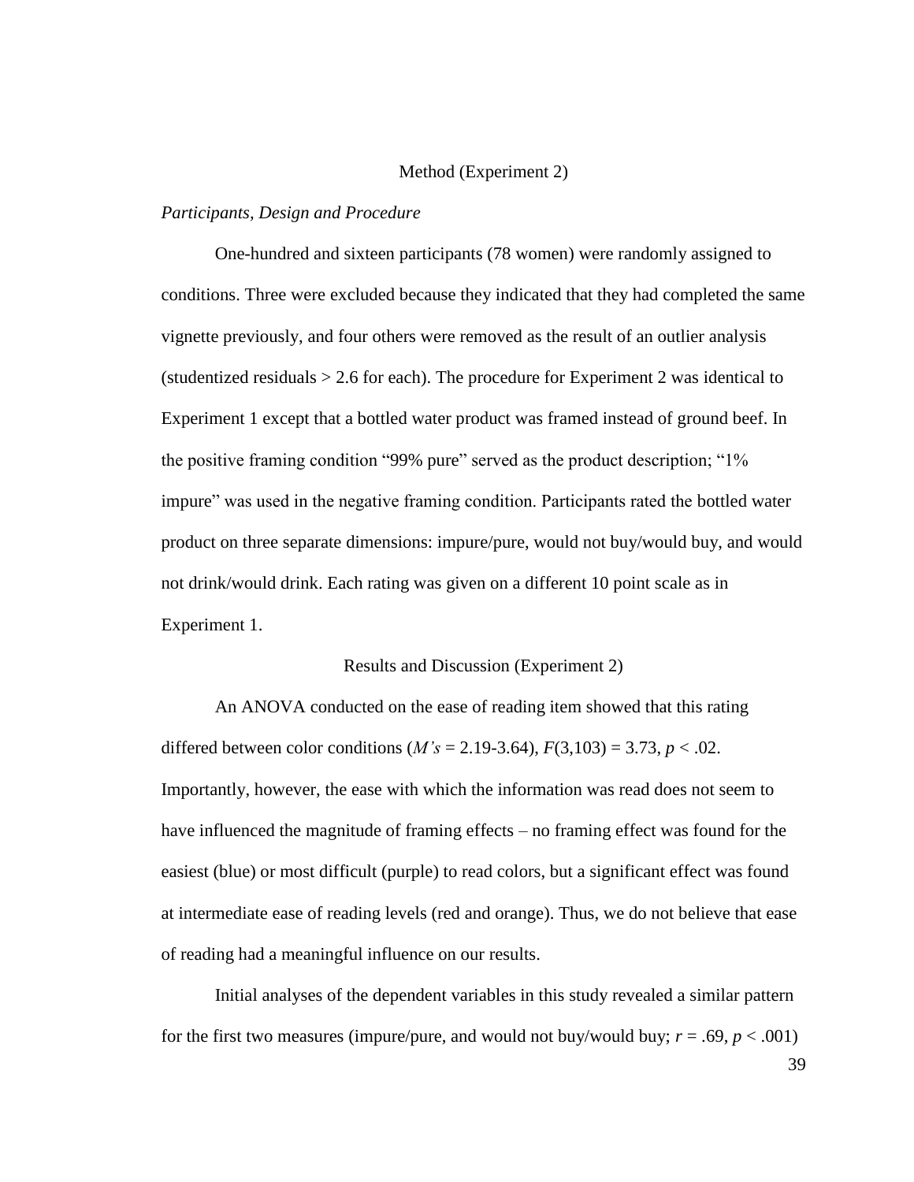## Method (Experiment 2)

### *Participants, Design and Procedure*

One-hundred and sixteen participants (78 women) were randomly assigned to conditions. Three were excluded because they indicated that they had completed the same vignette previously, and four others were removed as the result of an outlier analysis (studentized residuals > 2.6 for each). The procedure for Experiment 2 was identical to Experiment 1 except that a bottled water product was framed instead of ground beef. In the positive framing condition "99% pure" served as the product description; "1% impure" was used in the negative framing condition. Participants rated the bottled water product on three separate dimensions: impure/pure, would not buy/would buy, and would not drink/would drink. Each rating was given on a different 10 point scale as in Experiment 1.

## Results and Discussion (Experiment 2)

An ANOVA conducted on the ease of reading item showed that this rating differed between color conditions (*M's* = 2.19-3.64), $F(3,103) = 3.73$, $p < .02$. Importantly, however, the ease with which the information was read does not seem to have influenced the magnitude of framing effects – no framing effect was found for the easiest (blue) or most difficult (purple) to read colors, but a significant effect was found at intermediate ease of reading levels (red and orange). Thus, we do not believe that ease of reading had a meaningful influence on our results.

Initial analyses of the dependent variables in this study revealed a similar pattern for the first two measures (impure/pure, and would not buy/would buy; $r = .69$, $p < .001$)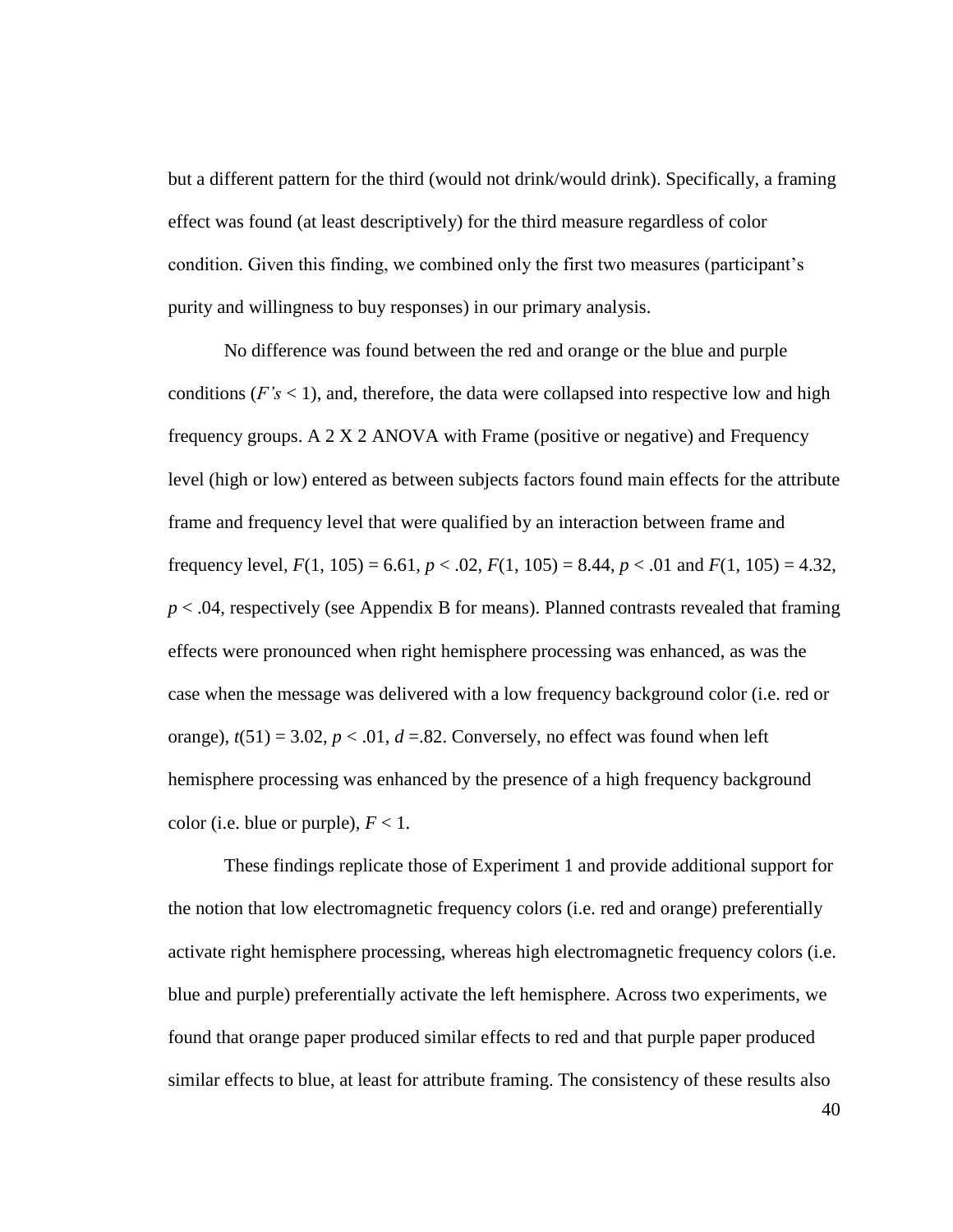but a different pattern for the third (would not drink/would drink). Specifically, a framing effect was found (at least descriptively) for the third measure regardless of color condition. Given this finding, we combined only the first two measures (participant's purity and willingness to buy responses) in our primary analysis.

No difference was found between the red and orange or the blue and purple conditions (*F's* < 1), and, therefore, the data were collapsed into respective low and high frequency groups. A 2 X 2 ANOVA with Frame (positive or negative) and Frequency level (high or low) entered as between subjects factors found main effects for the attribute frame and frequency level that were qualified by an interaction between frame and frequency level, $F(1, 105) = 6.61$, $p < .02$, $F(1, 105) = 8.44$, $p < .01$ and $F(1, 105) = 4.32$, $p < .04$, respectively (see Appendix B for means). Planned contrasts revealed that framing effects were pronounced when right hemisphere processing was enhanced, as was the case when the message was delivered with a low frequency background color (i.e. red or orange), $t(51) = 3.02$, $p < .01$, $d = .82$. Conversely, no effect was found when left hemisphere processing was enhanced by the presence of a high frequency background color (i.e. blue or purple), $F < 1$.

These findings replicate those of Experiment 1 and provide additional support for the notion that low electromagnetic frequency colors (i.e. red and orange) preferentially activate right hemisphere processing, whereas high electromagnetic frequency colors (i.e. blue and purple) preferentially activate the left hemisphere. Across two experiments, we found that orange paper produced similar effects to red and that purple paper produced similar effects to blue, at least for attribute framing. The consistency of these results also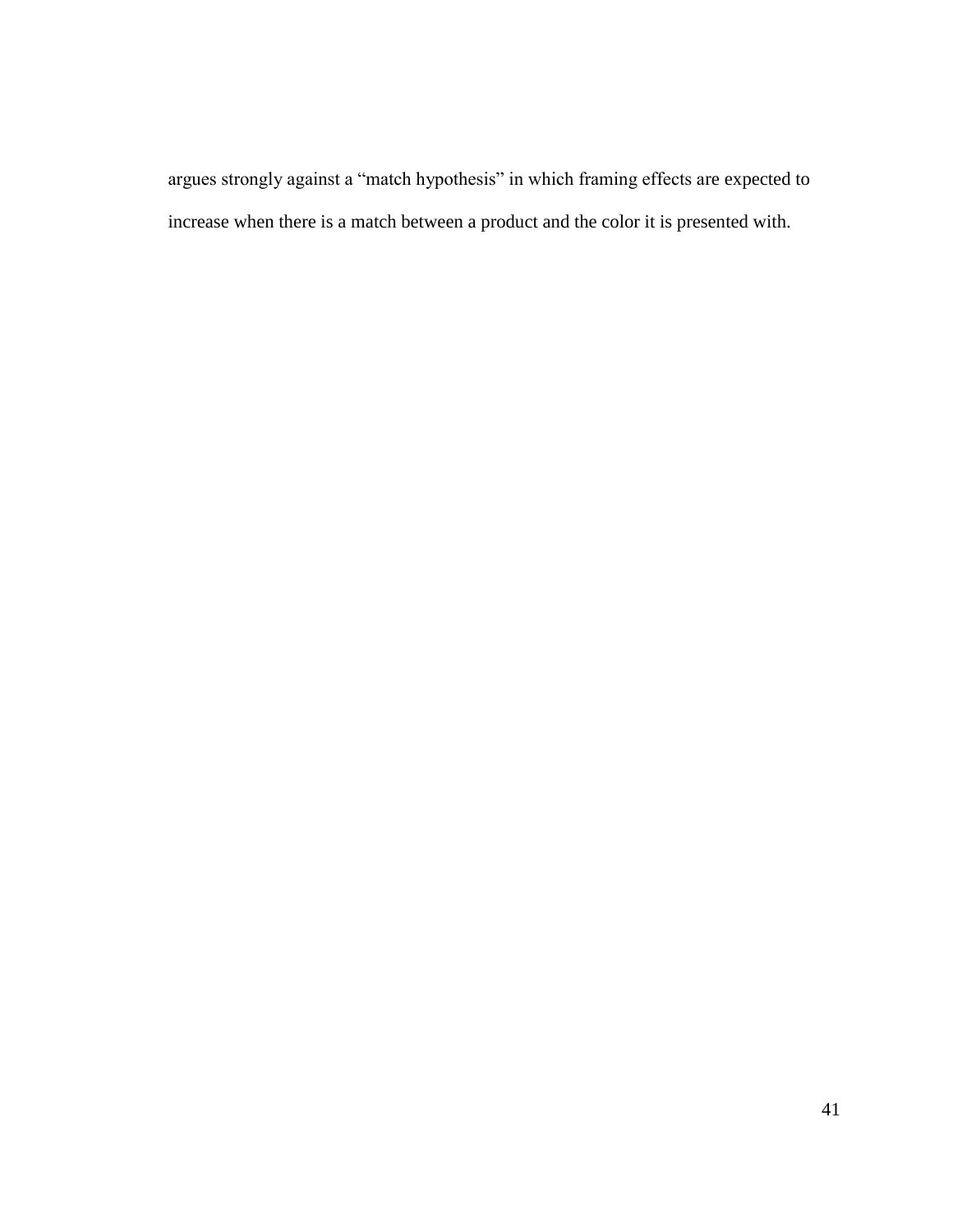argues strongly against a “match hypothesis” in which framing effects are expected to increase when there is a match between a product and the color it is presented with.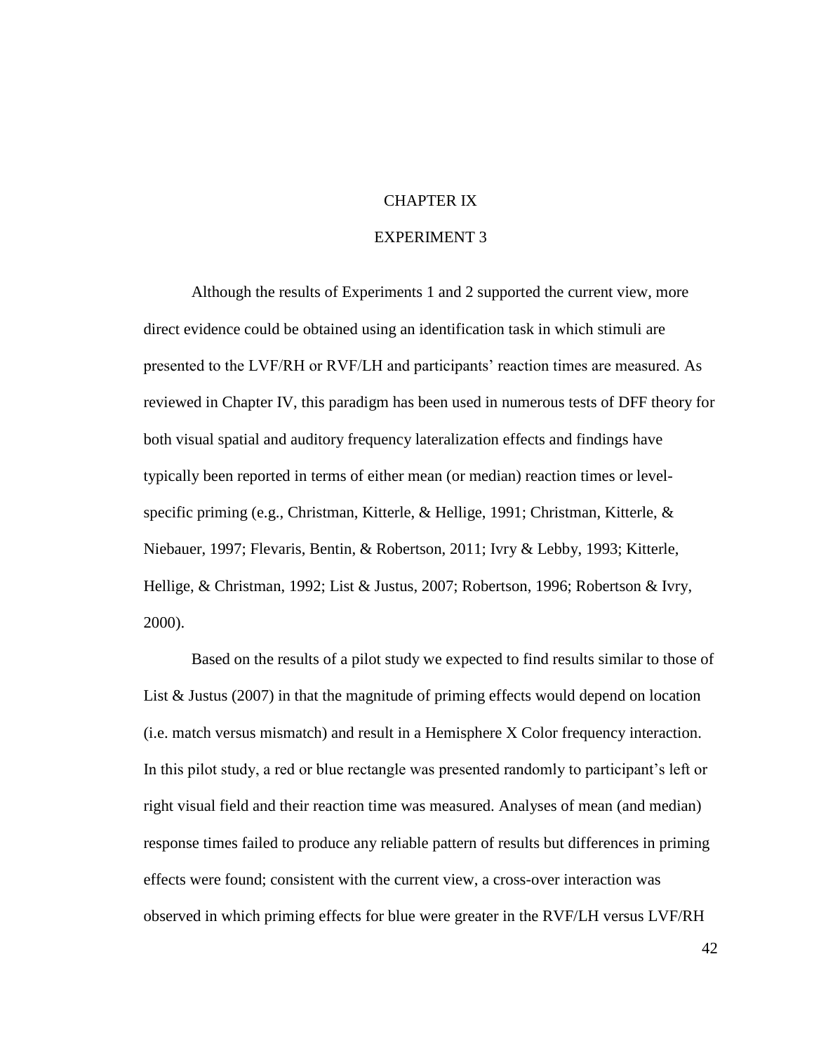# CHAPTER IX

# EXPERIMENT 3

Although the results of Experiments 1 and 2 supported the current view, more direct evidence could be obtained using an identification task in which stimuli are presented to the LVF/RH or RVF/LH and participants' reaction times are measured. As reviewed in Chapter IV, this paradigm has been used in numerous tests of DFF theory for both visual spatial and auditory frequency lateralization effects and findings have typically been reported in terms of either mean (or median) reaction times or level-specific priming (e.g., Christman, Kitterle, & Hellige, 1991; Christman, Kitterle, & Niebauer, 1997; Flevaris, Bentin, & Robertson, 2011; Ivry & Lebby, 1993; Kitterle, Hellige, & Christman, 1992; List & Justus, 2007; Robertson, 1996; Robertson & Ivry, 2000).

Based on the results of a pilot study we expected to find results similar to those of List & Justus (2007) in that the magnitude of priming effects would depend on location (i.e. match versus mismatch) and result in a Hemisphere X Color frequency interaction. In this pilot study, a red or blue rectangle was presented randomly to participant's left or right visual field and their reaction time was measured. Analyses of mean (and median) response times failed to produce any reliable pattern of results but differences in priming effects were found; consistent with the current view, a cross-over interaction was observed in which priming effects for blue were greater in the RVF/LH versus LVF/RH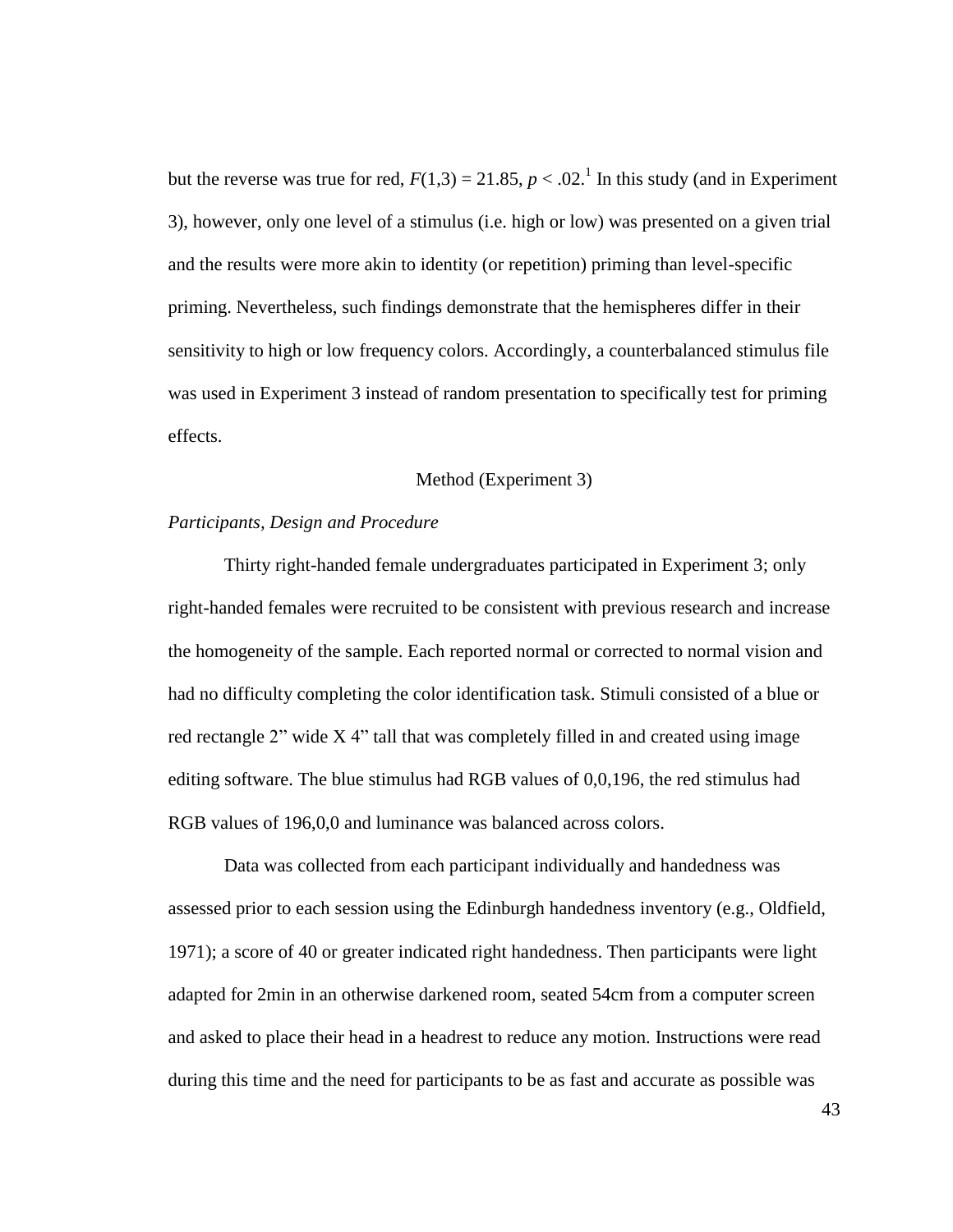but the reverse was true for red, $F(1,3) = 21.85$, $p < .02$.[1] In this study (and in Experiment 3), however, only one level of a stimulus (i.e. high or low) was presented on a given trial and the results were more akin to identity (or repetition) priming than level-specific priming. Nevertheless, such findings demonstrate that the hemispheres differ in their sensitivity to high or low frequency colors. Accordingly, a counterbalanced stimulus file was used in Experiment 3 instead of random presentation to specifically test for priming effects.

## Method (Experiment 3)

### *Participants, Design and Procedure*

Thirty right-handed female undergraduates participated in Experiment 3; only right-handed females were recruited to be consistent with previous research and increase the homogeneity of the sample. Each reported normal or corrected to normal vision and had no difficulty completing the color identification task. Stimuli consisted of a blue or red rectangle 2" wide X 4" tall that was completely filled in and created using image editing software. The blue stimulus had RGB values of 0,0,196, the red stimulus had RGB values of 196,0,0 and luminance was balanced across colors.

Data was collected from each participant individually and handedness was assessed prior to each session using the Edinburgh handedness inventory (e.g., Oldfield, 1971); a score of 40 or greater indicated right handedness. Then participants were light adapted for 2min in an otherwise darkened room, seated 54cm from a computer screen and asked to place their head in a headrest to reduce any motion. Instructions were read during this time and the need for participants to be as fast and accurate as possible was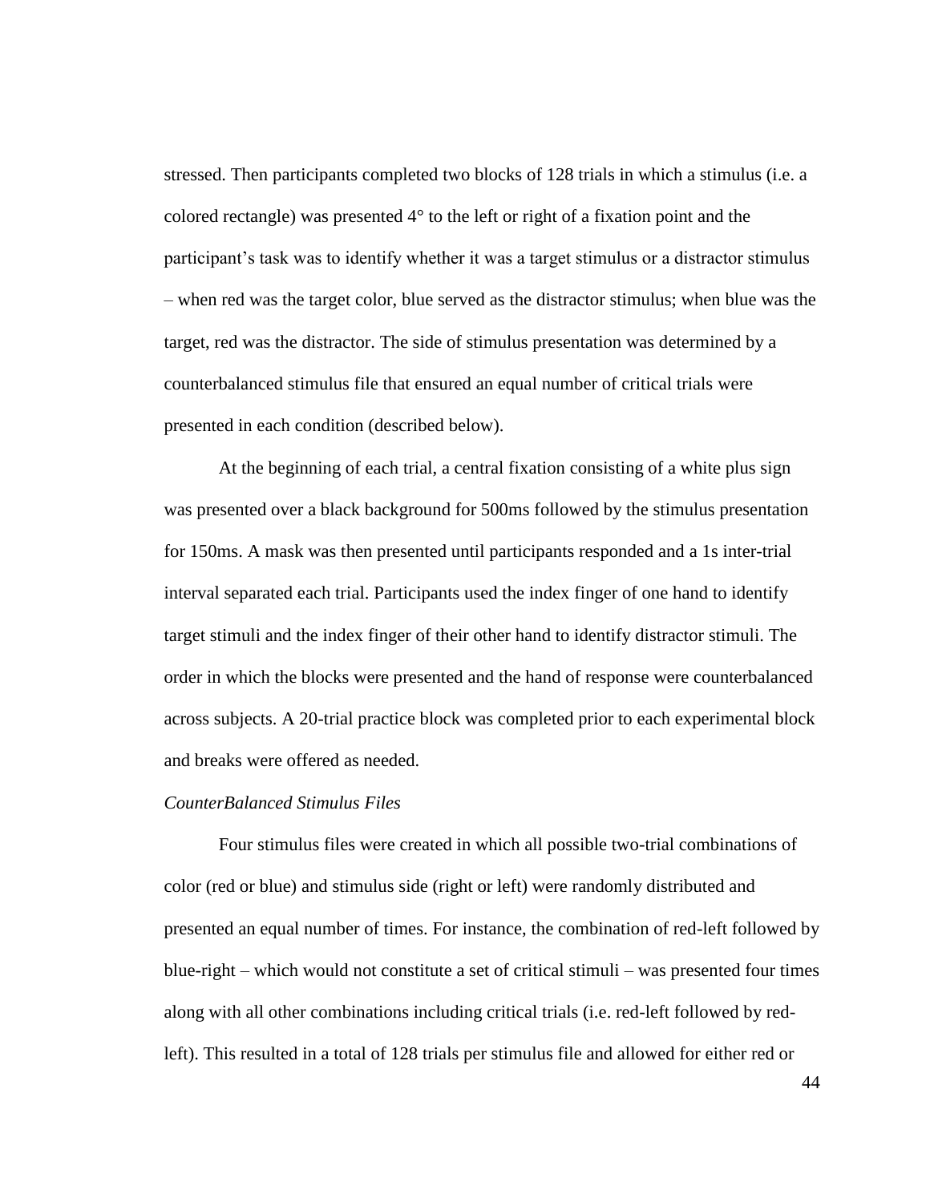stressed. Then participants completed two blocks of 128 trials in which a stimulus (i.e. a colored rectangle) was presented 4° to the left or right of a fixation point and the participant's task was to identify whether it was a target stimulus or a distractor stimulus – when red was the target color, blue served as the distractor stimulus; when blue was the target, red was the distractor. The side of stimulus presentation was determined by a counterbalanced stimulus file that ensured an equal number of critical trials were presented in each condition (described below).

At the beginning of each trial, a central fixation consisting of a white plus sign was presented over a black background for 500ms followed by the stimulus presentation for 150ms. A mask was then presented until participants responded and a 1s inter-trial interval separated each trial. Participants used the index finger of one hand to identify target stimuli and the index finger of their other hand to identify distractor stimuli. The order in which the blocks were presented and the hand of response were counterbalanced across subjects. A 20-trial practice block was completed prior to each experimental block and breaks were offered as needed.

*CounterBalanced Stimulus Files*

Four stimulus files were created in which all possible two-trial combinations of color (red or blue) and stimulus side (right or left) were randomly distributed and presented an equal number of times. For instance, the combination of red-left followed by blue-right – which would not constitute a set of critical stimuli – was presented four times along with all other combinations including critical trials (i.e. red-left followed by red-left). This resulted in a total of 128 trials per stimulus file and allowed for either red or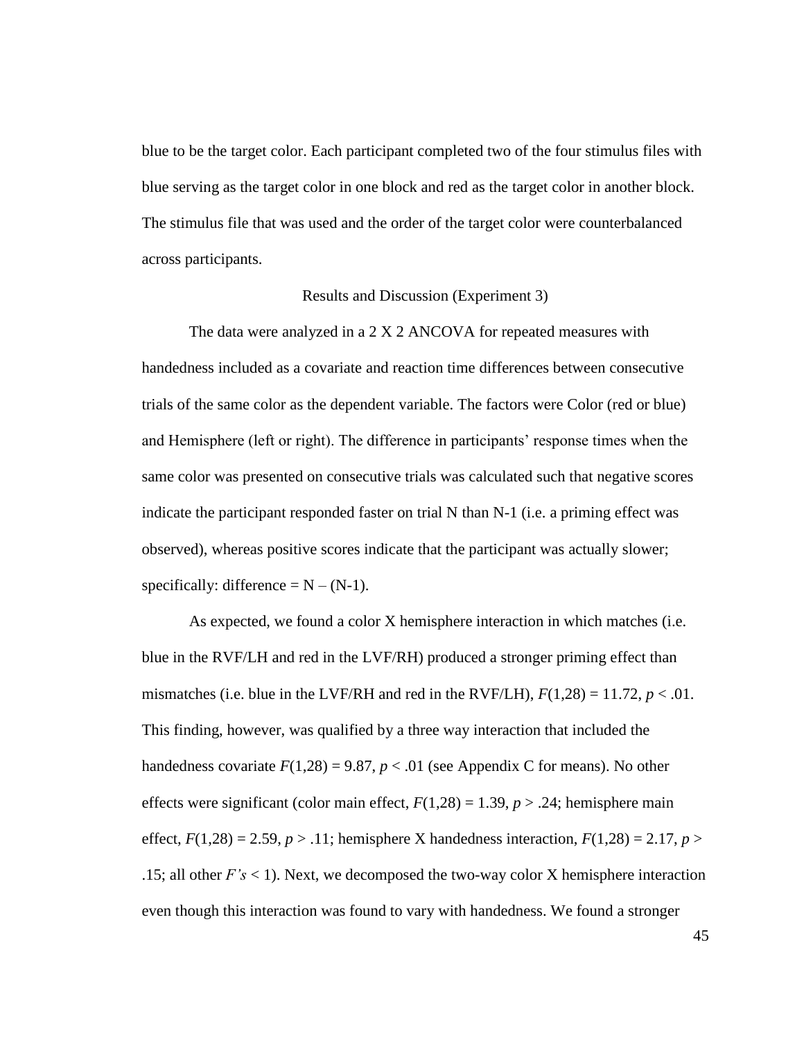blue to be the target color. Each participant completed two of the four stimulus files with blue serving as the target color in one block and red as the target color in another block. The stimulus file that was used and the order of the target color were counterbalanced across participants.

## Results and Discussion (Experiment 3)

The data were analyzed in a 2 X 2 ANCOVA for repeated measures with handedness included as a covariate and reaction time differences between consecutive trials of the same color as the dependent variable. The factors were Color (red or blue) and Hemisphere (left or right). The difference in participants' response times when the same color was presented on consecutive trials was calculated such that negative scores indicate the participant responded faster on trial N than N-1 (i.e. a priming effect was observed), whereas positive scores indicate that the participant was actually slower; specifically: difference = N – (N-1).

As expected, we found a color X hemisphere interaction in which matches (i.e. blue in the RVF/LH and red in the LVF/RH) produced a stronger priming effect than mismatches (i.e. blue in the LVF/RH and red in the RVF/LH), $F(1,28) = 11.72$, $p < .01$. This finding, however, was qualified by a three way interaction that included the handedness covariate $F(1,28) = 9.87$, $p < .01$ (see Appendix C for means). No other effects were significant (color main effect, $F(1,28) = 1.39$, $p > .24$; hemisphere main effect, $F(1,28) = 2.59$, $p > .11$; hemisphere X handedness interaction, $F(1,28) = 2.17$, $p > .15$; all other *F's* < 1). Next, we decomposed the two-way color X hemisphere interaction even though this interaction was found to vary with handedness. We found a stronger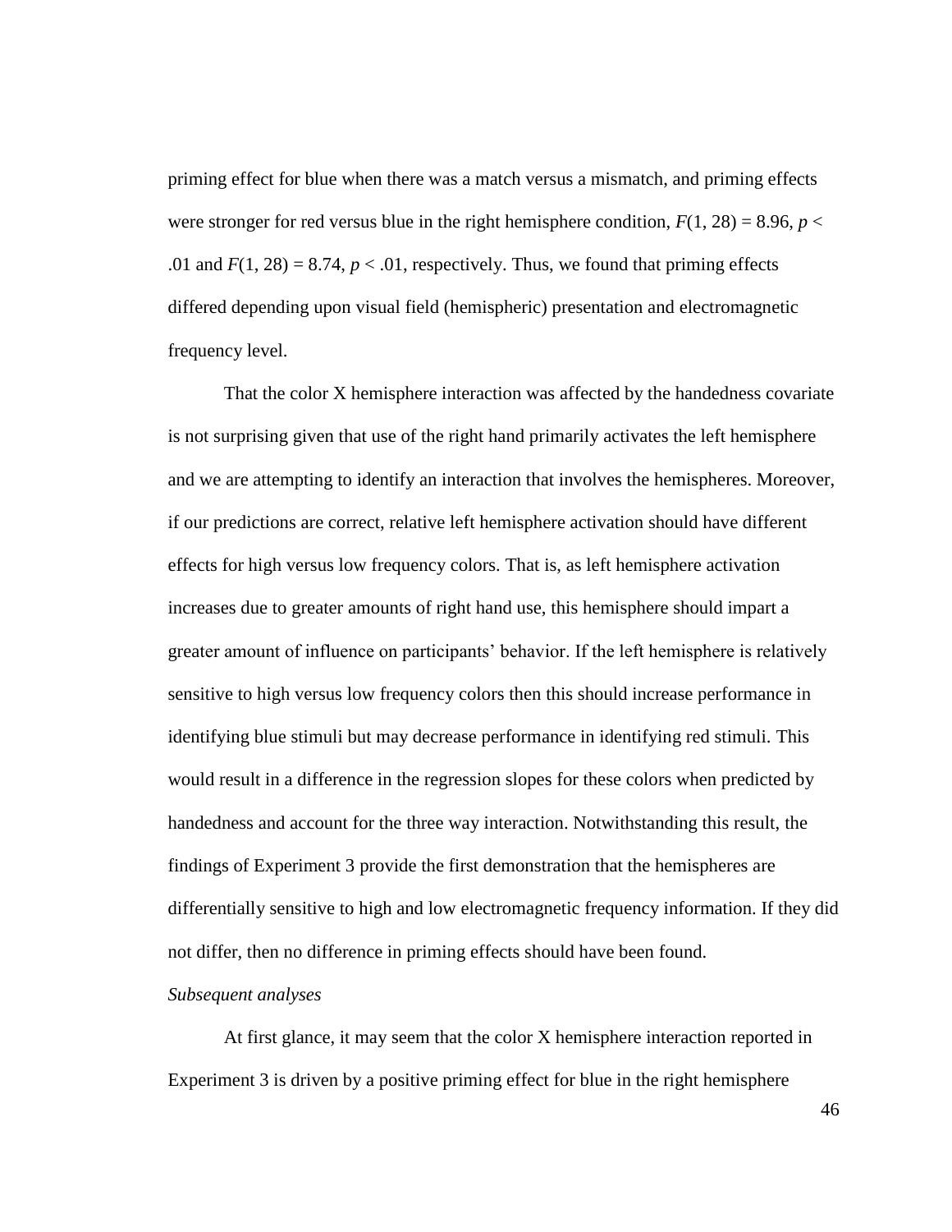priming effect for blue when there was a match versus a mismatch, and priming effects were stronger for red versus blue in the right hemisphere condition, $F(1, 28) = 8.96$, $p < .01$ and $F(1, 28) = 8.74$, $p < .01$, respectively. Thus, we found that priming effects differed depending upon visual field (hemispheric) presentation and electromagnetic frequency level.

That the color X hemisphere interaction was affected by the handedness covariate is not surprising given that use of the right hand primarily activates the left hemisphere and we are attempting to identify an interaction that involves the hemispheres. Moreover, if our predictions are correct, relative left hemisphere activation should have different effects for high versus low frequency colors. That is, as left hemisphere activation increases due to greater amounts of right hand use, this hemisphere should impart a greater amount of influence on participants' behavior. If the left hemisphere is relatively sensitive to high versus low frequency colors then this should increase performance in identifying blue stimuli but may decrease performance in identifying red stimuli. This would result in a difference in the regression slopes for these colors when predicted by handedness and account for the three way interaction. Notwithstanding this result, the findings of Experiment 3 provide the first demonstration that the hemispheres are differentially sensitive to high and low electromagnetic frequency information. If they did not differ, then no difference in priming effects should have been found.

*Subsequent analyses*

At first glance, it may seem that the color X hemisphere interaction reported in Experiment 3 is driven by a positive priming effect for blue in the right hemisphere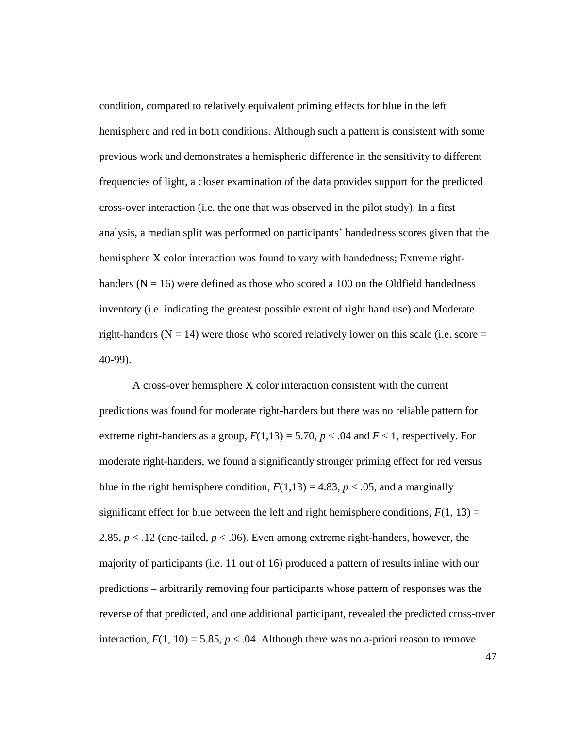condition, compared to relatively equivalent priming effects for blue in the left hemisphere and red in both conditions. Although such a pattern is consistent with some previous work and demonstrates a hemispheric difference in the sensitivity to different frequencies of light, a closer examination of the data provides support for the predicted cross-over interaction (i.e. the one that was observed in the pilot study). In a first analysis, a median split was performed on participants' handedness scores given that the hemisphere X color interaction was found to vary with handedness; Extreme right-handers (N = 16) were defined as those who scored a 100 on the Oldfield handedness inventory (i.e. indicating the greatest possible extent of right hand use) and Moderate right-handers (N = 14) were those who scored relatively lower on this scale (i.e. score = 40-99).

A cross-over hemisphere X color interaction consistent with the current predictions was found for moderate right-handers but there was no reliable pattern for extreme right-handers as a group, $F(1,13) = 5.70$, $p < .04$ and $F < 1$, respectively. For moderate right-handers, we found a significantly stronger priming effect for red versus blue in the right hemisphere condition, $F(1,13) = 4.83$, $p < .05$, and a marginally significant effect for blue between the left and right hemisphere conditions, $F(1, 13) = 2.85$, $p < .12$ (one-tailed, $p < .06$). Even among extreme right-handers, however, the majority of participants (i.e. 11 out of 16) produced a pattern of results inline with our predictions – arbitrarily removing four participants whose pattern of responses was the reverse of that predicted, and one additional participant, revealed the predicted cross-over interaction, $F(1, 10) = 5.85$, $p < .04$. Although there was no a-priori reason to remove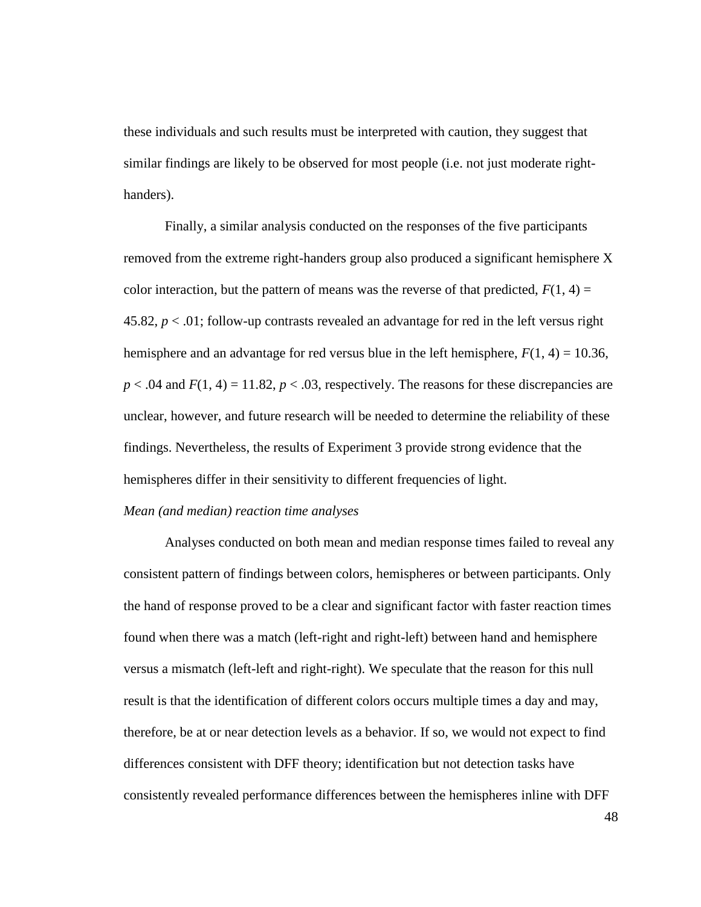these individuals and such results must be interpreted with caution, they suggest that similar findings are likely to be observed for most people (i.e. not just moderate right-handers).

Finally, a similar analysis conducted on the responses of the five participants removed from the extreme right-handers group also produced a significant hemisphere X color interaction, but the pattern of means was the reverse of that predicted, $F(1, 4) = 45.82$, $p < .01$; follow-up contrasts revealed an advantage for red in the left versus right hemisphere and an advantage for red versus blue in the left hemisphere, $F(1, 4) = 10.36$, $p < .04$ and $F(1, 4) = 11.82$, $p < .03$, respectively. The reasons for these discrepancies are unclear, however, and future research will be needed to determine the reliability of these findings. Nevertheless, the results of Experiment 3 provide strong evidence that the hemispheres differ in their sensitivity to different frequencies of light.

*Mean (and median) reaction time analyses*

Analyses conducted on both mean and median response times failed to reveal any consistent pattern of findings between colors, hemispheres or between participants. Only the hand of response proved to be a clear and significant factor with faster reaction times found when there was a match (left-right and right-left) between hand and hemisphere versus a mismatch (left-left and right-right). We speculate that the reason for this null result is that the identification of different colors occurs multiple times a day and may, therefore, be at or near detection levels as a behavior. If so, we would not expect to find differences consistent with DFF theory; identification but not detection tasks have consistently revealed performance differences between the hemispheres inline with DFF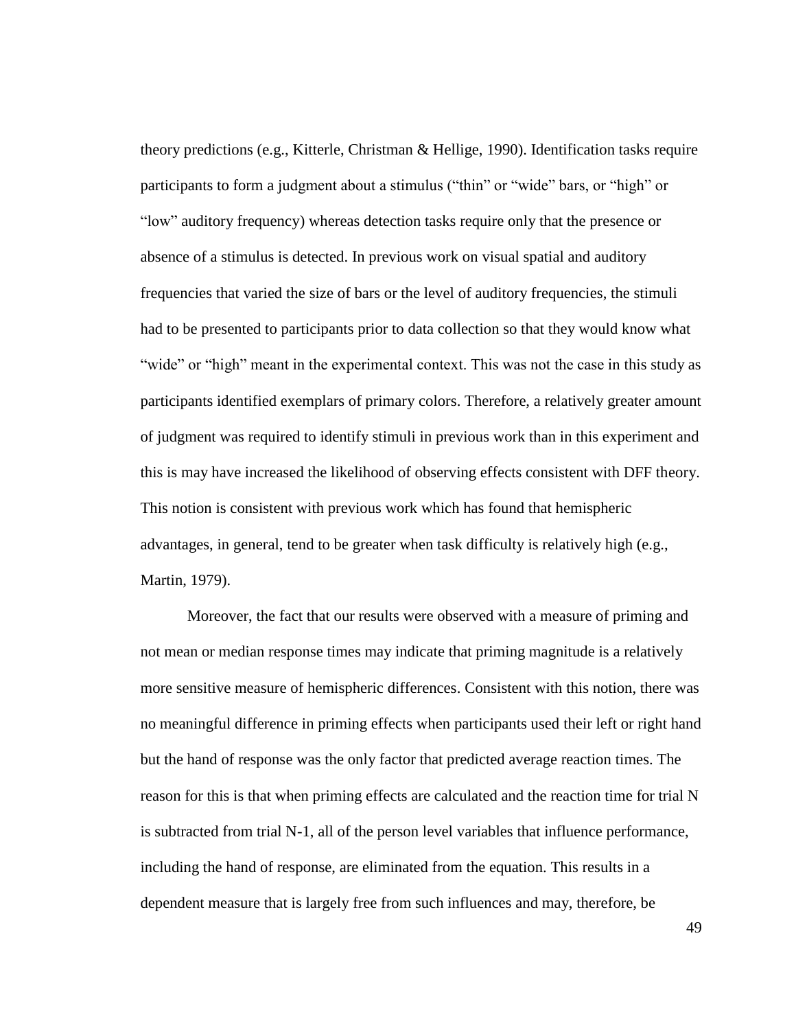theory predictions (e.g., Kitterle, Christman & Hellige, 1990). Identification tasks require participants to form a judgment about a stimulus ("thin" or "wide" bars, or "high" or "low" auditory frequency) whereas detection tasks require only that the presence or absence of a stimulus is detected. In previous work on visual spatial and auditory frequencies that varied the size of bars or the level of auditory frequencies, the stimuli had to be presented to participants prior to data collection so that they would know what "wide" or "high" meant in the experimental context. This was not the case in this study as participants identified exemplars of primary colors. Therefore, a relatively greater amount of judgment was required to identify stimuli in previous work than in this experiment and this is may have increased the likelihood of observing effects consistent with DFF theory. This notion is consistent with previous work which has found that hemispheric advantages, in general, tend to be greater when task difficulty is relatively high (e.g., Martin, 1979).

Moreover, the fact that our results were observed with a measure of priming and not mean or median response times may indicate that priming magnitude is a relatively more sensitive measure of hemispheric differences. Consistent with this notion, there was no meaningful difference in priming effects when participants used their left or right hand but the hand of response was the only factor that predicted average reaction times. The reason for this is that when priming effects are calculated and the reaction time for trial N is subtracted from trial N-1, all of the person level variables that influence performance, including the hand of response, are eliminated from the equation. This results in a dependent measure that is largely free from such influences and may, therefore, be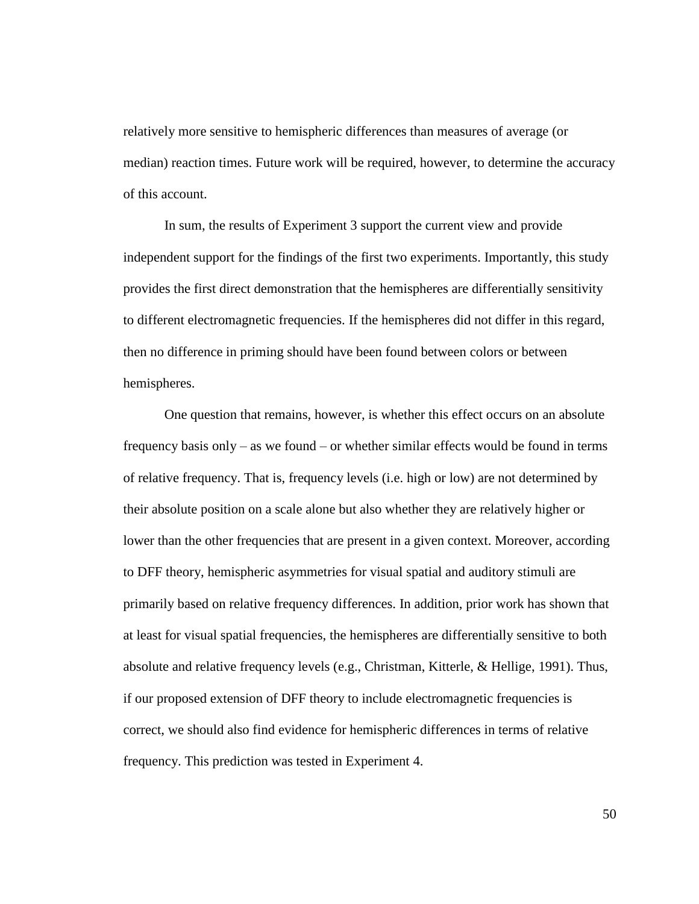relatively more sensitive to hemispheric differences than measures of average (or median) reaction times. Future work will be required, however, to determine the accuracy of this account.

In sum, the results of Experiment 3 support the current view and provide independent support for the findings of the first two experiments. Importantly, this study provides the first direct demonstration that the hemispheres are differentially sensitivity to different electromagnetic frequencies. If the hemispheres did not differ in this regard, then no difference in priming should have been found between colors or between hemispheres.

One question that remains, however, is whether this effect occurs on an absolute frequency basis only – as we found – or whether similar effects would be found in terms of relative frequency. That is, frequency levels (i.e. high or low) are not determined by their absolute position on a scale alone but also whether they are relatively higher or lower than the other frequencies that are present in a given context. Moreover, according to DFF theory, hemispheric asymmetries for visual spatial and auditory stimuli are primarily based on relative frequency differences. In addition, prior work has shown that at least for visual spatial frequencies, the hemispheres are differentially sensitive to both absolute and relative frequency levels (e.g., Christman, Kitterle, & Hellige, 1991). Thus, if our proposed extension of DFF theory to include electromagnetic frequencies is correct, we should also find evidence for hemispheric differences in terms of relative frequency. This prediction was tested in Experiment 4.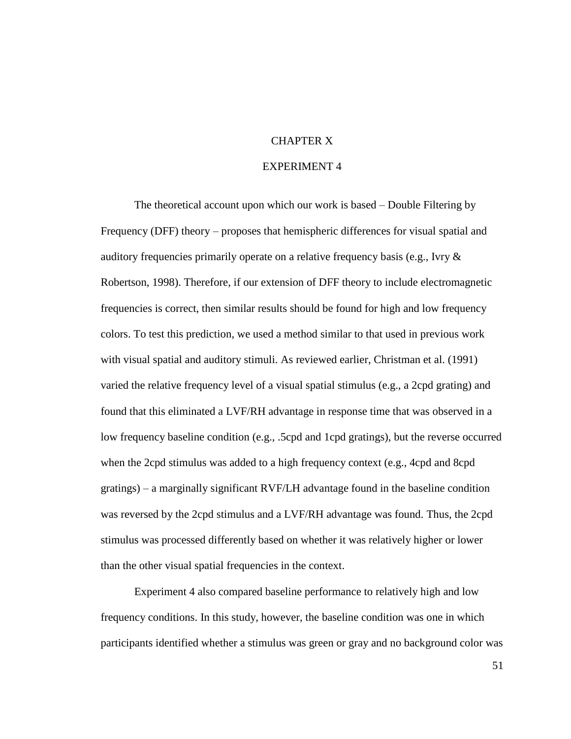# CHAPTER X

# EXPERIMENT 4

The theoretical account upon which our work is based – Double Filtering by Frequency (DFF) theory – proposes that hemispheric differences for visual spatial and auditory frequencies primarily operate on a relative frequency basis (e.g., Ivry & Robertson, 1998). Therefore, if our extension of DFF theory to include electromagnetic frequencies is correct, then similar results should be found for high and low frequency colors. To test this prediction, we used a method similar to that used in previous work with visual spatial and auditory stimuli. As reviewed earlier, Christman et al. (1991) varied the relative frequency level of a visual spatial stimulus (e.g., a 2cpd grating) and found that this eliminated a LVF/RH advantage in response time that was observed in a low frequency baseline condition (e.g., .5cpd and 1cpd gratings), but the reverse occurred when the 2cpd stimulus was added to a high frequency context (e.g., 4cpd and 8cpd gratings) – a marginally significant RVF/LH advantage found in the baseline condition was reversed by the 2cpd stimulus and a LVF/RH advantage was found. Thus, the 2cpd stimulus was processed differently based on whether it was relatively higher or lower than the other visual spatial frequencies in the context.

Experiment 4 also compared baseline performance to relatively high and low frequency conditions. In this study, however, the baseline condition was one in which participants identified whether a stimulus was green or gray and no background color was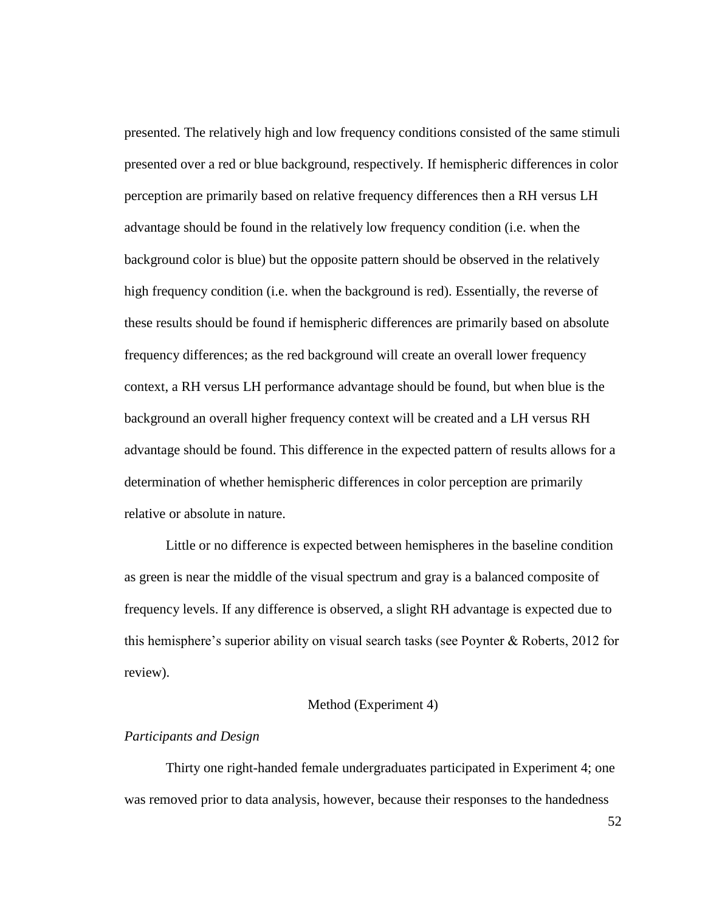presented. The relatively high and low frequency conditions consisted of the same stimuli presented over a red or blue background, respectively. If hemispheric differences in color perception are primarily based on relative frequency differences then a RH versus LH advantage should be found in the relatively low frequency condition (i.e. when the background color is blue) but the opposite pattern should be observed in the relatively high frequency condition (i.e. when the background is red). Essentially, the reverse of these results should be found if hemispheric differences are primarily based on absolute frequency differences; as the red background will create an overall lower frequency context, a RH versus LH performance advantage should be found, but when blue is the background an overall higher frequency context will be created and a LH versus RH advantage should be found. This difference in the expected pattern of results allows for a determination of whether hemispheric differences in color perception are primarily relative or absolute in nature.

Little or no difference is expected between hemispheres in the baseline condition as green is near the middle of the visual spectrum and gray is a balanced composite of frequency levels. If any difference is observed, a slight RH advantage is expected due to this hemisphere's superior ability on visual search tasks (see Poynter & Roberts, 2012 for review).

## Method (Experiment 4)

### *Participants and Design*

Thirty one right-handed female undergraduates participated in Experiment 4; one was removed prior to data analysis, however, because their responses to the handedness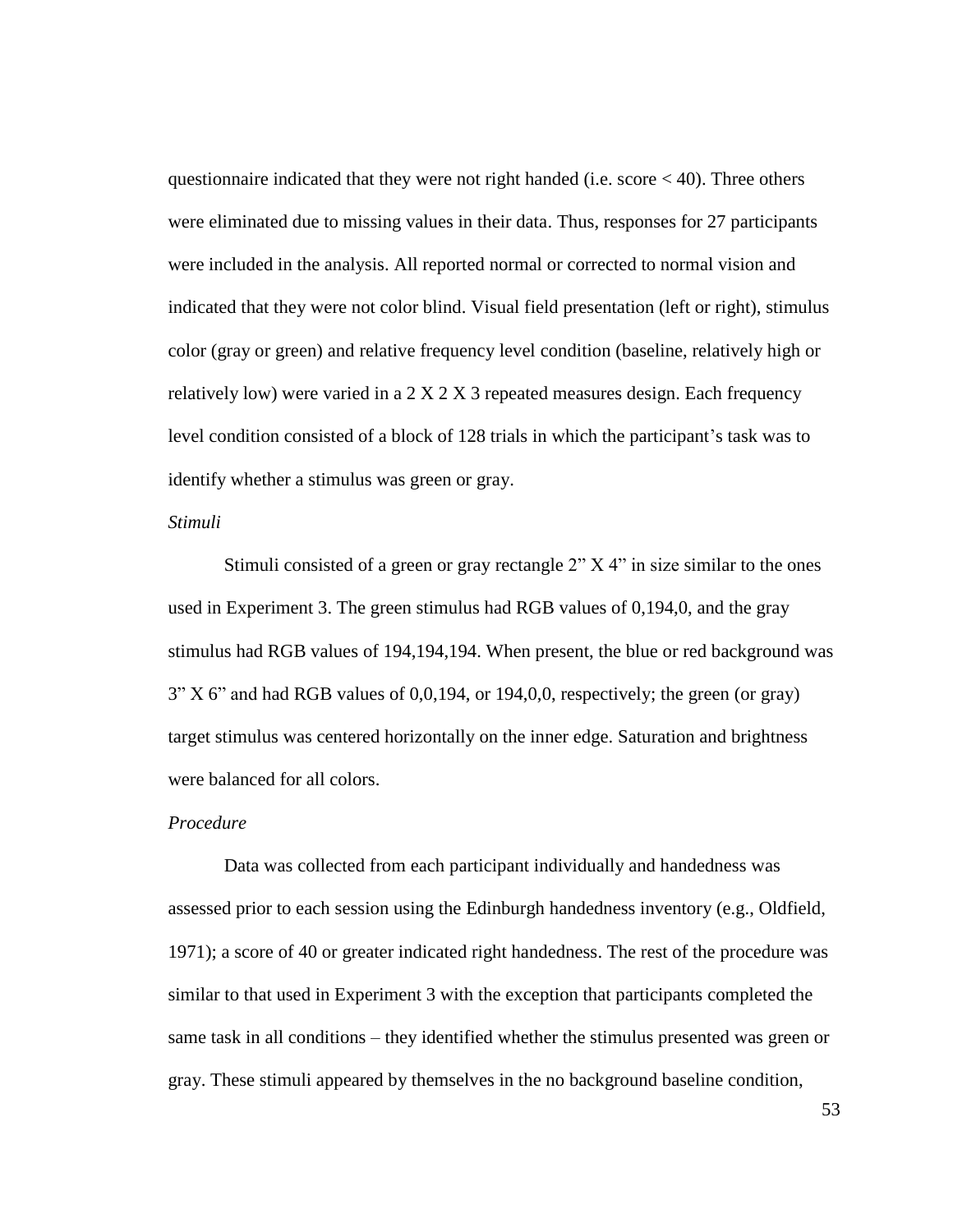questionnaire indicated that they were not right handed (i.e. score < 40). Three others were eliminated due to missing values in their data. Thus, responses for 27 participants were included in the analysis. All reported normal or corrected to normal vision and indicated that they were not color blind. Visual field presentation (left or right), stimulus color (gray or green) and relative frequency level condition (baseline, relatively high or relatively low) were varied in a 2 X 2 X 3 repeated measures design. Each frequency level condition consisted of a block of 128 trials in which the participant's task was to identify whether a stimulus was green or gray.

*Stimuli*

Stimuli consisted of a green or gray rectangle 2" X 4" in size similar to the ones used in Experiment 3. The green stimulus had RGB values of 0,194,0, and the gray stimulus had RGB values of 194,194,194. When present, the blue or red background was 3" X 6" and had RGB values of 0,0,194, or 194,0,0, respectively; the green (or gray) target stimulus was centered horizontally on the inner edge. Saturation and brightness were balanced for all colors.

*Procedure*

Data was collected from each participant individually and handedness was assessed prior to each session using the Edinburgh handedness inventory (e.g., Oldfield, 1971); a score of 40 or greater indicated right handedness. The rest of the procedure was similar to that used in Experiment 3 with the exception that participants completed the same task in all conditions – they identified whether the stimulus presented was green or gray. These stimuli appeared by themselves in the no background baseline condition,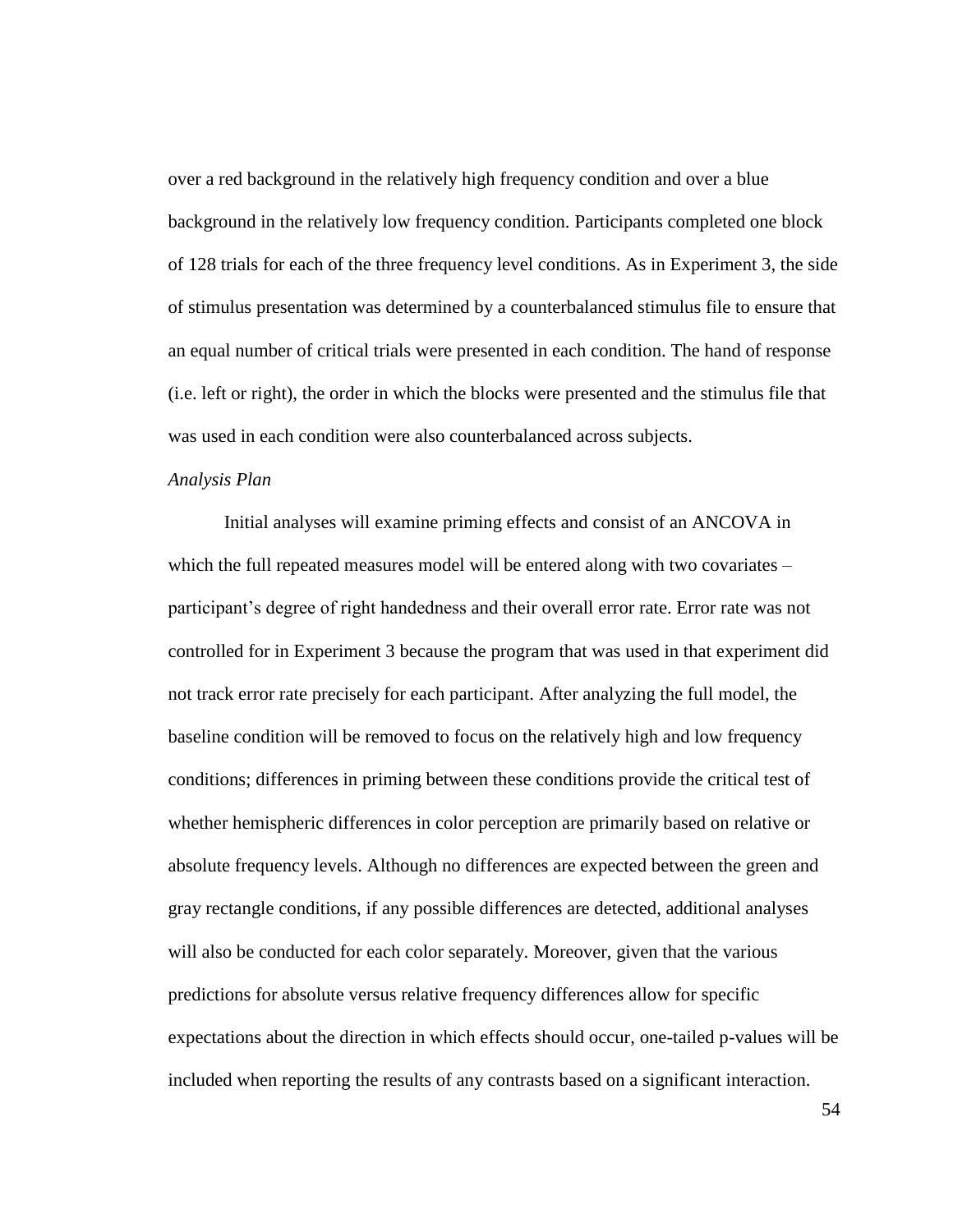over a red background in the relatively high frequency condition and over a blue background in the relatively low frequency condition. Participants completed one block of 128 trials for each of the three frequency level conditions. As in Experiment 3, the side of stimulus presentation was determined by a counterbalanced stimulus file to ensure that an equal number of critical trials were presented in each condition. The hand of response (i.e. left or right), the order in which the blocks were presented and the stimulus file that was used in each condition were also counterbalanced across subjects.

*Analysis Plan*

Initial analyses will examine priming effects and consist of an ANCOVA in which the full repeated measures model will be entered along with two covariates – participant's degree of right handedness and their overall error rate. Error rate was not controlled for in Experiment 3 because the program that was used in that experiment did not track error rate precisely for each participant. After analyzing the full model, the baseline condition will be removed to focus on the relatively high and low frequency conditions; differences in priming between these conditions provide the critical test of whether hemispheric differences in color perception are primarily based on relative or absolute frequency levels. Although no differences are expected between the green and gray rectangle conditions, if any possible differences are detected, additional analyses will also be conducted for each color separately. Moreover, given that the various predictions for absolute versus relative frequency differences allow for specific expectations about the direction in which effects should occur, one-tailed p-values will be included when reporting the results of any contrasts based on a significant interaction.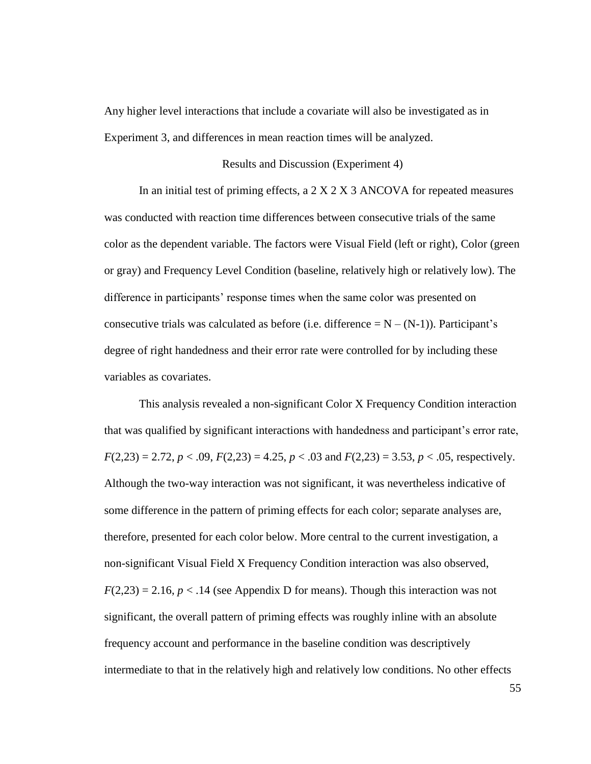Any higher level interactions that include a covariate will also be investigated as in Experiment 3, and differences in mean reaction times will be analyzed.

## Results and Discussion (Experiment 4)

In an initial test of priming effects, a 2 X 2 X 3 ANCOVA for repeated measures was conducted with reaction time differences between consecutive trials of the same color as the dependent variable. The factors were Visual Field (left or right), Color (green or gray) and Frequency Level Condition (baseline, relatively high or relatively low). The difference in participants' response times when the same color was presented on consecutive trials was calculated as before (i.e. difference = N – (N-1)). Participant's degree of right handedness and their error rate were controlled for by including these variables as covariates.

This analysis revealed a non-significant Color X Frequency Condition interaction that was qualified by significant interactions with handedness and participant's error rate, $F(2,23) = 2.72$, $p < .09$, $F(2,23) = 4.25$, $p < .03$ and $F(2,23) = 3.53$, $p < .05$, respectively. Although the two-way interaction was not significant, it was nevertheless indicative of some difference in the pattern of priming effects for each color; separate analyses are, therefore, presented for each color below. More central to the current investigation, a non-significant Visual Field X Frequency Condition interaction was also observed, $F(2,23) = 2.16$, $p < .14$ (see Appendix D for means). Though this interaction was not significant, the overall pattern of priming effects was roughly inline with an absolute frequency account and performance in the baseline condition was descriptively intermediate to that in the relatively high and relatively low conditions. No other effects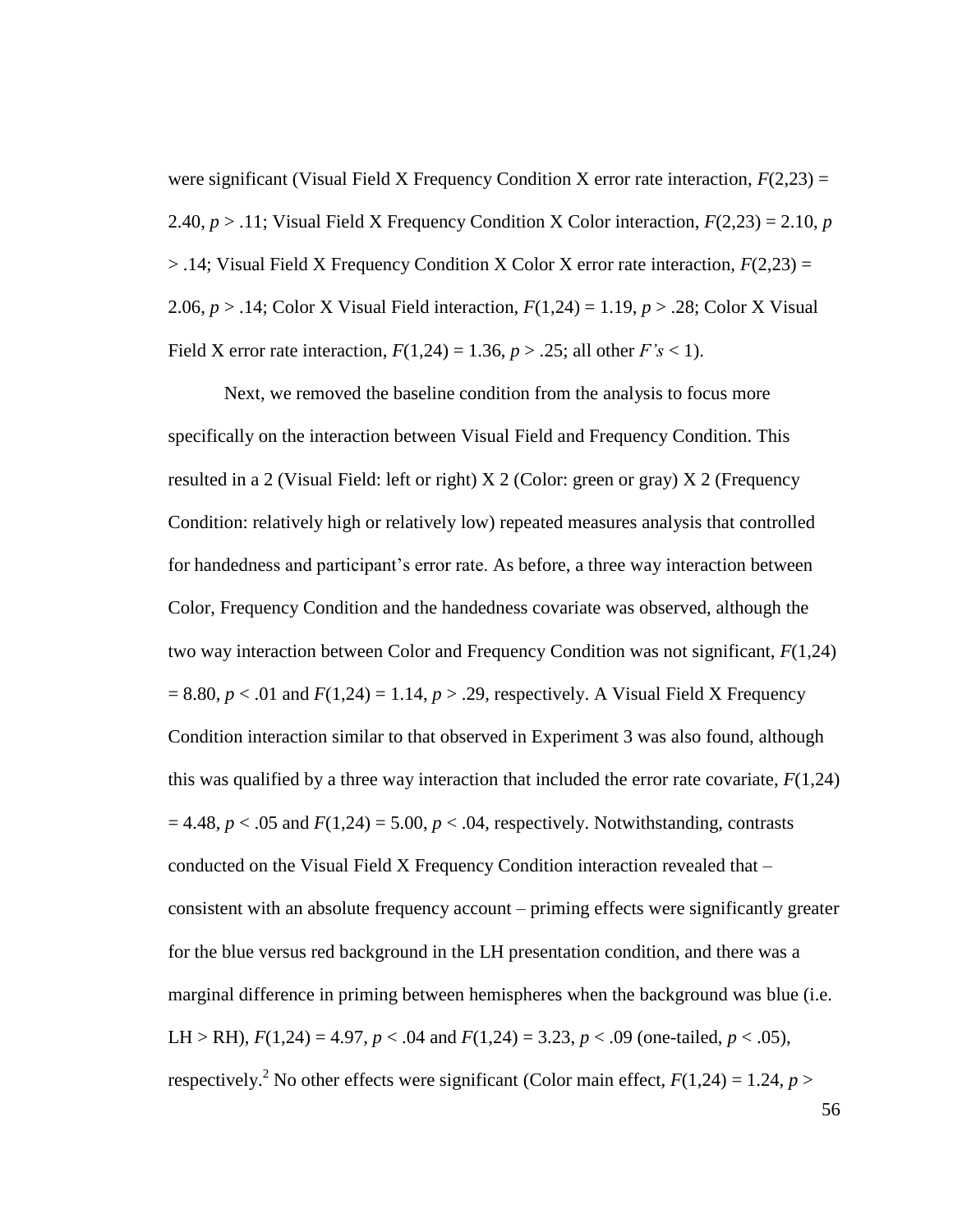were significant (Visual Field X Frequency Condition X error rate interaction, $F(2,23) = 2.40$, $p > .11$; Visual Field X Frequency Condition X Color interaction, $F(2,23) = 2.10$, $p > .14$; Visual Field X Frequency Condition X Color X error rate interaction, $F(2,23) = 2.06$, $p > .14$; Color X Visual Field interaction, $F(1,24) = 1.19$, $p > .28$; Color X Visual Field X error rate interaction, $F(1,24) = 1.36$, $p > .25$; all other $F$*'s* $< 1$).

Next, we removed the baseline condition from the analysis to focus more specifically on the interaction between Visual Field and Frequency Condition. This resulted in a 2 (Visual Field: left or right) X 2 (Color: green or gray) X 2 (Frequency Condition: relatively high or relatively low) repeated measures analysis that controlled for handedness and participant's error rate. As before, a three way interaction between Color, Frequency Condition and the handedness covariate was observed, although the two way interaction between Color and Frequency Condition was not significant, $F(1,24) = 8.80$, $p < .01$ and $F(1,24) = 1.14$, $p > .29$, respectively. A Visual Field X Frequency Condition interaction similar to that observed in Experiment 3 was also found, although this was qualified by a three way interaction that included the error rate covariate, $F(1,24) = 4.48$, $p < .05$ and $F(1,24) = 5.00$, $p < .04$, respectively. Notwithstanding, contrasts conducted on the Visual Field X Frequency Condition interaction revealed that – consistent with an absolute frequency account – priming effects were significantly greater for the blue versus red background in the LH presentation condition, and there was a marginal difference in priming between hemispheres when the background was blue (i.e. LH > RH), $F(1,24) = 4.97$, $p < .04$ and $F(1,24) = 3.23$, $p < .09$ (one-tailed, $p < .05$), respectively.[2] No other effects were significant (Color main effect, $F(1,24) = 1.24$, $p >$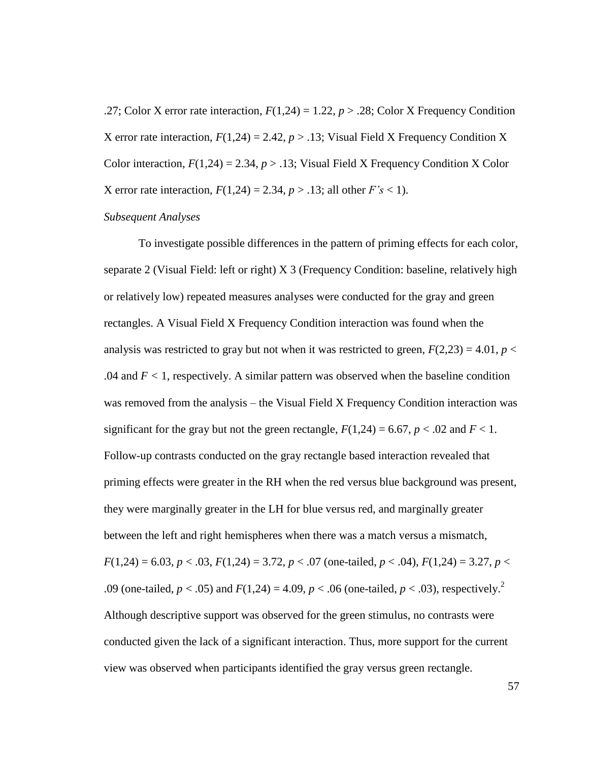.27; Color X error rate interaction, $F(1,24) = 1.22$, $p > .28$; Color X Frequency Condition X error rate interaction, $F(1,24) = 2.42$, $p > .13$; Visual Field X Frequency Condition X Color interaction, $F(1,24) = 2.34$, $p > .13$; Visual Field X Frequency Condition X Color X error rate interaction, $F(1,24) = 2.34$, $p > .13$; all other *F's* < 1).

*Subsequent Analyses*

To investigate possible differences in the pattern of priming effects for each color, separate 2 (Visual Field: left or right) X 3 (Frequency Condition: baseline, relatively high or relatively low) repeated measures analyses were conducted for the gray and green rectangles. A Visual Field X Frequency Condition interaction was found when the analysis was restricted to gray but not when it was restricted to green, $F(2,23) = 4.01$, $p < .04$ and $F < 1$, respectively. A similar pattern was observed when the baseline condition was removed from the analysis – the Visual Field X Frequency Condition interaction was significant for the gray but not the green rectangle, $F(1,24) = 6.67$, $p < .02$ and $F < 1$. Follow-up contrasts conducted on the gray rectangle based interaction revealed that priming effects were greater in the RH when the red versus blue background was present, they were marginally greater in the LH for blue versus red, and marginally greater between the left and right hemispheres when there was a match versus a mismatch, $F(1,24) = 6.03$, $p < .03$, $F(1,24) = 3.72$, $p < .07$ (one-tailed, $p < .04$), $F(1,24) = 3.27$, $p < .09$ (one-tailed, $p < .05$) and $F(1,24) = 4.09$, $p < .06$ (one-tailed, $p < .03$), respectively.[2] Although descriptive support was observed for the green stimulus, no contrasts were conducted given the lack of a significant interaction. Thus, more support for the current view was observed when participants identified the gray versus green rectangle.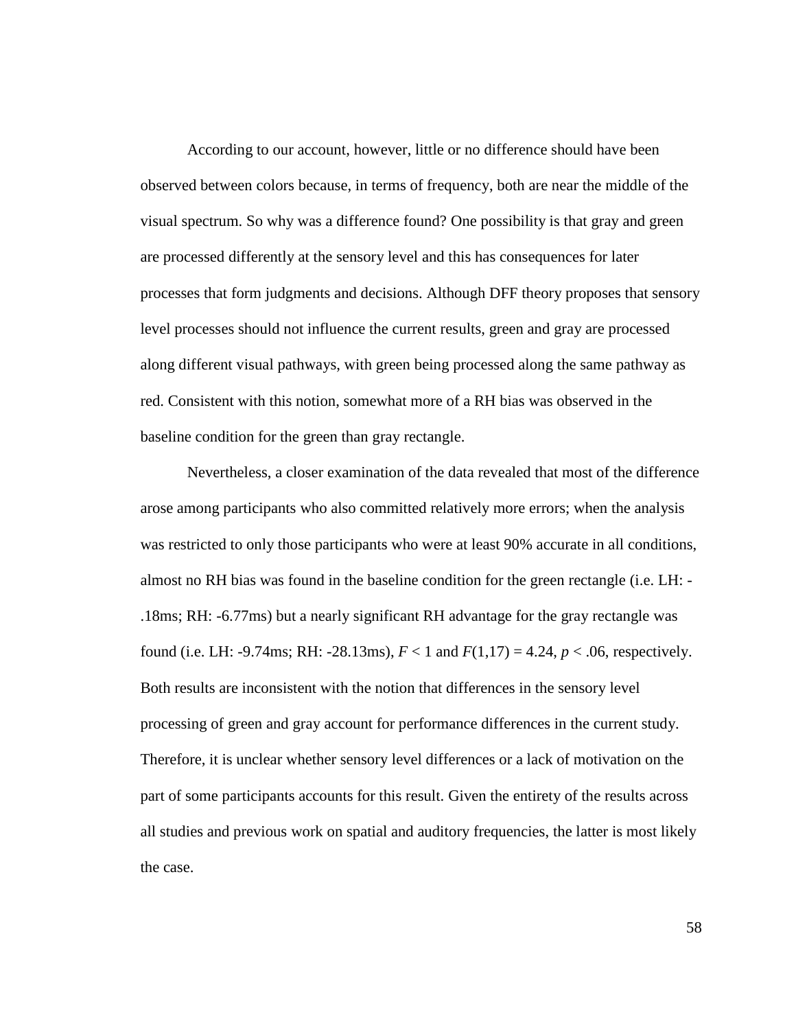According to our account, however, little or no difference should have been observed between colors because, in terms of frequency, both are near the middle of the visual spectrum. So why was a difference found? One possibility is that gray and green are processed differently at the sensory level and this has consequences for later processes that form judgments and decisions. Although DFF theory proposes that sensory level processes should not influence the current results, green and gray are processed along different visual pathways, with green being processed along the same pathway as red. Consistent with this notion, somewhat more of a RH bias was observed in the baseline condition for the green than gray rectangle.

Nevertheless, a closer examination of the data revealed that most of the difference arose among participants who also committed relatively more errors; when the analysis was restricted to only those participants who were at least 90% accurate in all conditions, almost no RH bias was found in the baseline condition for the green rectangle (i.e. LH: -.18ms; RH: -6.77ms) but a nearly significant RH advantage for the gray rectangle was found (i.e. LH: -9.74ms; RH: -28.13ms), $F < 1$ and $F(1,17) = 4.24$, $p < .06$, respectively. Both results are inconsistent with the notion that differences in the sensory level processing of green and gray account for performance differences in the current study. Therefore, it is unclear whether sensory level differences or a lack of motivation on the part of some participants accounts for this result. Given the entirety of the results across all studies and previous work on spatial and auditory frequencies, the latter is most likely the case.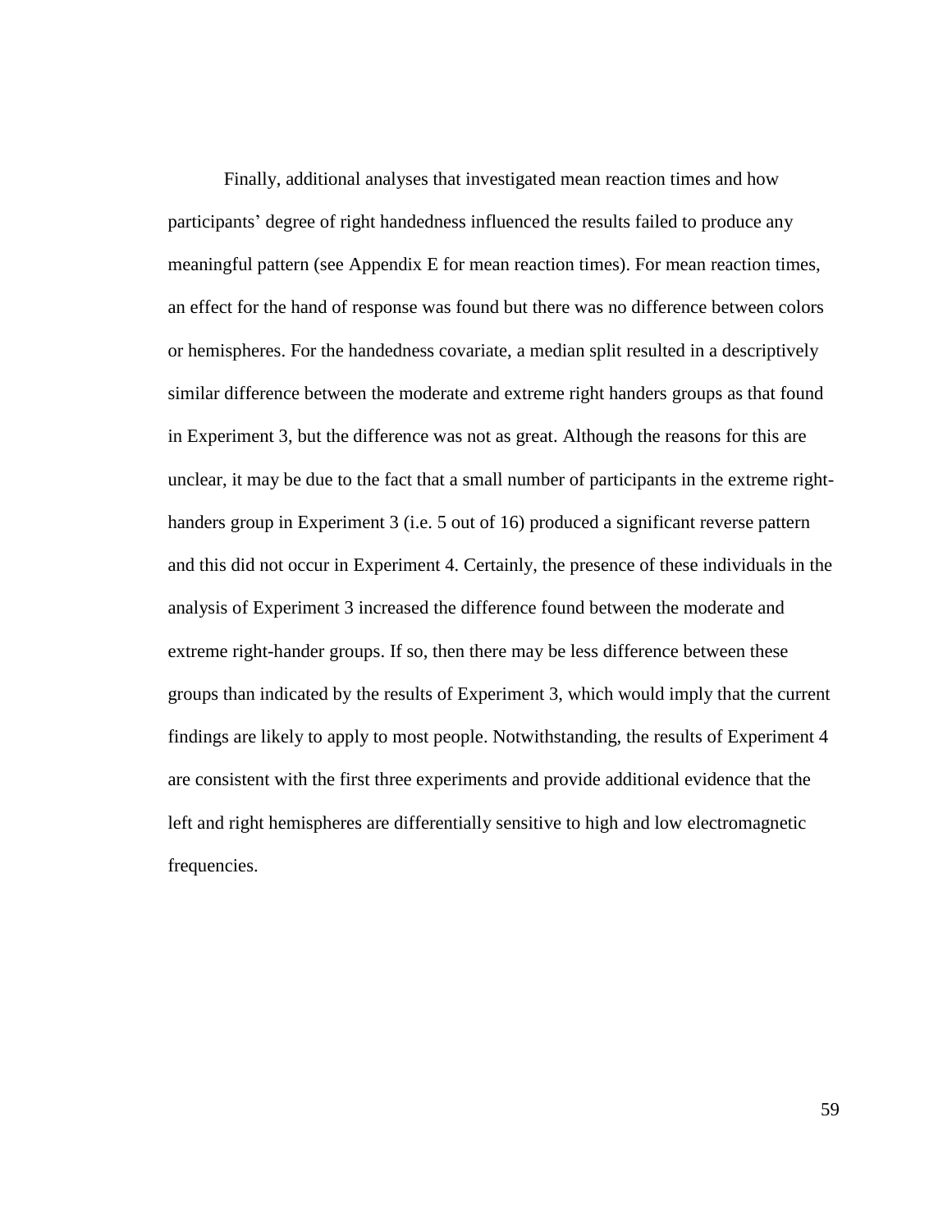Finally, additional analyses that investigated mean reaction times and how participants' degree of right handedness influenced the results failed to produce any meaningful pattern (see Appendix E for mean reaction times). For mean reaction times, an effect for the hand of response was found but there was no difference between colors or hemispheres. For the handedness covariate, a median split resulted in a descriptively similar difference between the moderate and extreme right handers groups as that found in Experiment 3, but the difference was not as great. Although the reasons for this are unclear, it may be due to the fact that a small number of participants in the extreme right-handers group in Experiment 3 (i.e. 5 out of 16) produced a significant reverse pattern and this did not occur in Experiment 4. Certainly, the presence of these individuals in the analysis of Experiment 3 increased the difference found between the moderate and extreme right-hander groups. If so, then there may be less difference between these groups than indicated by the results of Experiment 3, which would imply that the current findings are likely to apply to most people. Notwithstanding, the results of Experiment 4 are consistent with the first three experiments and provide additional evidence that the left and right hemispheres are differentially sensitive to high and low electromagnetic frequencies.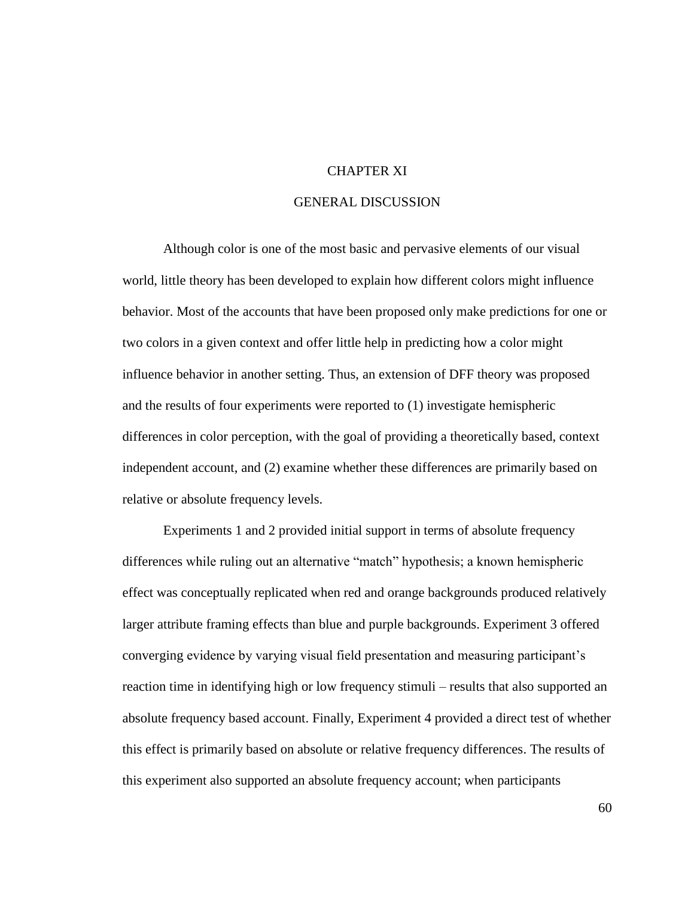# CHAPTER XI

## GENERAL DISCUSSION

Although color is one of the most basic and pervasive elements of our visual world, little theory has been developed to explain how different colors might influence behavior. Most of the accounts that have been proposed only make predictions for one or two colors in a given context and offer little help in predicting how a color might influence behavior in another setting. Thus, an extension of DFF theory was proposed and the results of four experiments were reported to (1) investigate hemispheric differences in color perception, with the goal of providing a theoretically based, context independent account, and (2) examine whether these differences are primarily based on relative or absolute frequency levels.

Experiments 1 and 2 provided initial support in terms of absolute frequency differences while ruling out an alternative "match" hypothesis; a known hemispheric effect was conceptually replicated when red and orange backgrounds produced relatively larger attribute framing effects than blue and purple backgrounds. Experiment 3 offered converging evidence by varying visual field presentation and measuring participant's reaction time in identifying high or low frequency stimuli – results that also supported an absolute frequency based account. Finally, Experiment 4 provided a direct test of whether this effect is primarily based on absolute or relative frequency differences. The results of this experiment also supported an absolute frequency account; when participants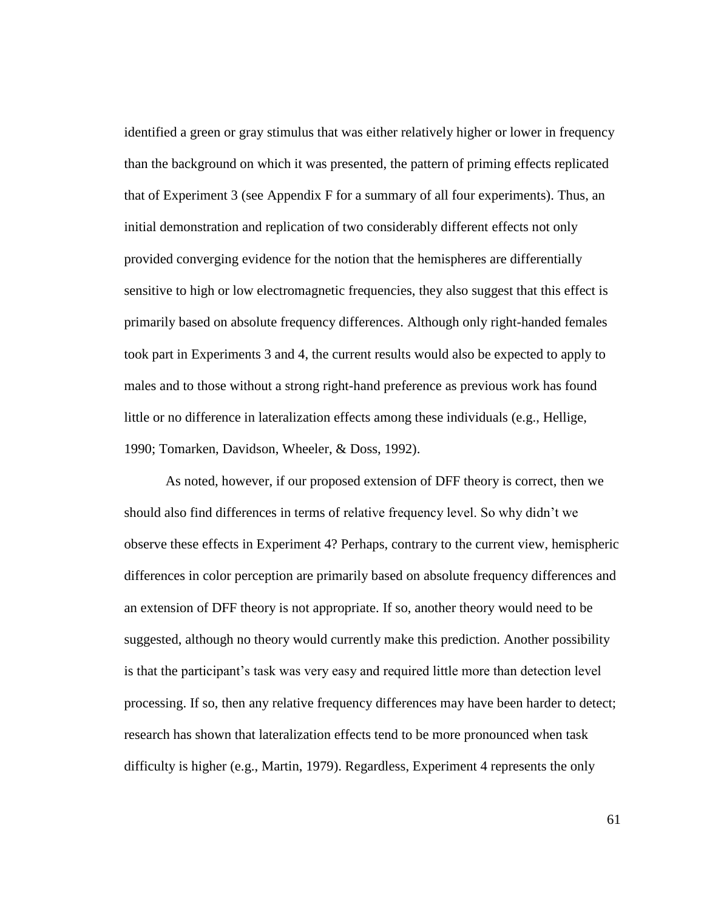identified a green or gray stimulus that was either relatively higher or lower in frequency than the background on which it was presented, the pattern of priming effects replicated that of Experiment 3 (see Appendix F for a summary of all four experiments). Thus, an initial demonstration and replication of two considerably different effects not only provided converging evidence for the notion that the hemispheres are differentially sensitive to high or low electromagnetic frequencies, they also suggest that this effect is primarily based on absolute frequency differences. Although only right-handed females took part in Experiments 3 and 4, the current results would also be expected to apply to males and to those without a strong right-hand preference as previous work has found little or no difference in lateralization effects among these individuals (e.g., Hellige, 1990; Tomarken, Davidson, Wheeler, & Doss, 1992).

As noted, however, if our proposed extension of DFF theory is correct, then we should also find differences in terms of relative frequency level. So why didn't we observe these effects in Experiment 4? Perhaps, contrary to the current view, hemispheric differences in color perception are primarily based on absolute frequency differences and an extension of DFF theory is not appropriate. If so, another theory would need to be suggested, although no theory would currently make this prediction. Another possibility is that the participant's task was very easy and required little more than detection level processing. If so, then any relative frequency differences may have been harder to detect; research has shown that lateralization effects tend to be more pronounced when task difficulty is higher (e.g., Martin, 1979). Regardless, Experiment 4 represents the only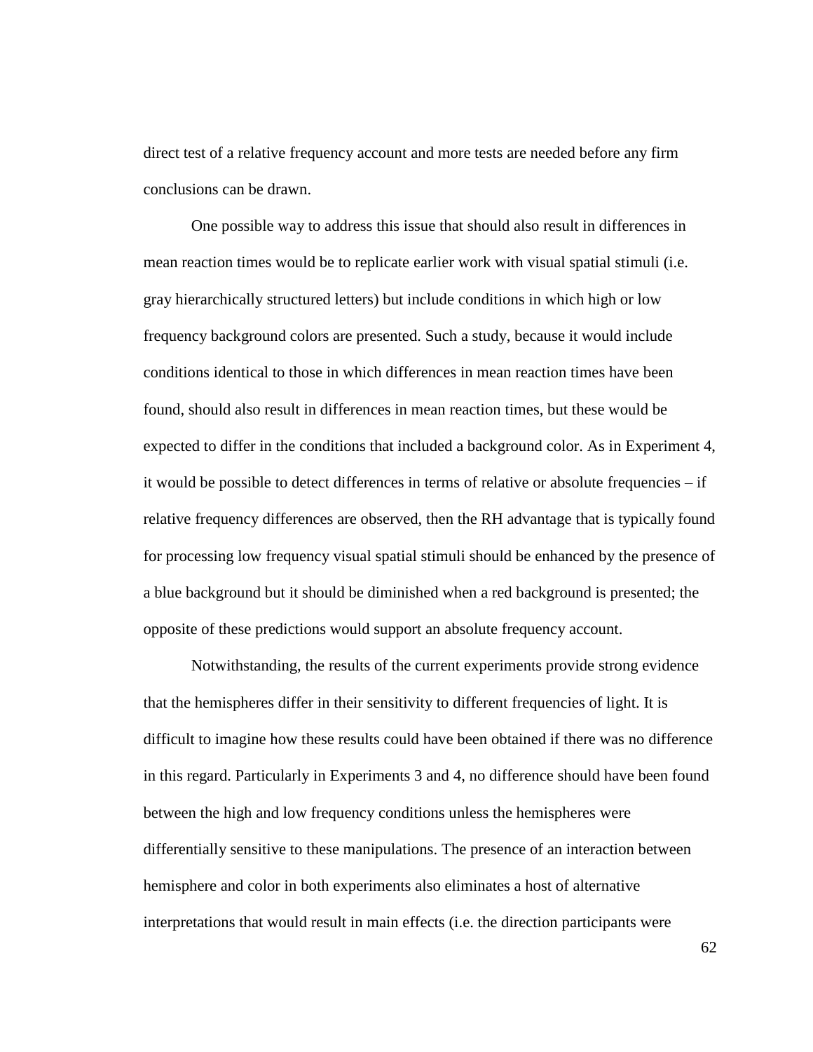direct test of a relative frequency account and more tests are needed before any firm conclusions can be drawn.

One possible way to address this issue that should also result in differences in mean reaction times would be to replicate earlier work with visual spatial stimuli (i.e. gray hierarchically structured letters) but include conditions in which high or low frequency background colors are presented. Such a study, because it would include conditions identical to those in which differences in mean reaction times have been found, should also result in differences in mean reaction times, but these would be expected to differ in the conditions that included a background color. As in Experiment 4, it would be possible to detect differences in terms of relative or absolute frequencies – if relative frequency differences are observed, then the RH advantage that is typically found for processing low frequency visual spatial stimuli should be enhanced by the presence of a blue background but it should be diminished when a red background is presented; the opposite of these predictions would support an absolute frequency account.

Notwithstanding, the results of the current experiments provide strong evidence that the hemispheres differ in their sensitivity to different frequencies of light. It is difficult to imagine how these results could have been obtained if there was no difference in this regard. Particularly in Experiments 3 and 4, no difference should have been found between the high and low frequency conditions unless the hemispheres were differentially sensitive to these manipulations. The presence of an interaction between hemisphere and color in both experiments also eliminates a host of alternative interpretations that would result in main effects (i.e. the direction participants were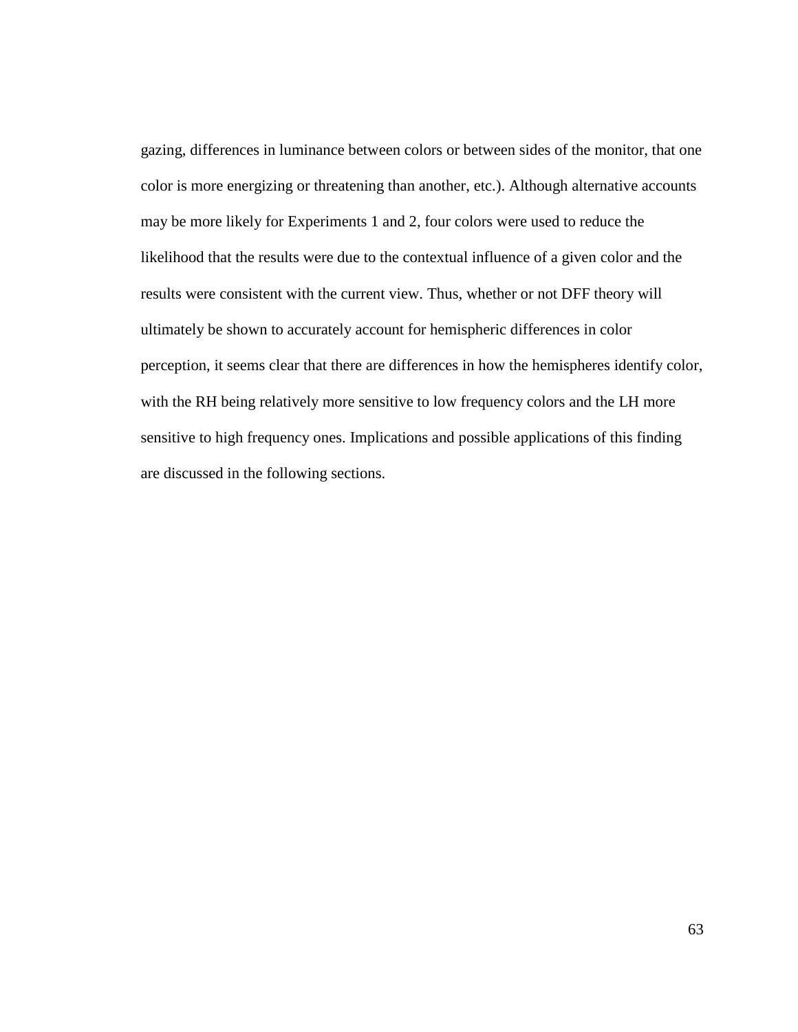gazing, differences in luminance between colors or between sides of the monitor, that one color is more energizing or threatening than another, etc.). Although alternative accounts may be more likely for Experiments 1 and 2, four colors were used to reduce the likelihood that the results were due to the contextual influence of a given color and the results were consistent with the current view. Thus, whether or not DFF theory will ultimately be shown to accurately account for hemispheric differences in color perception, it seems clear that there are differences in how the hemispheres identify color, with the RH being relatively more sensitive to low frequency colors and the LH more sensitive to high frequency ones. Implications and possible applications of this finding are discussed in the following sections.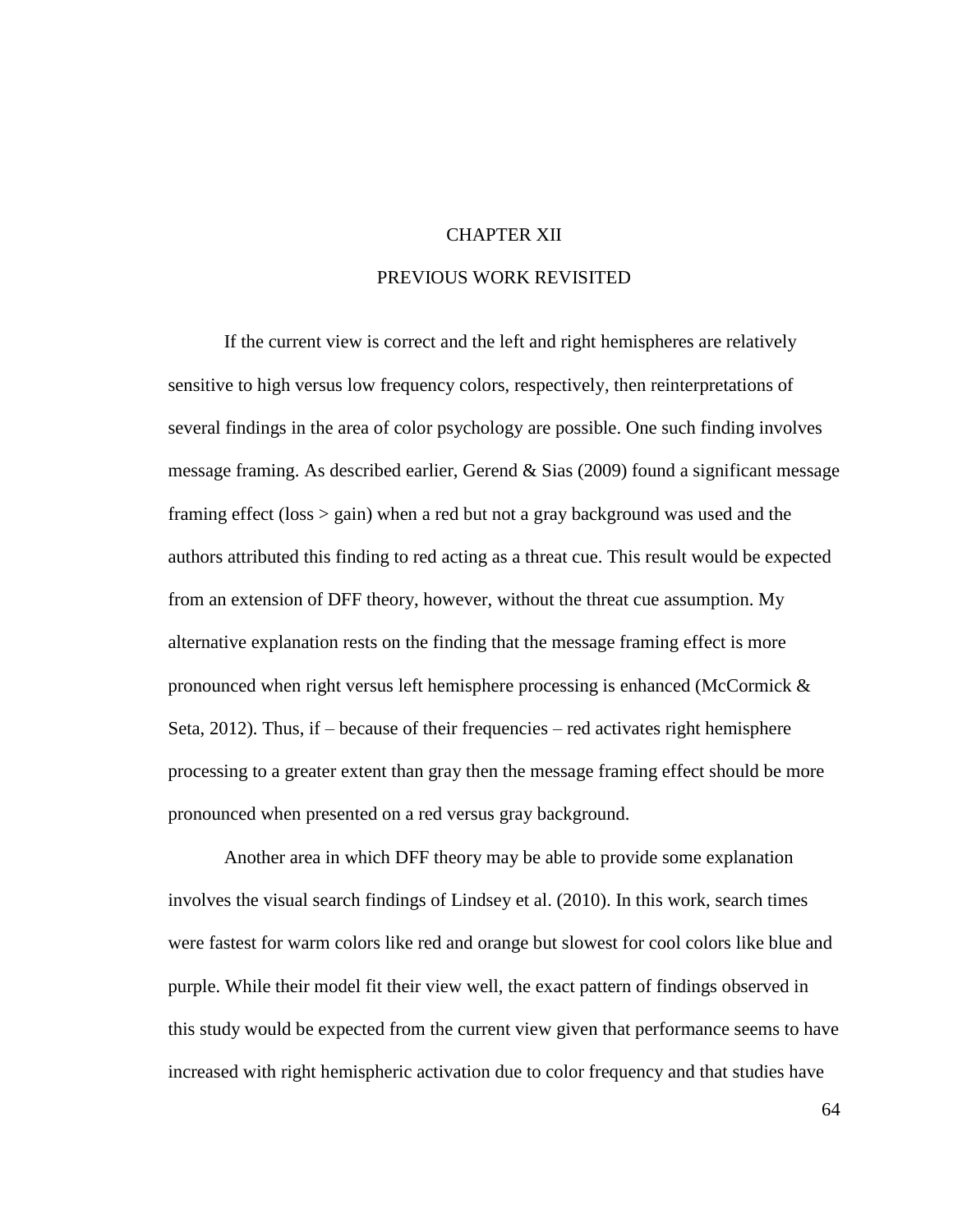# CHAPTER XII

## PREVIOUS WORK REVISITED

If the current view is correct and the left and right hemispheres are relatively sensitive to high versus low frequency colors, respectively, then reinterpretations of several findings in the area of color psychology are possible. One such finding involves message framing. As described earlier, Gerend & Sias (2009) found a significant message framing effect (loss > gain) when a red but not a gray background was used and the authors attributed this finding to red acting as a threat cue. This result would be expected from an extension of DFF theory, however, without the threat cue assumption. My alternative explanation rests on the finding that the message framing effect is more pronounced when right versus left hemisphere processing is enhanced (McCormick & Seta, 2012). Thus, if – because of their frequencies – red activates right hemisphere processing to a greater extent than gray then the message framing effect should be more pronounced when presented on a red versus gray background.

Another area in which DFF theory may be able to provide some explanation involves the visual search findings of Lindsey et al. (2010). In this work, search times were fastest for warm colors like red and orange but slowest for cool colors like blue and purple. While their model fit their view well, the exact pattern of findings observed in this study would be expected from the current view given that performance seems to have increased with right hemispheric activation due to color frequency and that studies have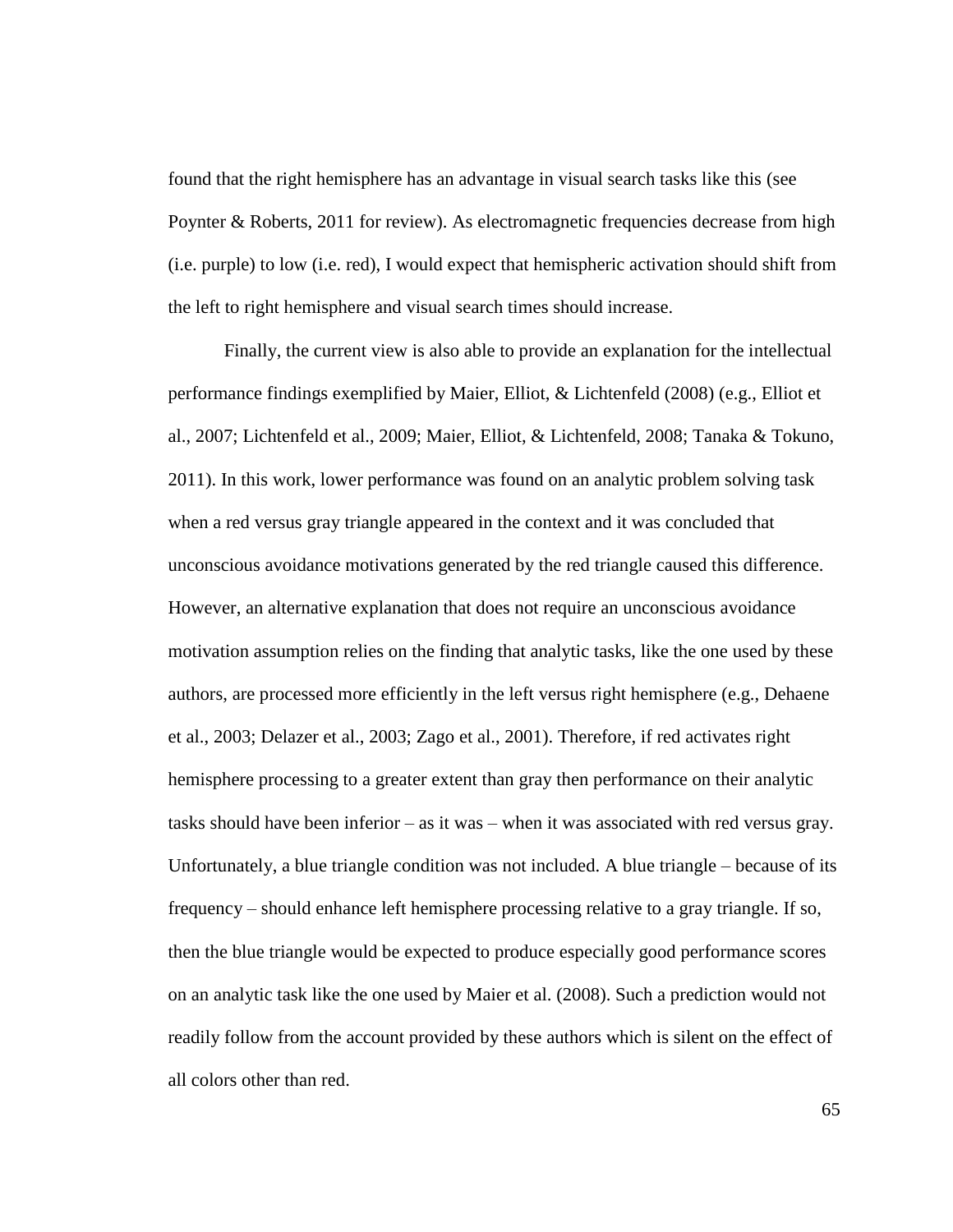found that the right hemisphere has an advantage in visual search tasks like this (see Poynter & Roberts, 2011 for review). As electromagnetic frequencies decrease from high (i.e. purple) to low (i.e. red), I would expect that hemispheric activation should shift from the left to right hemisphere and visual search times should increase.

Finally, the current view is also able to provide an explanation for the intellectual performance findings exemplified by Maier, Elliot, & Lichtenfeld (2008) (e.g., Elliot et al., 2007; Lichtenfeld et al., 2009; Maier, Elliot, & Lichtenfeld, 2008; Tanaka & Tokuno, 2011). In this work, lower performance was found on an analytic problem solving task when a red versus gray triangle appeared in the context and it was concluded that unconscious avoidance motivations generated by the red triangle caused this difference. However, an alternative explanation that does not require an unconscious avoidance motivation assumption relies on the finding that analytic tasks, like the one used by these authors, are processed more efficiently in the left versus right hemisphere (e.g., Dehaene et al., 2003; Delazer et al., 2003; Zago et al., 2001). Therefore, if red activates right hemisphere processing to a greater extent than gray then performance on their analytic tasks should have been inferior – as it was – when it was associated with red versus gray. Unfortunately, a blue triangle condition was not included. A blue triangle – because of its frequency – should enhance left hemisphere processing relative to a gray triangle. If so, then the blue triangle would be expected to produce especially good performance scores on an analytic task like the one used by Maier et al. (2008). Such a prediction would not readily follow from the account provided by these authors which is silent on the effect of all colors other than red.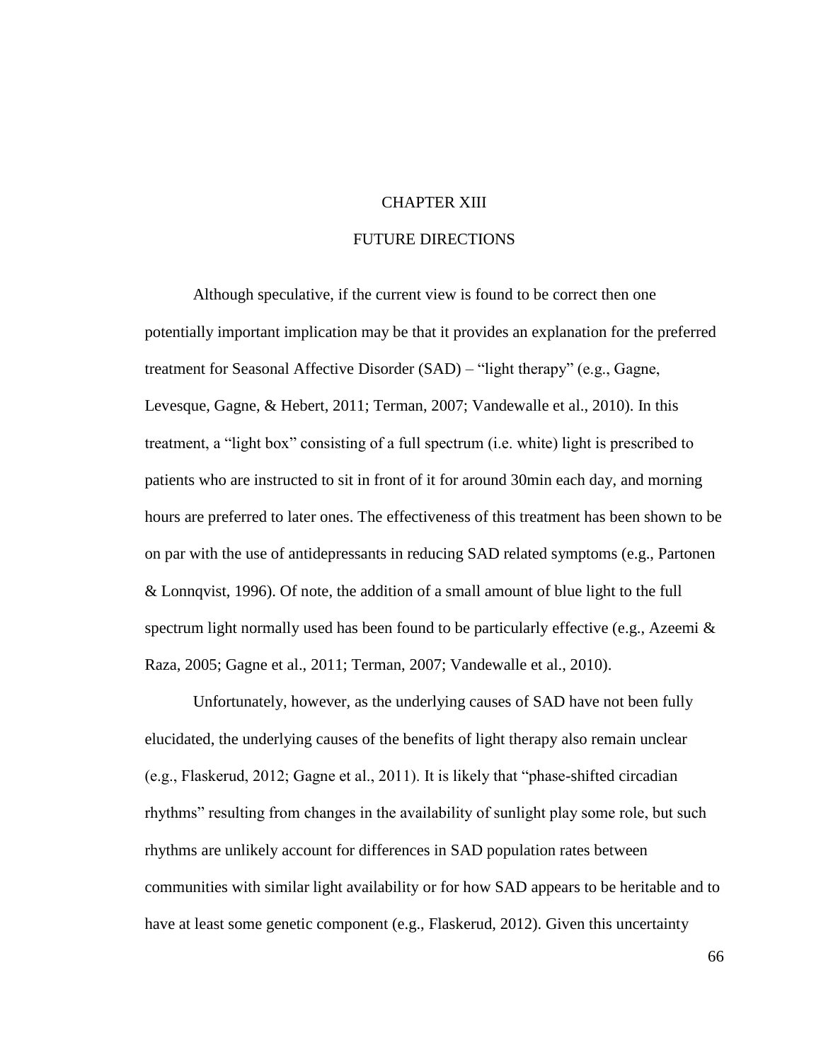# CHAPTER XIII

# FUTURE DIRECTIONS

Although speculative, if the current view is found to be correct then one potentially important implication may be that it provides an explanation for the preferred treatment for Seasonal Affective Disorder (SAD) – "light therapy" (e.g., Gagne, Levesque, Gagne, & Hebert, 2011; Terman, 2007; Vandewalle et al., 2010). In this treatment, a "light box" consisting of a full spectrum (i.e. white) light is prescribed to patients who are instructed to sit in front of it for around 30min each day, and morning hours are preferred to later ones. The effectiveness of this treatment has been shown to be on par with the use of antidepressants in reducing SAD related symptoms (e.g., Partonen & Lonnqvist, 1996). Of note, the addition of a small amount of blue light to the full spectrum light normally used has been found to be particularly effective (e.g., Azeemi & Raza, 2005; Gagne et al., 2011; Terman, 2007; Vandewalle et al., 2010).

Unfortunately, however, as the underlying causes of SAD have not been fully elucidated, the underlying causes of the benefits of light therapy also remain unclear (e.g., Flaskerud, 2012; Gagne et al., 2011). It is likely that "phase-shifted circadian rhythms" resulting from changes in the availability of sunlight play some role, but such rhythms are unlikely account for differences in SAD population rates between communities with similar light availability or for how SAD appears to be heritable and to have at least some genetic component (e.g., Flaskerud, 2012). Given this uncertainty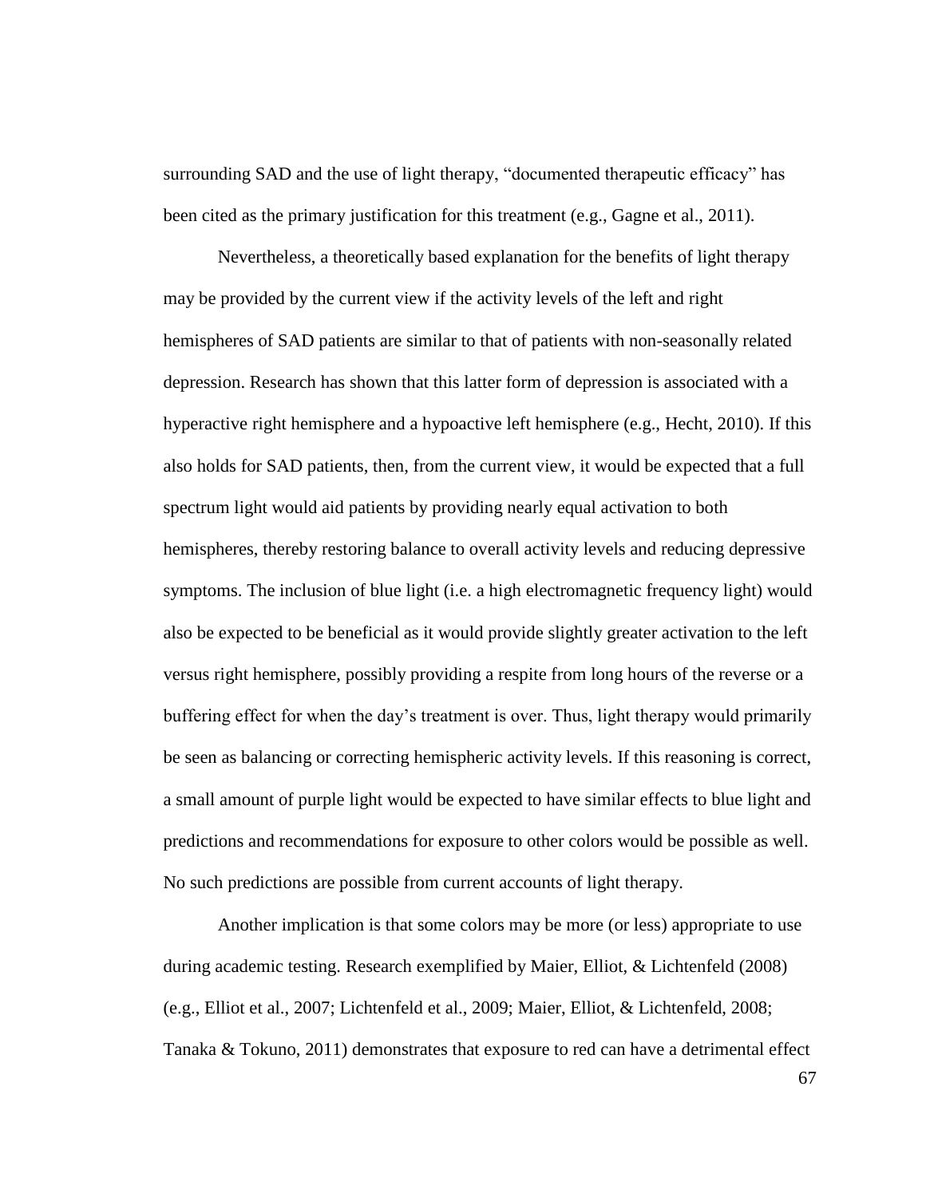surrounding SAD and the use of light therapy, "documented therapeutic efficacy" has been cited as the primary justification for this treatment (e.g., Gagne et al., 2011).

Nevertheless, a theoretically based explanation for the benefits of light therapy may be provided by the current view if the activity levels of the left and right hemispheres of SAD patients are similar to that of patients with non-seasonally related depression. Research has shown that this latter form of depression is associated with a hyperactive right hemisphere and a hypoactive left hemisphere (e.g., Hecht, 2010). If this also holds for SAD patients, then, from the current view, it would be expected that a full spectrum light would aid patients by providing nearly equal activation to both hemispheres, thereby restoring balance to overall activity levels and reducing depressive symptoms. The inclusion of blue light (i.e. a high electromagnetic frequency light) would also be expected to be beneficial as it would provide slightly greater activation to the left versus right hemisphere, possibly providing a respite from long hours of the reverse or a buffering effect for when the day's treatment is over. Thus, light therapy would primarily be seen as balancing or correcting hemispheric activity levels. If this reasoning is correct, a small amount of purple light would be expected to have similar effects to blue light and predictions and recommendations for exposure to other colors would be possible as well. No such predictions are possible from current accounts of light therapy.

Another implication is that some colors may be more (or less) appropriate to use during academic testing. Research exemplified by Maier, Elliot, & Lichtenfeld (2008) (e.g., Elliot et al., 2007; Lichtenfeld et al., 2009; Maier, Elliot, & Lichtenfeld, 2008; Tanaka & Tokuno, 2011) demonstrates that exposure to red can have a detrimental effect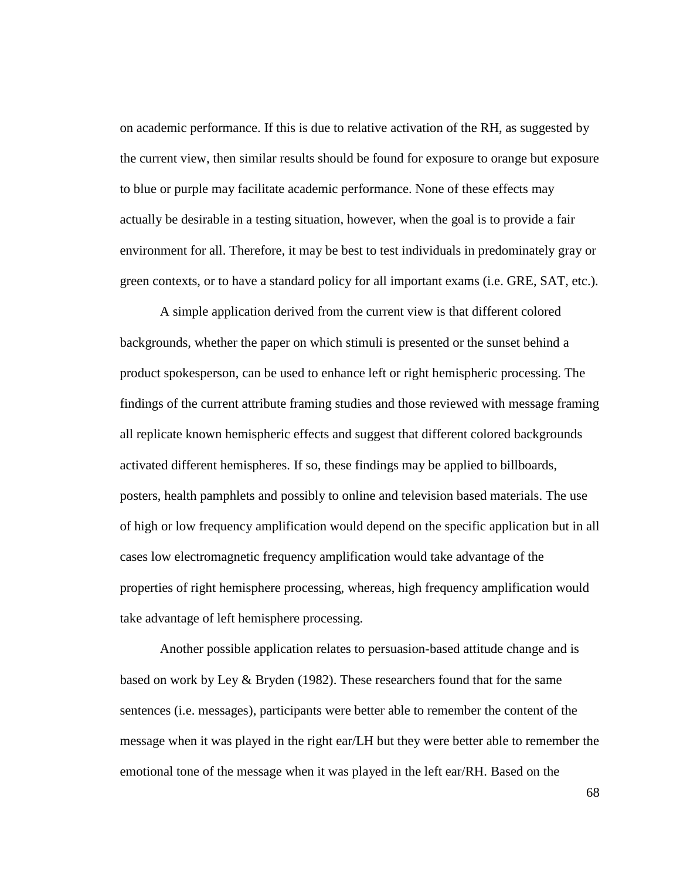on academic performance. If this is due to relative activation of the RH, as suggested by the current view, then similar results should be found for exposure to orange but exposure to blue or purple may facilitate academic performance. None of these effects may actually be desirable in a testing situation, however, when the goal is to provide a fair environment for all. Therefore, it may be best to test individuals in predominately gray or green contexts, or to have a standard policy for all important exams (i.e. GRE, SAT, etc.).

A simple application derived from the current view is that different colored backgrounds, whether the paper on which stimuli is presented or the sunset behind a product spokesperson, can be used to enhance left or right hemispheric processing. The findings of the current attribute framing studies and those reviewed with message framing all replicate known hemispheric effects and suggest that different colored backgrounds activated different hemispheres. If so, these findings may be applied to billboards, posters, health pamphlets and possibly to online and television based materials. The use of high or low frequency amplification would depend on the specific application but in all cases low electromagnetic frequency amplification would take advantage of the properties of right hemisphere processing, whereas, high frequency amplification would take advantage of left hemisphere processing.

Another possible application relates to persuasion-based attitude change and is based on work by Ley & Bryden (1982). These researchers found that for the same sentences (i.e. messages), participants were better able to remember the content of the message when it was played in the right ear/LH but they were better able to remember the emotional tone of the message when it was played in the left ear/RH. Based on the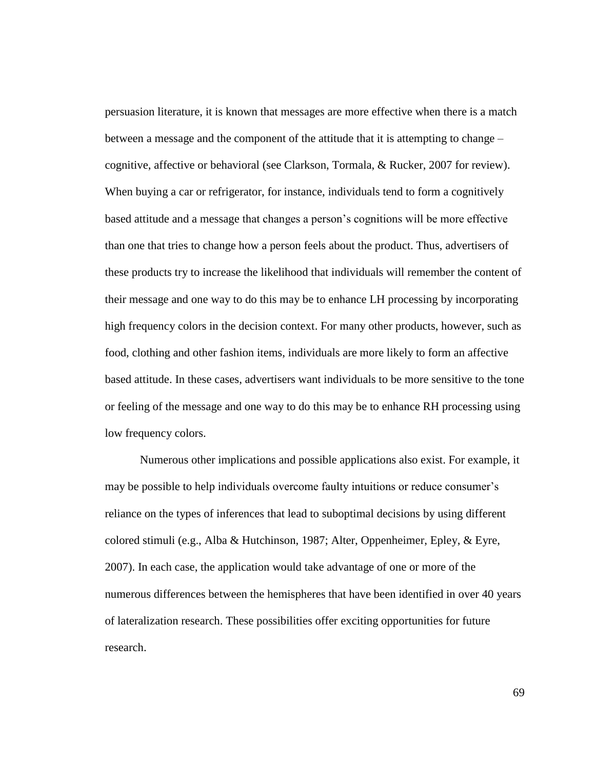persuasion literature, it is known that messages are more effective when there is a match between a message and the component of the attitude that it is attempting to change – cognitive, affective or behavioral (see Clarkson, Tormala, & Rucker, 2007 for review). When buying a car or refrigerator, for instance, individuals tend to form a cognitively based attitude and a message that changes a person's cognitions will be more effective than one that tries to change how a person feels about the product. Thus, advertisers of these products try to increase the likelihood that individuals will remember the content of their message and one way to do this may be to enhance LH processing by incorporating high frequency colors in the decision context. For many other products, however, such as food, clothing and other fashion items, individuals are more likely to form an affective based attitude. In these cases, advertisers want individuals to be more sensitive to the tone or feeling of the message and one way to do this may be to enhance RH processing using low frequency colors.

Numerous other implications and possible applications also exist. For example, it may be possible to help individuals overcome faulty intuitions or reduce consumer's reliance on the types of inferences that lead to suboptimal decisions by using different colored stimuli (e.g., Alba & Hutchinson, 1987; Alter, Oppenheimer, Epley, & Eyre, 2007). In each case, the application would take advantage of one or more of the numerous differences between the hemispheres that have been identified in over 40 years of lateralization research. These possibilities offer exciting opportunities for future research.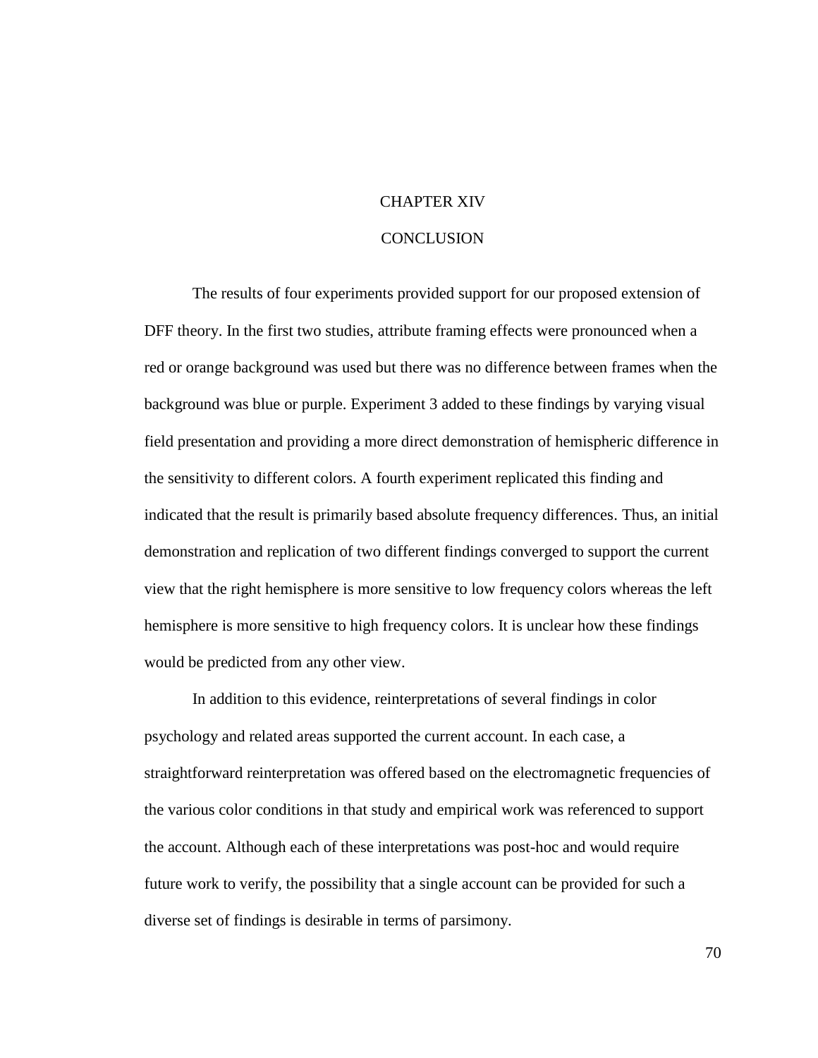# CHAPTER XIV

# CONCLUSION

The results of four experiments provided support for our proposed extension of DFF theory. In the first two studies, attribute framing effects were pronounced when a red or orange background was used but there was no difference between frames when the background was blue or purple. Experiment 3 added to these findings by varying visual field presentation and providing a more direct demonstration of hemispheric difference in the sensitivity to different colors. A fourth experiment replicated this finding and indicated that the result is primarily based absolute frequency differences. Thus, an initial demonstration and replication of two different findings converged to support the current view that the right hemisphere is more sensitive to low frequency colors whereas the left hemisphere is more sensitive to high frequency colors. It is unclear how these findings would be predicted from any other view.

In addition to this evidence, reinterpretations of several findings in color psychology and related areas supported the current account. In each case, a straightforward reinterpretation was offered based on the electromagnetic frequencies of the various color conditions in that study and empirical work was referenced to support the account. Although each of these interpretations was post-hoc and would require future work to verify, the possibility that a single account can be provided for such a diverse set of findings is desirable in terms of parsimony.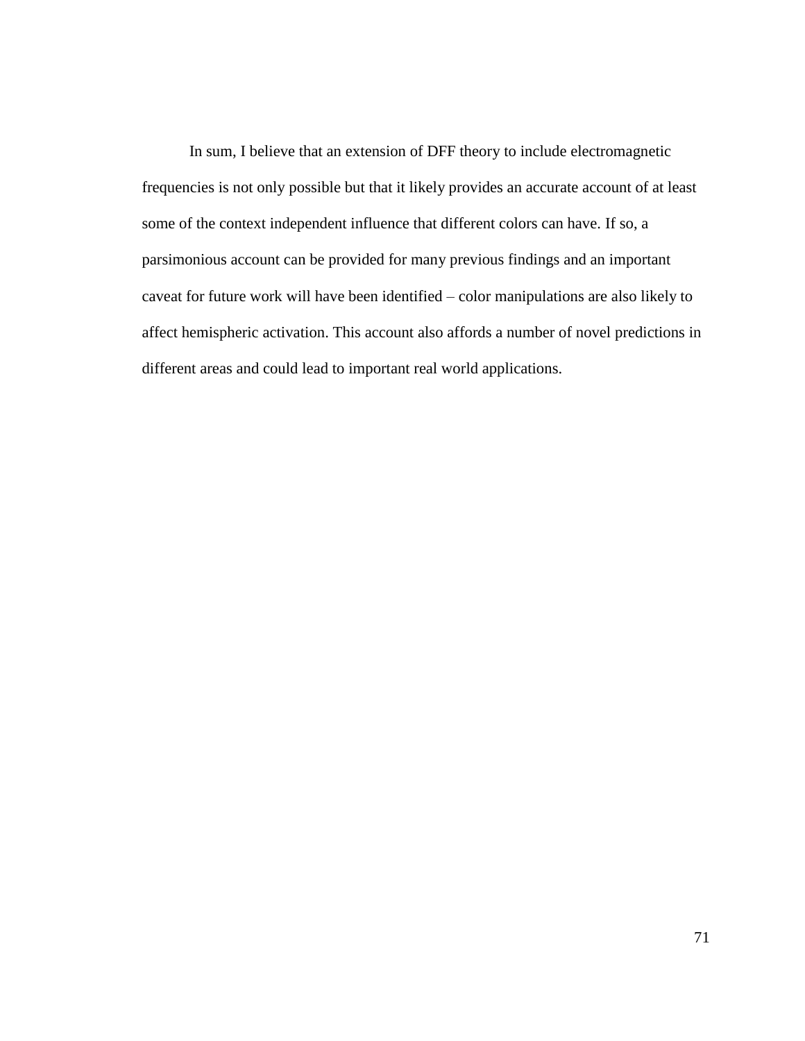In sum, I believe that an extension of DFF theory to include electromagnetic frequencies is not only possible but that it likely provides an accurate account of at least some of the context independent influence that different colors can have. If so, a parsimonious account can be provided for many previous findings and an important caveat for future work will have been identified – color manipulations are also likely to affect hemispheric activation. This account also affords a number of novel predictions in different areas and could lead to important real world applications.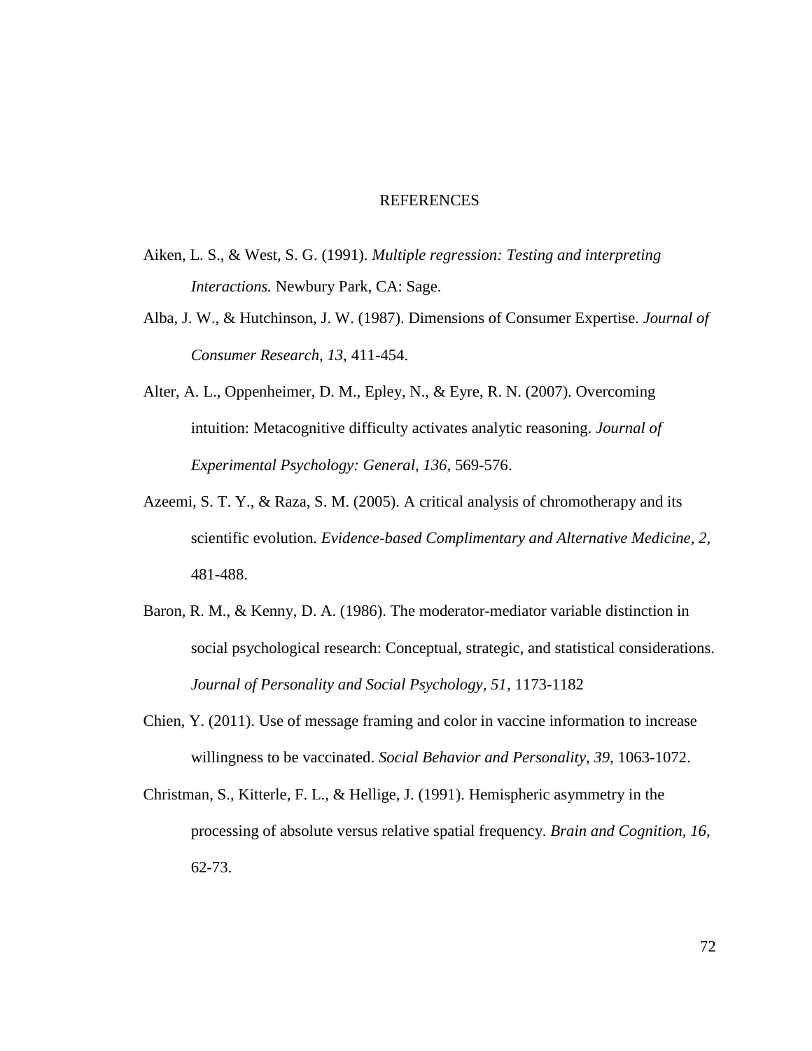# REFERENCES

Aiken, L. S., & West, S. G. (1991). *Multiple regression: Testing and interpreting Interactions.* Newbury Park, CA: Sage.

Alba, J. W., & Hutchinson, J. W. (1987). Dimensions of Consumer Expertise. *Journal of Consumer Research, 13,* 411-454.

Alter, A. L., Oppenheimer, D. M., Epley, N., & Eyre, R. N. (2007). Overcoming intuition: Metacognitive difficulty activates analytic reasoning. *Journal of Experimental Psychology: General, 136,* 569-576.

Azeemi, S. T. Y., & Raza, S. M. (2005). A critical analysis of chromotherapy and its scientific evolution. *Evidence-based Complimentary and Alternative Medicine, 2*, 481-488.

Baron, R. M., & Kenny, D. A. (1986). The moderator-mediator variable distinction in social psychological research: Conceptual, strategic, and statistical considerations. *Journal of Personality and Social Psychology, 51,* 1173-1182

Chien, Y. (2011). Use of message framing and color in vaccine information to increase willingness to be vaccinated. *Social Behavior and Personality, 39,* 1063-1072.

Christman, S., Kitterle, F. L., & Hellige, J. (1991). Hemispheric asymmetry in the processing of absolute versus relative spatial frequency. *Brain and Cognition, 16*, 62-73.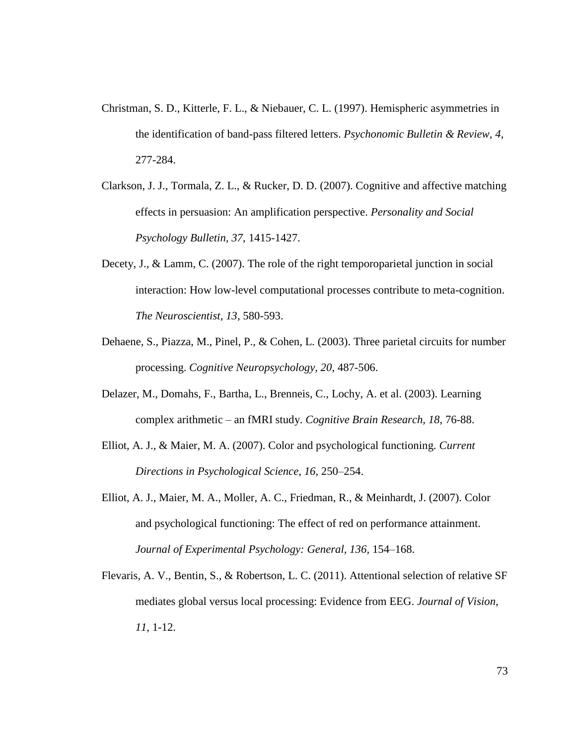Christman, S. D., Kitterle, F. L., & Niebauer, C. L. (1997). Hemispheric asymmetries in the identification of band-pass filtered letters. *Psychonomic Bulletin & Review*, *4*, 277-284.

Clarkson, J. J., Tormala, Z. L., & Rucker, D. D. (2007). Cognitive and affective matching effects in persuasion: An amplification perspective. *Personality and Social Psychology Bulletin*, *37*, 1415-1427.

Decety, J., & Lamm, C. (2007). The role of the right temporoparietal junction in social interaction: How low-level computational processes contribute to meta-cognition. *The Neuroscientist*, *13*, 580-593.

Dehaene, S., Piazza, M., Pinel, P., & Cohen, L. (2003). Three parietal circuits for number processing. *Cognitive Neuropsychology, 20*, 487-506.

Delazer, M., Domahs, F., Bartha, L., Brenneis, C., Lochy, A. et al. (2003). Learning complex arithmetic – an fMRI study. *Cognitive Brain Research*, *18*, 76-88.

Elliot, A. J., & Maier, M. A. (2007). Color and psychological functioning. *Current Directions in Psychological Science, 16,* 250–254.

Elliot, A. J., Maier, M. A., Moller, A. C., Friedman, R., & Meinhardt, J. (2007). Color and psychological functioning: The effect of red on performance attainment. *Journal of Experimental Psychology: General, 136,* 154–168.

Flevaris, A. V., Bentin, S., & Robertson, L. C. (2011). Attentional selection of relative SF mediates global versus local processing: Evidence from EEG. *Journal of Vision, 11*, 1-12.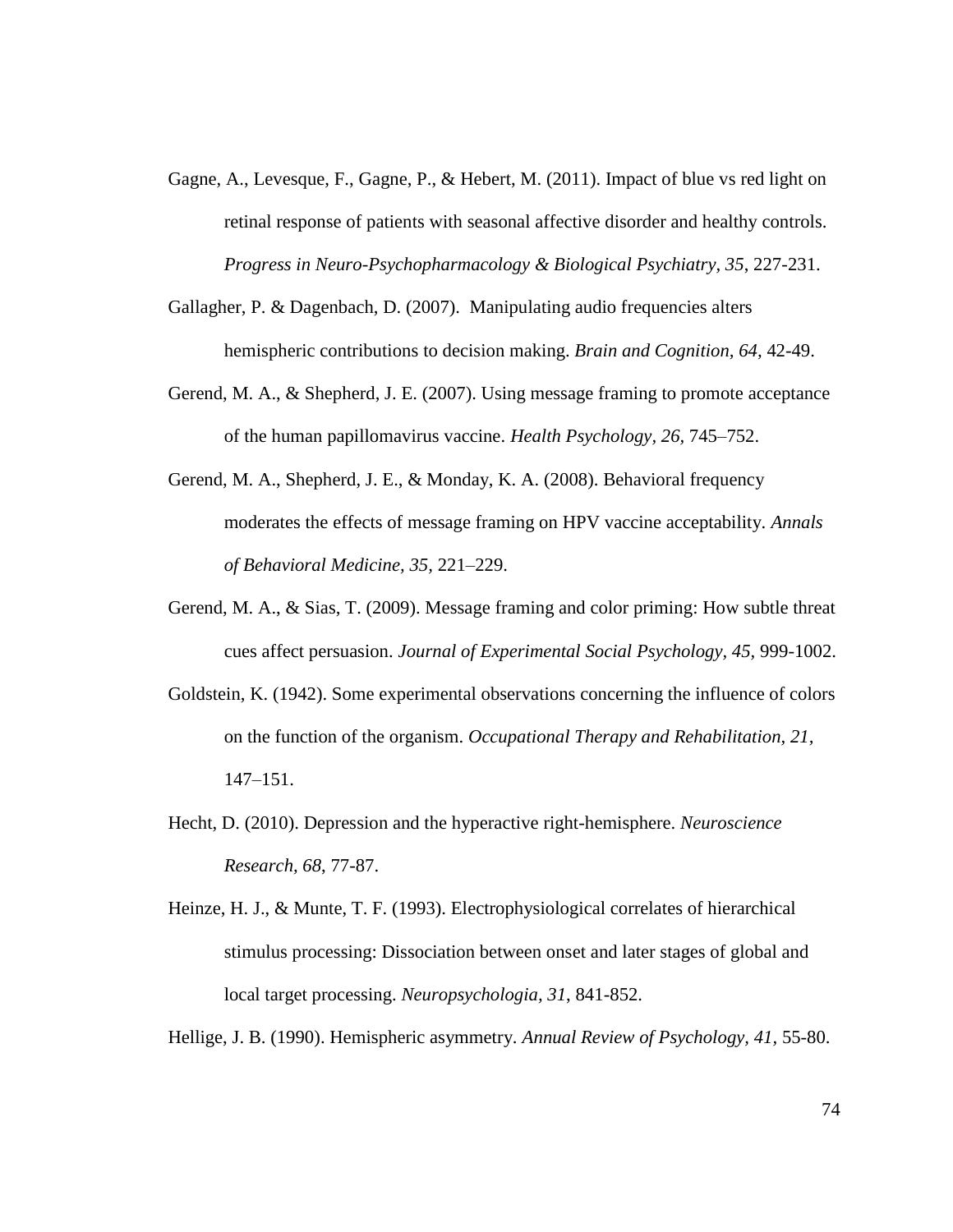Gagne, A., Levesque, F., Gagne, P., & Hebert, M. (2011). Impact of blue vs red light on retinal response of patients with seasonal affective disorder and healthy controls. *Progress in Neuro-Psychopharmacology & Biological Psychiatry*, *35*, 227-231.

Gallagher, P. & Dagenbach, D. (2007). Manipulating audio frequencies alters hemispheric contributions to decision making. *Brain and Cognition, 64*, 42-49.

Gerend, M. A., & Shepherd, J. E. (2007). Using message framing to promote acceptance of the human papillomavirus vaccine. *Health Psychology, 26,* 745–752.

Gerend, M. A., Shepherd, J. E., & Monday, K. A. (2008). Behavioral frequency moderates the effects of message framing on HPV vaccine acceptability. *Annals of Behavioral Medicine, 35,* 221–229.

Gerend, M. A., & Sias, T. (2009). Message framing and color priming: How subtle threat cues affect persuasion. *Journal of Experimental Social Psychology, 45,* 999-1002.

Goldstein, K. (1942). Some experimental observations concerning the influence of colors on the function of the organism. *Occupational Therapy and Rehabilitation, 21,* 147–151.

Hecht, D. (2010). Depression and the hyperactive right-hemisphere. *Neuroscience Research, 68*, 77-87.

Heinze, H. J., & Munte, T. F. (1993). Electrophysiological correlates of hierarchical stimulus processing: Dissociation between onset and later stages of global and local target processing. *Neuropsychologia, 31*, 841-852.

Hellige, J. B. (1990). Hemispheric asymmetry. *Annual Review of Psychology, 41*, 55-80.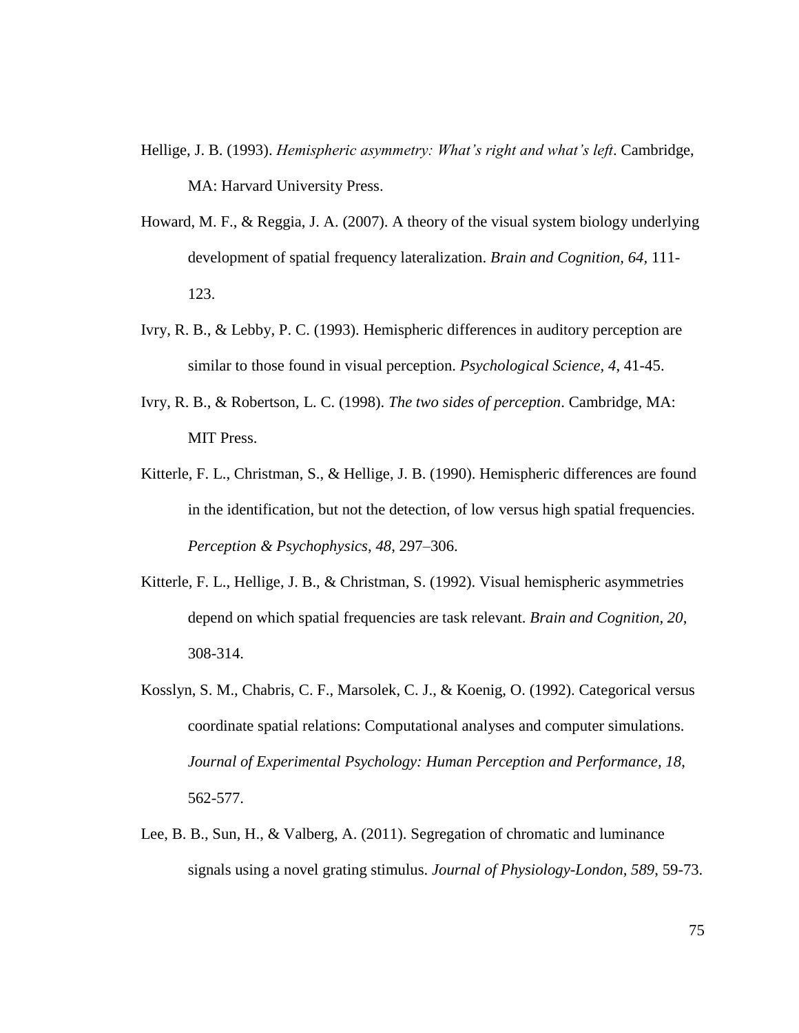Hellige, J. B. (1993). *Hemispheric asymmetry: What's right and what's left*. Cambridge, MA: Harvard University Press.

Howard, M. F., & Reggia, J. A. (2007). A theory of the visual system biology underlying development of spatial frequency lateralization. *Brain and Cognition, 64,* 111-123.

Ivry, R. B., & Lebby, P. C. (1993). Hemispheric differences in auditory perception are similar to those found in visual perception. *Psychological Science, 4*, 41-45.

Ivry, R. B., & Robertson, L. C. (1998). *The two sides of perception*. Cambridge, MA: MIT Press.

Kitterle, F. L., Christman, S., & Hellige, J. B. (1990). Hemispheric differences are found in the identification, but not the detection, of low versus high spatial frequencies. *Perception & Psychophysics*, *48*, 297–306.

Kitterle, F. L., Hellige, J. B., & Christman, S. (1992). Visual hemispheric asymmetries depend on which spatial frequencies are task relevant. *Brain and Cognition, 20*, 308-314.

Kosslyn, S. M., Chabris, C. F., Marsolek, C. J., & Koenig, O. (1992). Categorical versus coordinate spatial relations: Computational analyses and computer simulations. *Journal of Experimental Psychology: Human Perception and Performance, 18*, 562-577.

Lee, B. B., Sun, H., & Valberg, A. (2011). Segregation of chromatic and luminance signals using a novel grating stimulus. *Journal of Physiology-London, 589*, 59-73.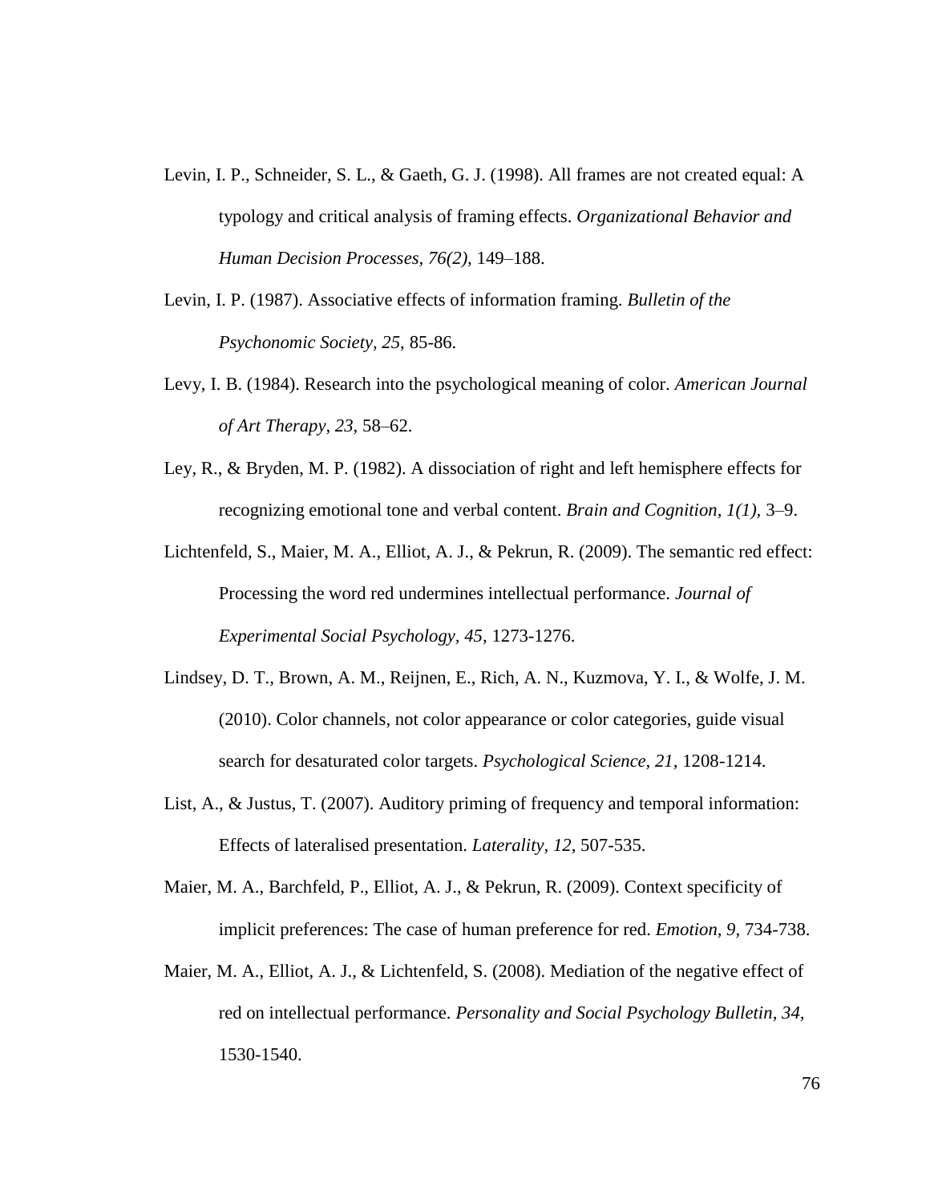Levin, I. P., Schneider, S. L., & Gaeth, G. J. (1998). All frames are not created equal: A typology and critical analysis of framing effects. *Organizational Behavior and Human Decision Processes, 76(2),* 149–188.

Levin, I. P. (1987). Associative effects of information framing. *Bulletin of the Psychonomic Society, 25*, 85-86.

Levy, I. B. (1984). Research into the psychological meaning of color. *American Journal of Art Therapy, 23,* 58–62.

Ley, R., & Bryden, M. P. (1982). A dissociation of right and left hemisphere effects for recognizing emotional tone and verbal content. *Brain and Cognition, 1(1),* 3–9.

Lichtenfeld, S., Maier, M. A., Elliot, A. J., & Pekrun, R. (2009). The semantic red effect: Processing the word red undermines intellectual performance. *Journal of Experimental Social Psychology, 45,* 1273-1276.

Lindsey, D. T., Brown, A. M., Reijnen, E., Rich, A. N., Kuzmova, Y. I., & Wolfe, J. M. (2010). Color channels, not color appearance or color categories, guide visual search for desaturated color targets. *Psychological Science, 21,* 1208-1214.

List, A., & Justus, T. (2007). Auditory priming of frequency and temporal information: Effects of lateralised presentation. *Laterality, 12*, 507-535.

Maier, M. A., Barchfeld, P., Elliot, A. J., & Pekrun, R. (2009). Context specificity of implicit preferences: The case of human preference for red. *Emotion, 9,* 734-738.

Maier, M. A., Elliot, A. J., & Lichtenfeld, S. (2008). Mediation of the negative effect of red on intellectual performance. *Personality and Social Psychology Bulletin, 34,* 1530-1540.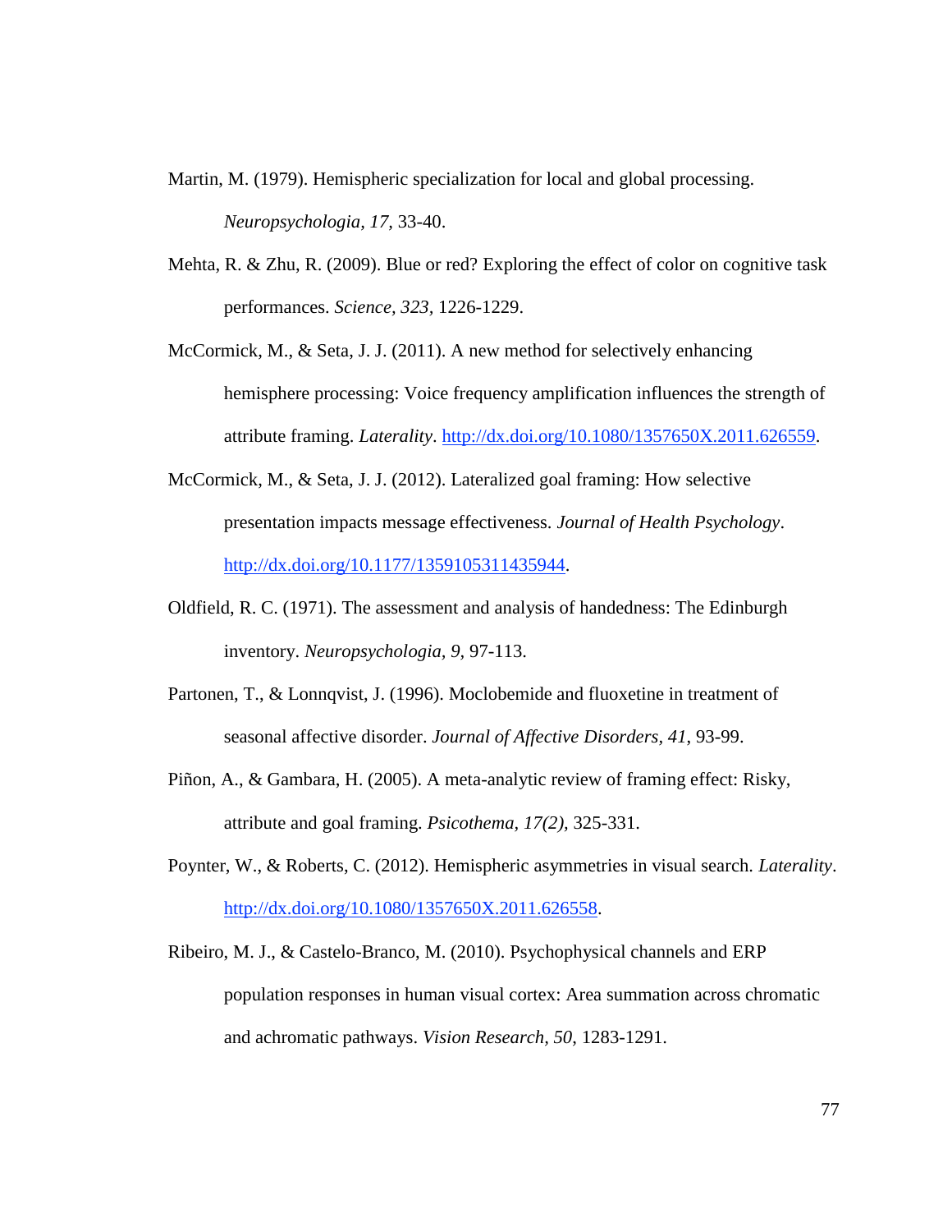Martin, M. (1979). Hemispheric specialization for local and global processing. *Neuropsychologia, 17,* 33-40.

Mehta, R. & Zhu, R. (2009). Blue or red? Exploring the effect of color on cognitive task performances. *Science, 323,* 1226-1229.

McCormick, M., & Seta, J. J. (2011). A new method for selectively enhancing hemisphere processing: Voice frequency amplification influences the strength of attribute framing. *Laterality*. http://dx.doi.org/10.1080/1357650X.2011.626559.

McCormick, M., & Seta, J. J. (2012). Lateralized goal framing: How selective presentation impacts message effectiveness. *Journal of Health Psychology*. http://dx.doi.org/10.1177/1359105311435944.

Oldfield, R. C. (1971). The assessment and analysis of handedness: The Edinburgh inventory. *Neuropsychologia*, *9*, 97-113.

Partonen, T., & Lonnqvist, J. (1996). Moclobemide and fluoxetine in treatment of seasonal affective disorder. *Journal of Affective Disorders, 41,* 93-99.

Piñon, A., & Gambara, H. (2005). A meta-analytic review of framing effect: Risky, attribute and goal framing. *Psicothema, 17(2),* 325-331.

Poynter, W., & Roberts, C. (2012). Hemispheric asymmetries in visual search. *Laterality*. http://dx.doi.org/10.1080/1357650X.2011.626558.

Ribeiro, M. J., & Castelo-Branco, M. (2010). Psychophysical channels and ERP population responses in human visual cortex: Area summation across chromatic and achromatic pathways. *Vision Research, 50,* 1283-1291.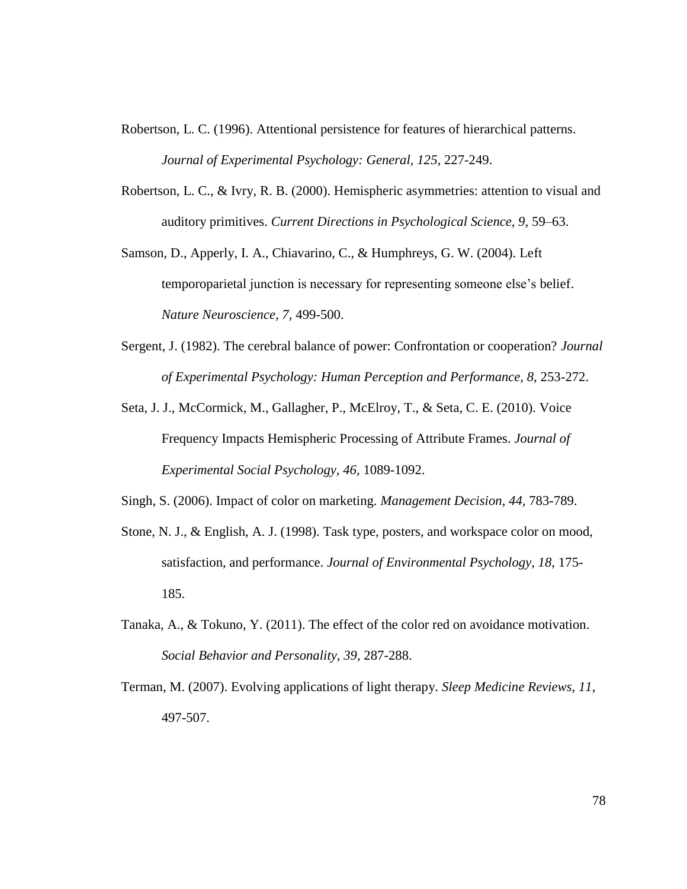Robertson, L. C. (1996). Attentional persistence for features of hierarchical patterns. *Journal of Experimental Psychology: General, 125*, 227-249.

Robertson, L. C., & Ivry, R. B. (2000). Hemispheric asymmetries: attention to visual and auditory primitives. *Current Directions in Psychological Science, 9,* 59–63.

Samson, D., Apperly, I. A., Chiavarino, C., & Humphreys, G. W. (2004). Left temporoparietal junction is necessary for representing someone else's belief. *Nature Neuroscience, 7*, 499-500.

Sergent, J. (1982). The cerebral balance of power: Confrontation or cooperation? *Journal of Experimental Psychology: Human Perception and Performance, 8*, 253-272.

Seta, J. J., McCormick, M., Gallagher, P., McElroy, T., & Seta, C. E. (2010). Voice Frequency Impacts Hemispheric Processing of Attribute Frames. *Journal of Experimental Social Psychology, 46,* 1089-1092.

Singh, S. (2006). Impact of color on marketing. *Management Decision, 44*, 783-789.

Stone, N. J., & English, A. J. (1998). Task type, posters, and workspace color on mood, satisfaction, and performance. *Journal of Environmental Psychology, 18,* 175-185.

Tanaka, A., & Tokuno, Y. (2011). The effect of the color red on avoidance motivation. *Social Behavior and Personality, 39*, 287-288.

Terman, M. (2007). Evolving applications of light therapy. *Sleep Medicine Reviews, 11*, 497-507.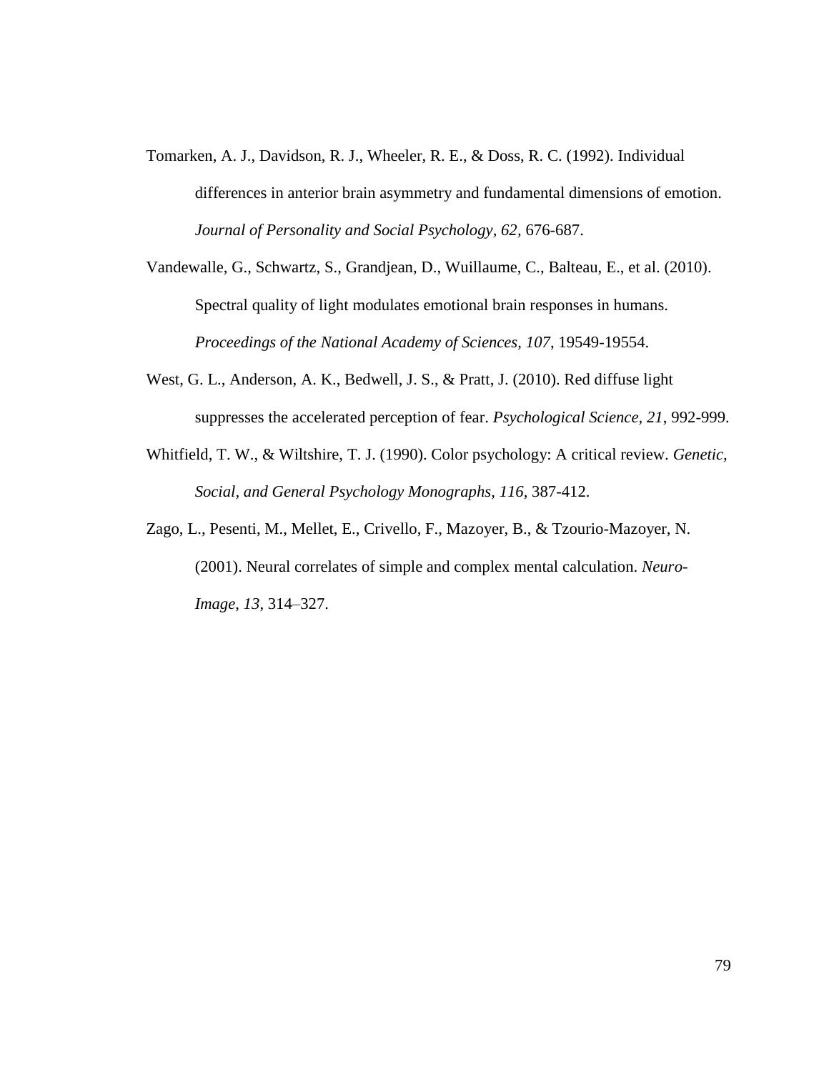Tomarken, A. J., Davidson, R. J., Wheeler, R. E., & Doss, R. C. (1992). Individual differences in anterior brain asymmetry and fundamental dimensions of emotion. *Journal of Personality and Social Psychology, 62*, 676-687.

Vandewalle, G., Schwartz, S., Grandjean, D., Wuillaume, C., Balteau, E., et al. (2010). Spectral quality of light modulates emotional brain responses in humans. *Proceedings of the National Academy of Sciences, 107*, 19549-19554.

West, G. L., Anderson, A. K., Bedwell, J. S., & Pratt, J. (2010). Red diffuse light suppresses the accelerated perception of fear. *Psychological Science, 21*, 992-999.

Whitfield, T. W., & Wiltshire, T. J. (1990). Color psychology: A critical review. *Genetic, Social, and General Psychology Monographs*, *116*, 387-412.

Zago, L., Pesenti, M., Mellet, E., Crivello, F., Mazoyer, B., & Tzourio-Mazoyer, N. (2001). Neural correlates of simple and complex mental calculation. *Neuro-Image*, *13*, 314–327.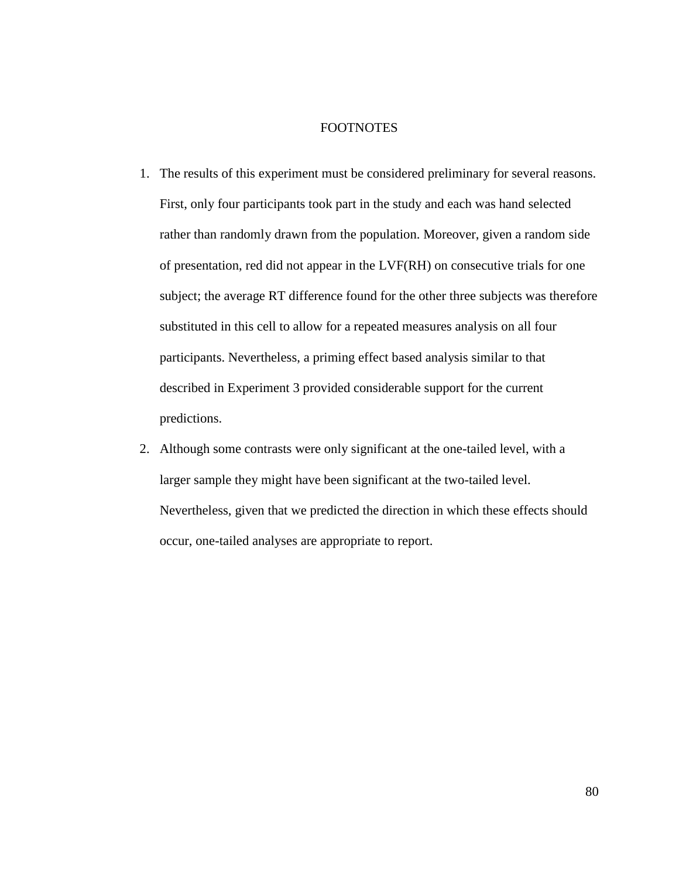# FOOTNOTES

1. The results of this experiment must be considered preliminary for several reasons. First, only four participants took part in the study and each was hand selected rather than randomly drawn from the population. Moreover, given a random side of presentation, red did not appear in the LVF(RH) on consecutive trials for one subject; the average RT difference found for the other three subjects was therefore substituted in this cell to allow for a repeated measures analysis on all four participants. Nevertheless, a priming effect based analysis similar to that described in Experiment 3 provided considerable support for the current predictions.
2. Although some contrasts were only significant at the one-tailed level, with a larger sample they might have been significant at the two-tailed level. Nevertheless, given that we predicted the direction in which these effects should occur, one-tailed analyses are appropriate to report.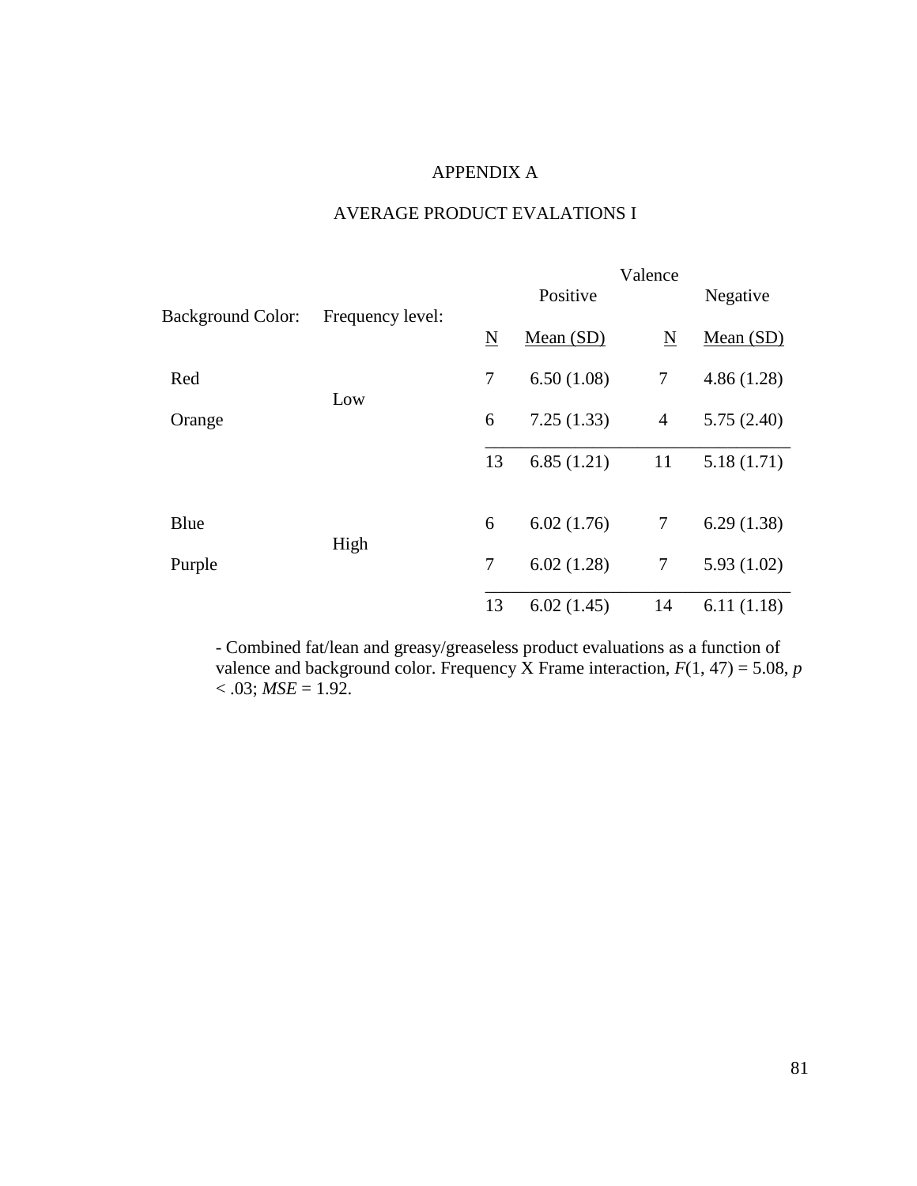# APPENDIX A

## AVERAGE PRODUCT EVALATIONS I

| Background Color: | Frequency level: | Valence | | | |
|---|---|---|---|---|---|
| | | Positive | | Negative | |
| | | N | Mean (SD) | N | Mean (SD) |
| Red | Low | 7 | 6.50 (1.08) | 7 | 4.86 (1.28) |
| Orange | | 6 | 7.25 (1.33) | 4 | 5.75 (2.40) |
| | | 13 | 6.85 (1.21) | 11 | 5.18 (1.71) |
| Blue | High | 6 | 6.02 (1.76) | 7 | 6.29 (1.38) |
| Purple | | 7 | 6.02 (1.28) | 7 | 5.93 (1.02) |
| | | 13 | 6.02 (1.45) | 14 | 6.11 (1.18) |

- Combined fat/lean and greasy/greaseless product evaluations as a function of valence and background color. Frequency X Frame interaction, $F(1, 47) = 5.08$, $p < .03$; $MSE = 1.92$.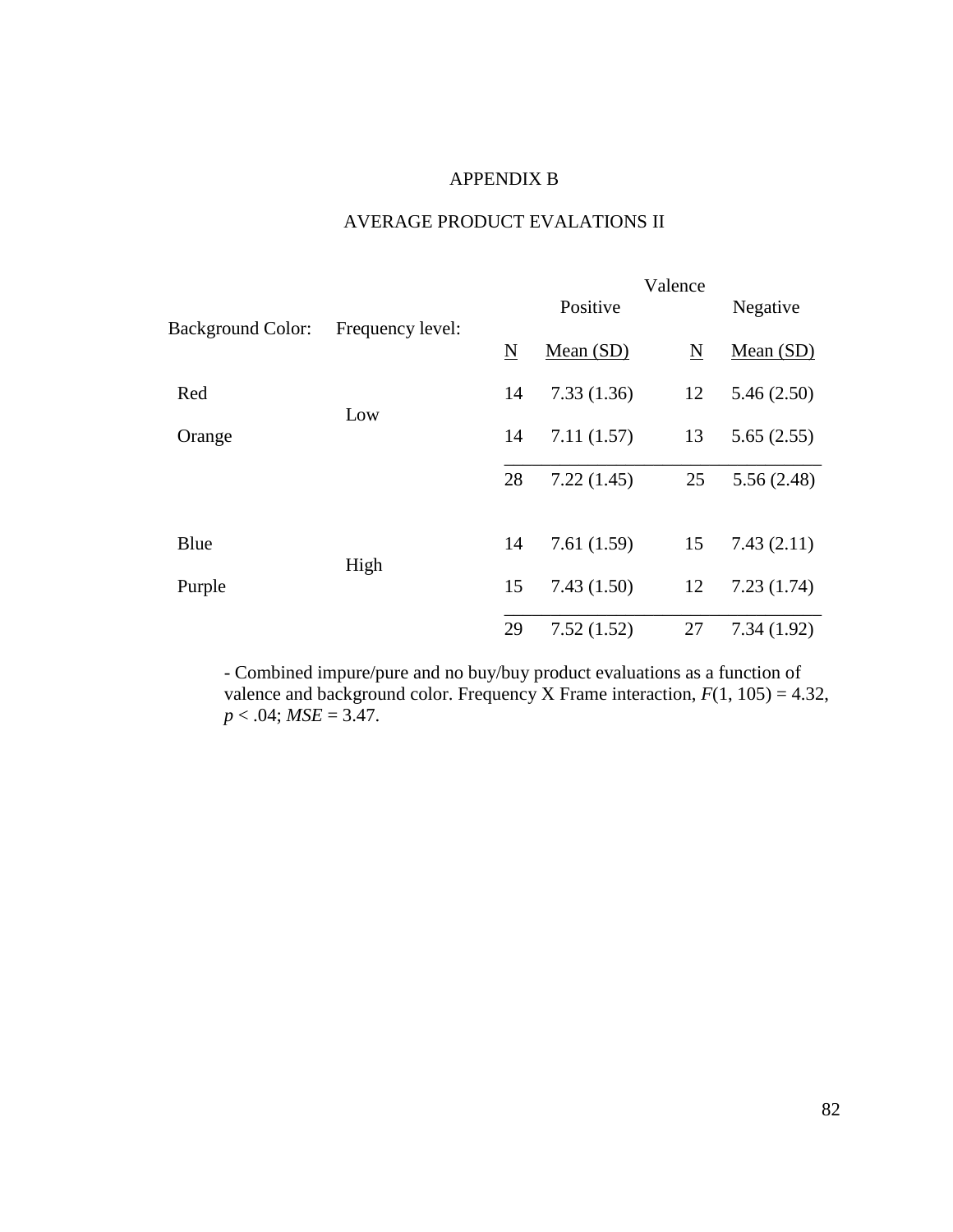# APPENDIX B

## AVERAGE PRODUCT EVALATIONS II

| Background Color: | Frequency level: | Valence | | | |
|---|---|---|---|---|---|
| | | Positive | | Negative | |
| | | N | Mean (SD) | N | Mean (SD) |
| Red | Low | 14 | 7.33 (1.36) | 12 | 5.46 (2.50) |
| Orange | | 14 | 7.11 (1.57) | 13 | 5.65 (2.55) |
| | | 28 | 7.22 (1.45) | 25 | 5.56 (2.48) |
| Blue | High | 14 | 7.61 (1.59) | 15 | 7.43 (2.11) |
| Purple | | 15 | 7.43 (1.50) | 12 | 7.23 (1.74) |
| | | 29 | 7.52 (1.52) | 27 | 7.34 (1.92) |

- Combined impure/pure and no buy/buy product evaluations as a function of valence and background color. Frequency X Frame interaction, $F(1, 105) = 4.32$, $p < .04$; $MSE = 3.47$.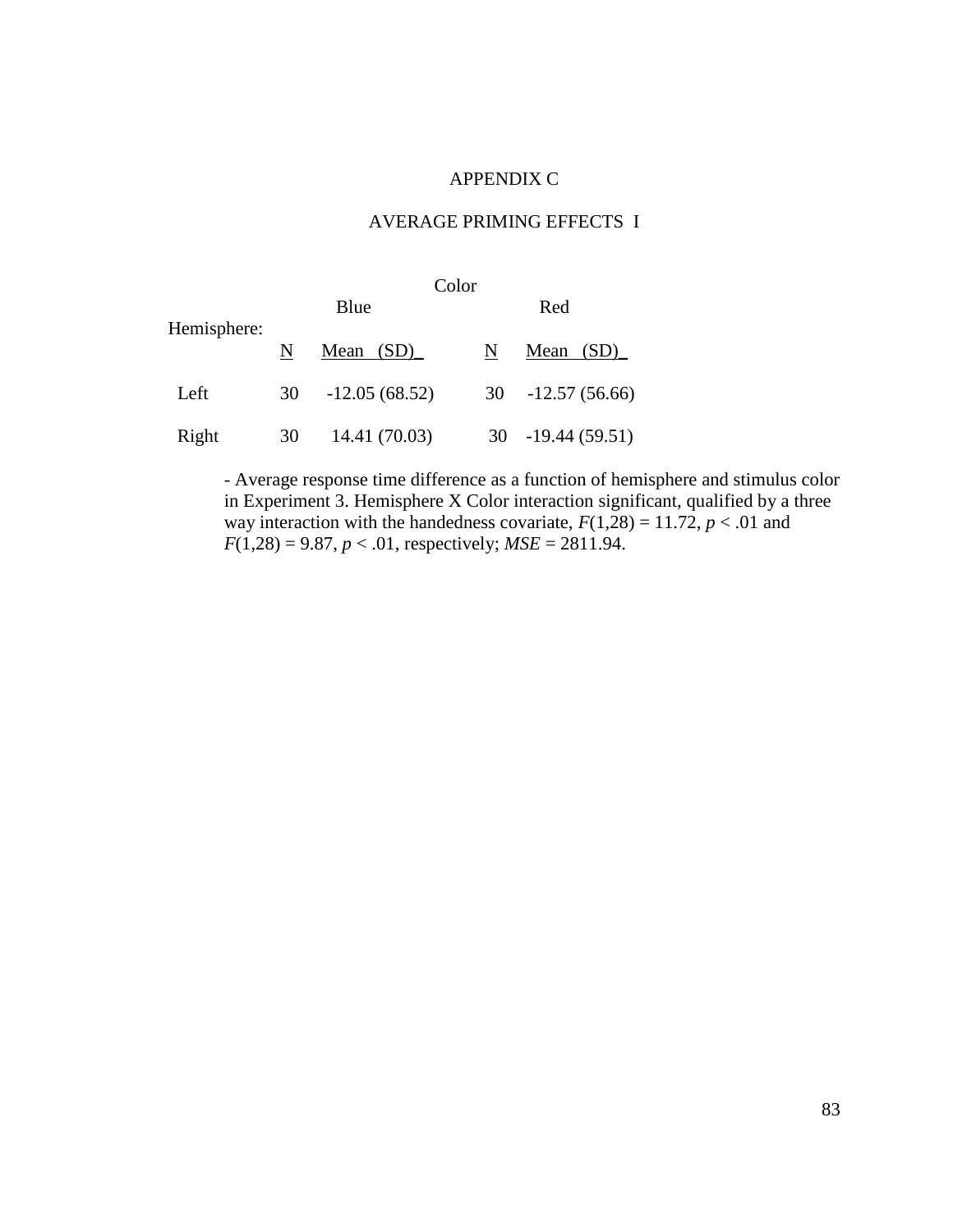# APPENDIX C

## AVERAGE PRIMING EFFECTS I

| | Color | | | |
|---|---|---|---|---|
| | Blue | | Red | |
| Hemisphere: | N | Mean (SD) | N | Mean (SD) |
| Left | 30 | -12.05 (68.52) | 30 | -12.57 (56.66) |
| Right | 30 | 14.41 (70.03) | 30 | -19.44 (59.51) |

- Average response time difference as a function of hemisphere and stimulus color in Experiment 3. Hemisphere X Color interaction significant, qualified by a three way interaction with the handedness covariate, $F(1,28) = 11.72$, $p < .01$ and $F(1,28) = 9.87$, $p < .01$, respectively; $MSE = 2811.94$.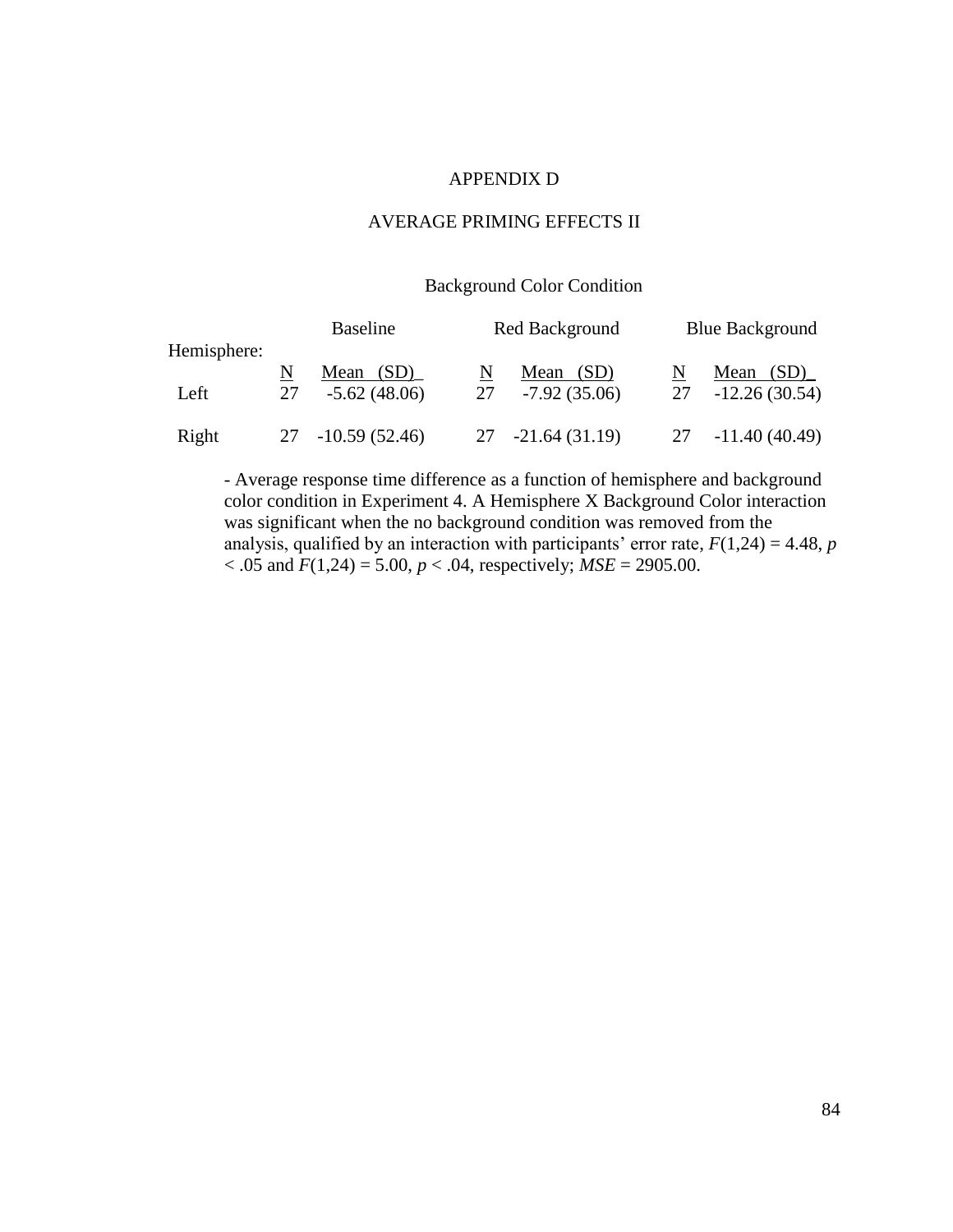# APPENDIX D

## AVERAGE PRIMING EFFECTS II

Background Color Condition

| Hemisphere: | Baseline | | Red Background | | Blue Background | |
|---|---|---|---|---|---|---|
| | N | Mean (SD) | N | Mean (SD) | N | Mean (SD) |
| Left | 27 | -5.62 (48.06) | 27 | -7.92 (35.06) | 27 | -12.26 (30.54) |
| Right | 27 | -10.59 (52.46) | 27 | -21.64 (31.19) | 27 | -11.40 (40.49) |

- Average response time difference as a function of hemisphere and background color condition in Experiment 4. A Hemisphere X Background Color interaction was significant when the no background condition was removed from the analysis, qualified by an interaction with participants' error rate, $F(1,24) = 4.48$, $p < .05$ and $F(1,24) = 5.00$, $p < .04$, respectively; $MSE = 2905.00$.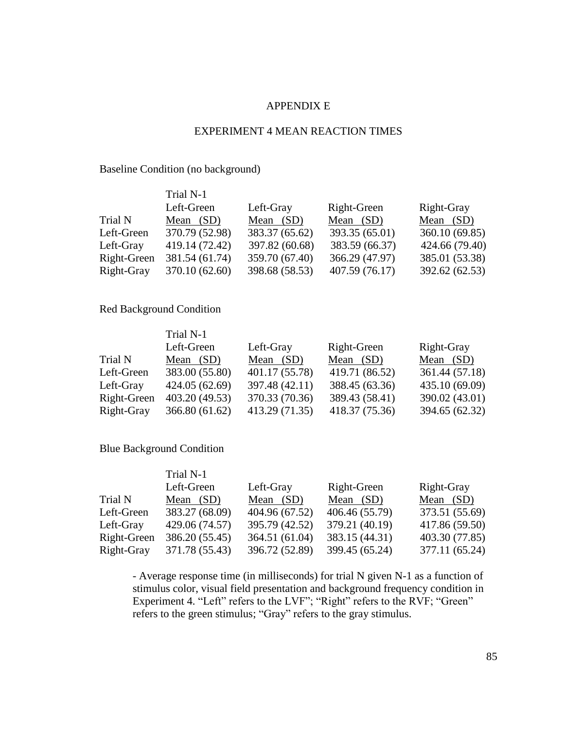# APPENDIX E

## EXPERIMENT 4 MEAN REACTION TIMES

Baseline Condition (no background)

| | Trial N-1 | | | |
|---|---|---|---|---|
| | Left-Green | Left-Gray | Right-Green | Right-Gray |
| Trial N | Mean (SD) | Mean (SD) | Mean (SD) | Mean (SD) |
| Left-Green | 370.79 (52.98) | 383.37 (65.62) | 393.35 (65.01) | 360.10 (69.85) |
| Left-Gray | 419.14 (72.42) | 397.82 (60.68) | 383.59 (66.37) | 424.66 (79.40) |
| Right-Green | 381.54 (61.74) | 359.70 (67.40) | 366.29 (47.97) | 385.01 (53.38) |
| Right-Gray | 370.10 (62.60) | 398.68 (58.53) | 407.59 (76.17) | 392.62 (62.53) |

Red Background Condition

| | Trial N-1 | | | |
|---|---|---|---|---|
| | Left-Green | Left-Gray | Right-Green | Right-Gray |
| Trial N | Mean (SD) | Mean (SD) | Mean (SD) | Mean (SD) |
| Left-Green | 383.00 (55.80) | 401.17 (55.78) | 419.71 (86.52) | 361.44 (57.18) |
| Left-Gray | 424.05 (62.69) | 397.48 (42.11) | 388.45 (63.36) | 435.10 (69.09) |
| Right-Green | 403.20 (49.53) | 370.33 (70.36) | 389.43 (58.41) | 390.02 (43.01) |
| Right-Gray | 366.80 (61.62) | 413.29 (71.35) | 418.37 (75.36) | 394.65 (62.32) |

Blue Background Condition

| | Trial N-1 | | | |
|---|---|---|---|---|
| | Left-Green | Left-Gray | Right-Green | Right-Gray |
| Trial N | Mean (SD) | Mean (SD) | Mean (SD) | Mean (SD) |
| Left-Green | 383.27 (68.09) | 404.96 (67.52) | 406.46 (55.79) | 373.51 (55.69) |
| Left-Gray | 429.06 (74.57) | 395.79 (42.52) | 379.21 (40.19) | 417.86 (59.50) |
| Right-Green | 386.20 (55.45) | 364.51 (61.04) | 383.15 (44.31) | 403.30 (77.85) |
| Right-Gray | 371.78 (55.43) | 396.72 (52.89) | 399.45 (65.24) | 377.11 (65.24) |

- Average response time (in milliseconds) for trial N given N-1 as a function of stimulus color, visual field presentation and background frequency condition in Experiment 4. "Left" refers to the LVF"; "Right" refers to the RVF; "Green" refers to the green stimulus; "Gray" refers to the gray stimulus.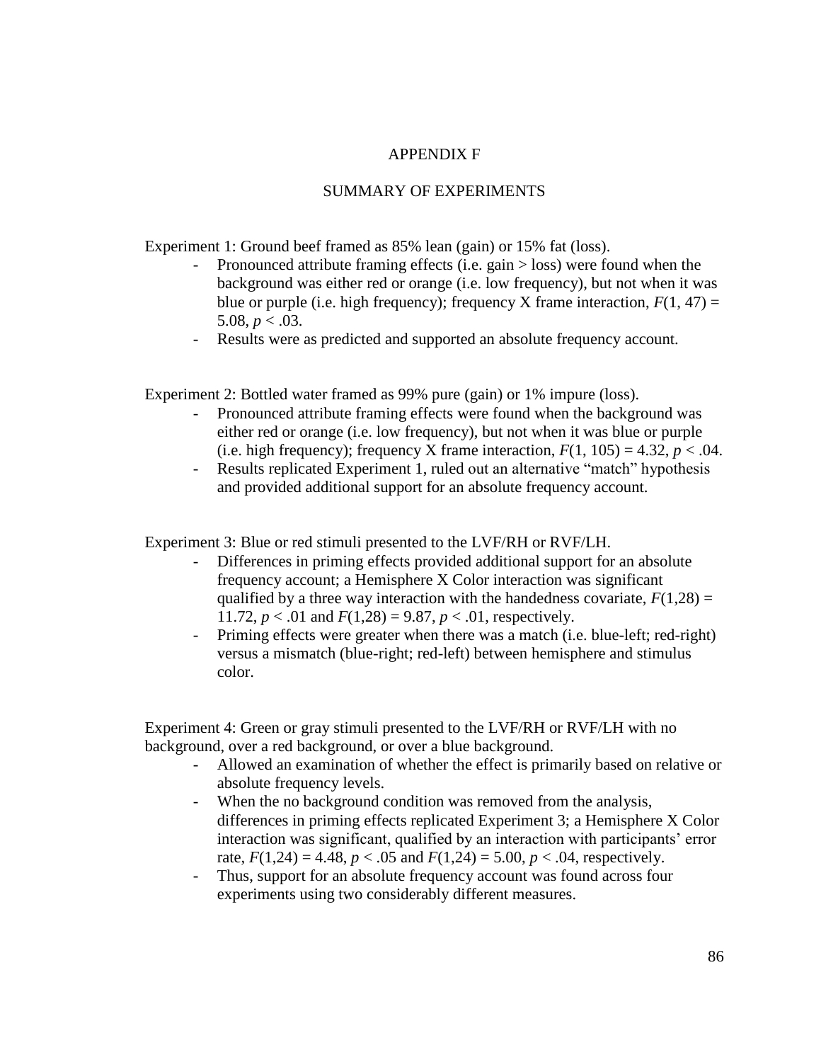# APPENDIX F

## SUMMARY OF EXPERIMENTS

Experiment 1: Ground beef framed as 85% lean (gain) or 15% fat (loss).

- Pronounced attribute framing effects (i.e. gain > loss) were found when the background was either red or orange (i.e. low frequency), but not when it was blue or purple (i.e. high frequency); frequency X frame interaction, $F(1, 47) = 5.08$, $p < .03$.
- Results were as predicted and supported an absolute frequency account.

Experiment 2: Bottled water framed as 99% pure (gain) or 1% impure (loss).

- Pronounced attribute framing effects were found when the background was either red or orange (i.e. low frequency), but not when it was blue or purple (i.e. high frequency); frequency X frame interaction, $F(1, 105) = 4.32$, $p < .04$.
- Results replicated Experiment 1, ruled out an alternative "match" hypothesis and provided additional support for an absolute frequency account.

Experiment 3: Blue or red stimuli presented to the LVF/RH or RVF/LH.

- Differences in priming effects provided additional support for an absolute frequency account; a Hemisphere X Color interaction was significant qualified by a three way interaction with the handedness covariate, $F(1,28) = 11.72$, $p < .01$ and $F(1,28) = 9.87$, $p < .01$, respectively.
- Priming effects were greater when there was a match (i.e. blue-left; red-right) versus a mismatch (blue-right; red-left) between hemisphere and stimulus color.

Experiment 4: Green or gray stimuli presented to the LVF/RH or RVF/LH with no background, over a red background, or over a blue background.

- Allowed an examination of whether the effect is primarily based on relative or absolute frequency levels.
- When the no background condition was removed from the analysis, differences in priming effects replicated Experiment 3; a Hemisphere X Color interaction was significant, qualified by an interaction with participants' error rate, $F(1,24) = 4.48$, $p < .05$ and $F(1,24) = 5.00$, $p < .04$, respectively.
- Thus, support for an absolute frequency account was found across four experiments using two considerably different measures.